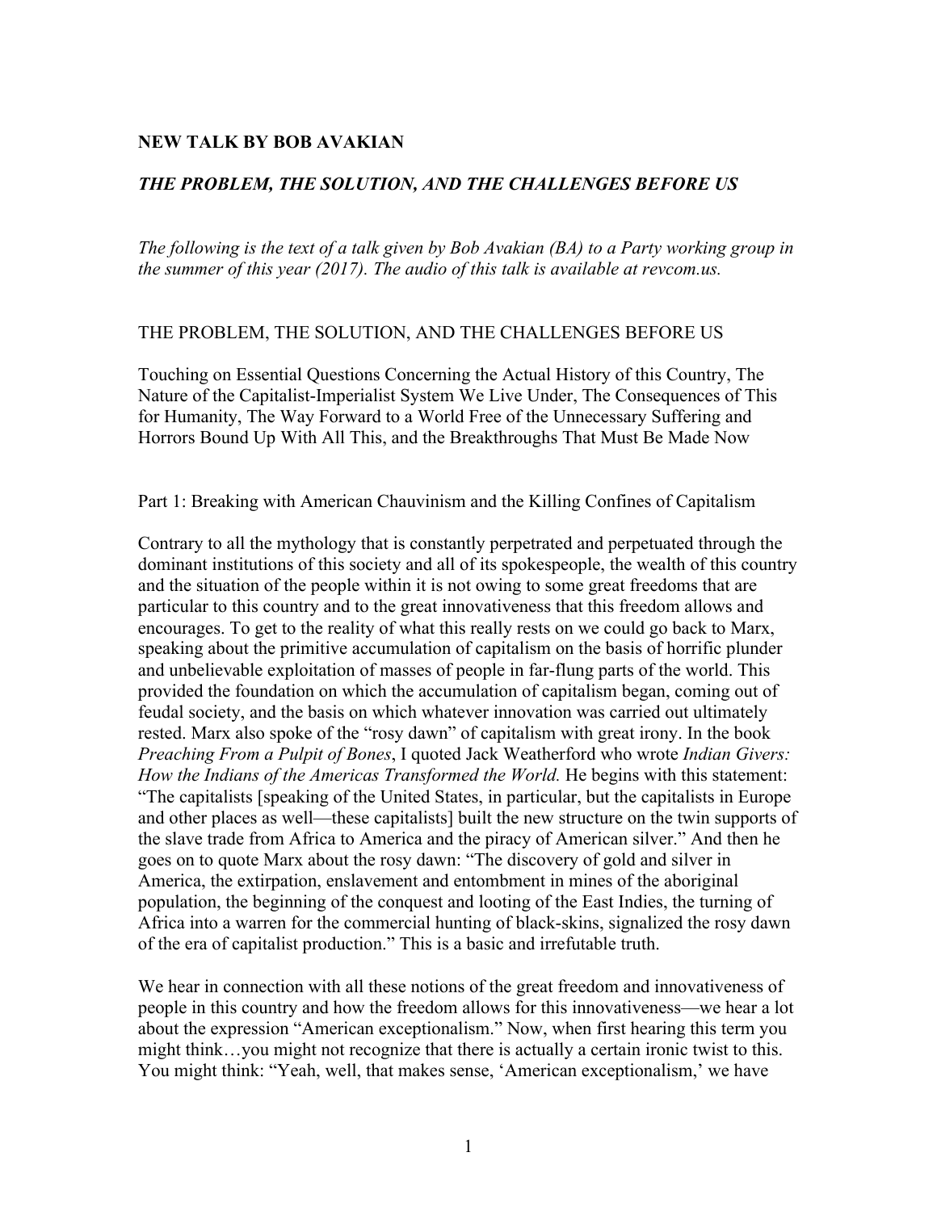**NEW TALK BY BOB AVAKIAN**

***THE PROBLEM, THE SOLUTION, AND THE CHALLENGES BEFORE US***

*The following is the text of a talk given by Bob Avakian (BA) to a Party working group in the summer of this year (2017). The audio of this talk is available at revcom.us.*

# THE PROBLEM, THE SOLUTION, AND THE CHALLENGES BEFORE US

Touching on Essential Questions Concerning the Actual History of this Country, The Nature of the Capitalist-Imperialist System We Live Under, The Consequences of This for Humanity, The Way Forward to a World Free of the Unnecessary Suffering and Horrors Bound Up With All This, and the Breakthroughs That Must Be Made Now

## Part 1: Breaking with American Chauvinism and the Killing Confines of Capitalism

Contrary to all the mythology that is constantly perpetrated and perpetuated through the dominant institutions of this society and all of its spokespeople, the wealth of this country and the situation of the people within it is not owing to some great freedoms that are particular to this country and to the great innovativeness that this freedom allows and encourages. To get to the reality of what this really rests on we could go back to Marx, speaking about the primitive accumulation of capitalism on the basis of horrific plunder and unbelievable exploitation of masses of people in far-flung parts of the world. This provided the foundation on which the accumulation of capitalism began, coming out of feudal society, and the basis on which whatever innovation was carried out ultimately rested. Marx also spoke of the "rosy dawn" of capitalism with great irony. In the book *Preaching From a Pulpit of Bones*, I quoted Jack Weatherford who wrote *Indian Givers: How the Indians of the Americas Transformed the World.* He begins with this statement: "The capitalists [speaking of the United States, in particular, but the capitalists in Europe and other places as well—these capitalists] built the new structure on the twin supports of the slave trade from Africa to America and the piracy of American silver." And then he goes on to quote Marx about the rosy dawn: "The discovery of gold and silver in America, the extirpation, enslavement and entombment in mines of the aboriginal population, the beginning of the conquest and looting of the East Indies, the turning of Africa into a warren for the commercial hunting of black-skins, signalized the rosy dawn of the era of capitalist production." This is a basic and irrefutable truth.

We hear in connection with all these notions of the great freedom and innovativeness of people in this country and how the freedom allows for this innovativeness—we hear a lot about the expression "American exceptionalism." Now, when first hearing this term you might think…you might not recognize that there is actually a certain ironic twist to this. You might think: "Yeah, well, that makes sense, 'American exceptionalism,' we have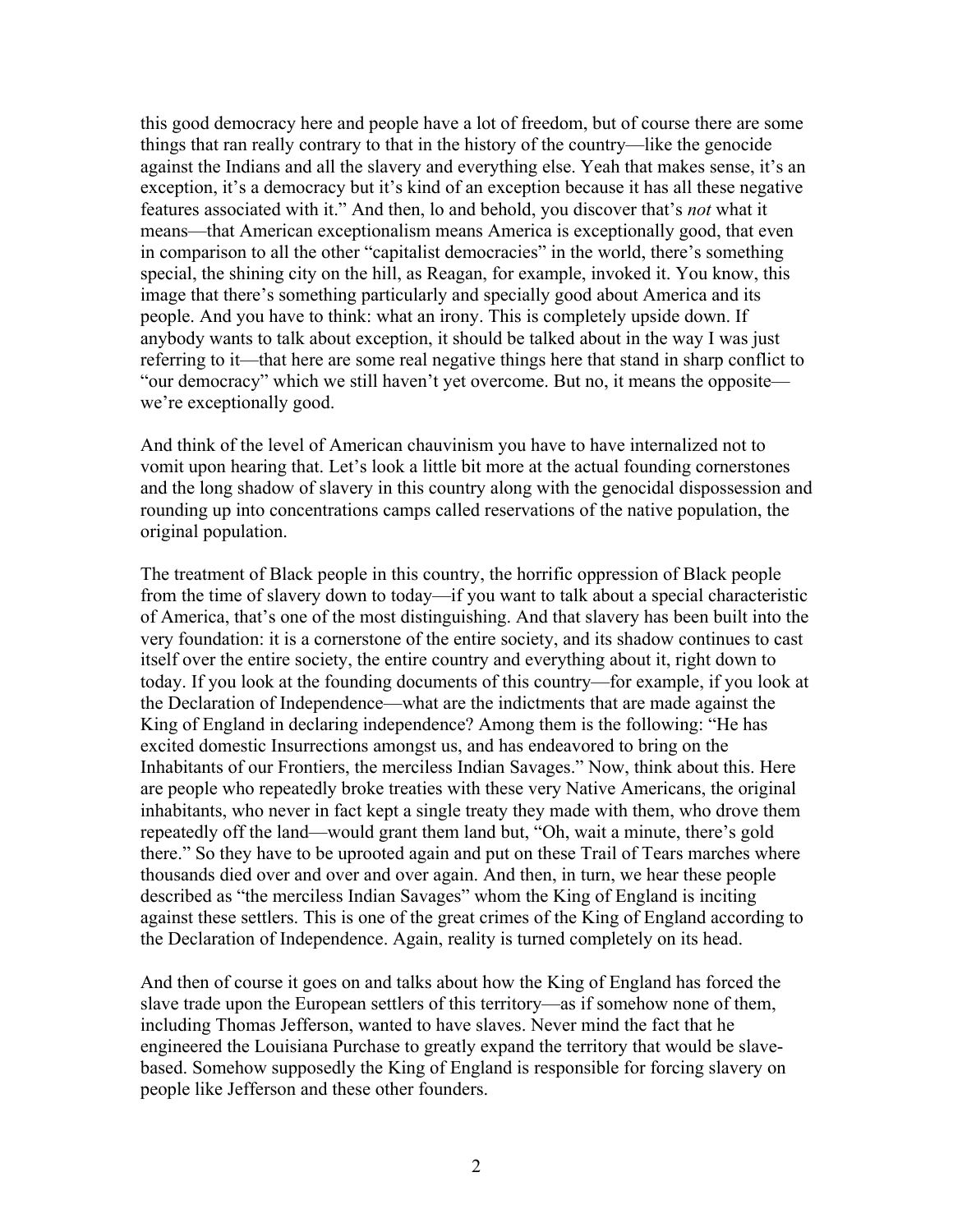this good democracy here and people have a lot of freedom, but of course there are some things that ran really contrary to that in the history of the country—like the genocide against the Indians and all the slavery and everything else. Yeah that makes sense, it's an exception, it's a democracy but it's kind of an exception because it has all these negative features associated with it." And then, lo and behold, you discover that's *not* what it means—that American exceptionalism means America is exceptionally good, that even in comparison to all the other "capitalist democracies" in the world, there's something special, the shining city on the hill, as Reagan, for example, invoked it. You know, this image that there's something particularly and specially good about America and its people. And you have to think: what an irony. This is completely upside down. If anybody wants to talk about exception, it should be talked about in the way I was just referring to it—that here are some real negative things here that stand in sharp conflict to "our democracy" which we still haven't yet overcome. But no, it means the opposite—we're exceptionally good.

And think of the level of American chauvinism you have to have internalized not to vomit upon hearing that. Let's look a little bit more at the actual founding cornerstones and the long shadow of slavery in this country along with the genocidal dispossession and rounding up into concentrations camps called reservations of the native population, the original population.

The treatment of Black people in this country, the horrific oppression of Black people from the time of slavery down to today—if you want to talk about a special characteristic of America, that's one of the most distinguishing. And that slavery has been built into the very foundation: it is a cornerstone of the entire society, and its shadow continues to cast itself over the entire society, the entire country and everything about it, right down to today. If you look at the founding documents of this country—for example, if you look at the Declaration of Independence—what are the indictments that are made against the King of England in declaring independence? Among them is the following: "He has excited domestic Insurrections amongst us, and has endeavored to bring on the Inhabitants of our Frontiers, the merciless Indian Savages." Now, think about this. Here are people who repeatedly broke treaties with these very Native Americans, the original inhabitants, who never in fact kept a single treaty they made with them, who drove them repeatedly off the land—would grant them land but, "Oh, wait a minute, there's gold there." So they have to be uprooted again and put on these Trail of Tears marches where thousands died over and over and over again. And then, in turn, we hear these people described as "the merciless Indian Savages" whom the King of England is inciting against these settlers. This is one of the great crimes of the King of England according to the Declaration of Independence. Again, reality is turned completely on its head.

And then of course it goes on and talks about how the King of England has forced the slave trade upon the European settlers of this territory—as if somehow none of them, including Thomas Jefferson, wanted to have slaves. Never mind the fact that he engineered the Louisiana Purchase to greatly expand the territory that would be slave-based. Somehow supposedly the King of England is responsible for forcing slavery on people like Jefferson and these other founders.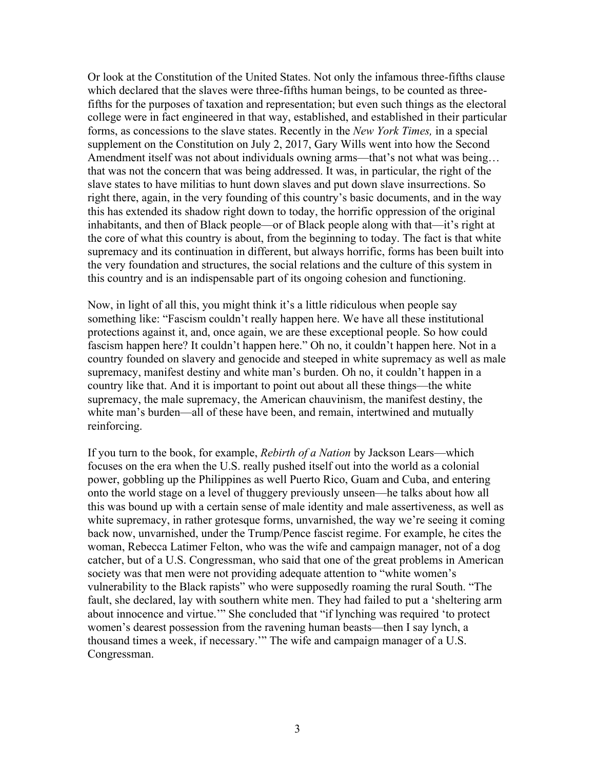Or look at the Constitution of the United States. Not only the infamous three-fifths clause which declared that the slaves were three-fifths human beings, to be counted as three-fifths for the purposes of taxation and representation; but even such things as the electoral college were in fact engineered in that way, established, and established in their particular forms, as concessions to the slave states. Recently in the *New York Times,* in a special supplement on the Constitution on July 2, 2017, Gary Wills went into how the Second Amendment itself was not about individuals owning arms—that's not what was being… that was not the concern that was being addressed. It was, in particular, the right of the slave states to have militias to hunt down slaves and put down slave insurrections. So right there, again, in the very founding of this country's basic documents, and in the way this has extended its shadow right down to today, the horrific oppression of the original inhabitants, and then of Black people—or of Black people along with that—it's right at the core of what this country is about, from the beginning to today. The fact is that white supremacy and its continuation in different, but always horrific, forms has been built into the very foundation and structures, the social relations and the culture of this system in this country and is an indispensable part of its ongoing cohesion and functioning.

Now, in light of all this, you might think it's a little ridiculous when people say something like: "Fascism couldn't really happen here. We have all these institutional protections against it, and, once again, we are these exceptional people. So how could fascism happen here? It couldn't happen here." Oh no, it couldn't happen here. Not in a country founded on slavery and genocide and steeped in white supremacy as well as male supremacy, manifest destiny and white man's burden. Oh no, it couldn't happen in a country like that. And it is important to point out about all these things—the white supremacy, the male supremacy, the American chauvinism, the manifest destiny, the white man's burden—all of these have been, and remain, intertwined and mutually reinforcing.

If you turn to the book, for example, *Rebirth of a Nation* by Jackson Lears—which focuses on the era when the U.S. really pushed itself out into the world as a colonial power, gobbling up the Philippines as well Puerto Rico, Guam and Cuba, and entering onto the world stage on a level of thuggery previously unseen—he talks about how all this was bound up with a certain sense of male identity and male assertiveness, as well as white supremacy, in rather grotesque forms, unvarnished, the way we're seeing it coming back now, unvarnished, under the Trump/Pence fascist regime. For example, he cites the woman, Rebecca Latimer Felton, who was the wife and campaign manager, not of a dog catcher, but of a U.S. Congressman, who said that one of the great problems in American society was that men were not providing adequate attention to "white women's vulnerability to the Black rapists" who were supposedly roaming the rural South. "The fault, she declared, lay with southern white men. They had failed to put a 'sheltering arm about innocence and virtue.'" She concluded that "if lynching was required 'to protect women's dearest possession from the ravening human beasts—then I say lynch, a thousand times a week, if necessary.'" The wife and campaign manager of a U.S. Congressman.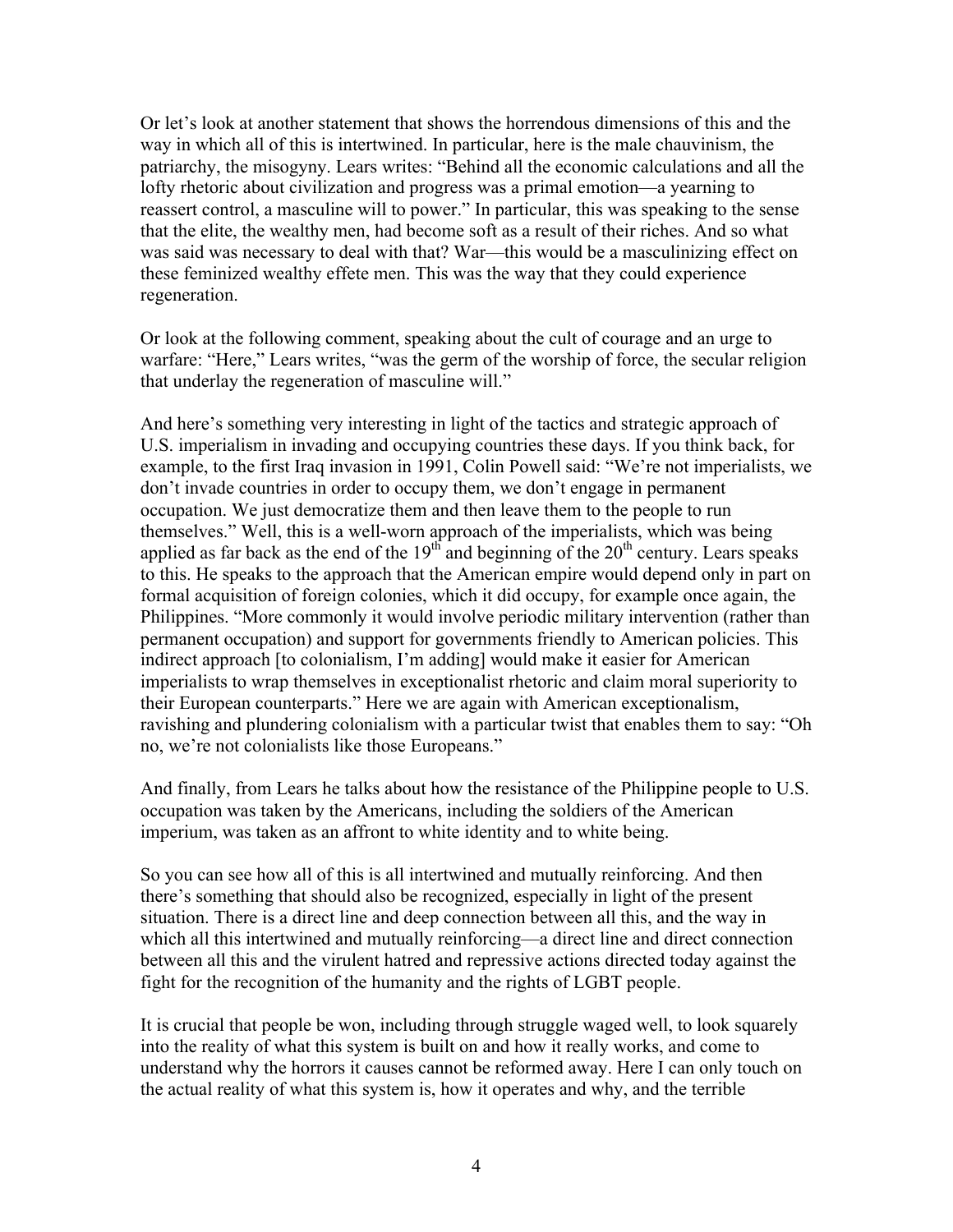Or let's look at another statement that shows the horrendous dimensions of this and the way in which all of this is intertwined. In particular, here is the male chauvinism, the patriarchy, the misogyny. Lears writes: "Behind all the economic calculations and all the lofty rhetoric about civilization and progress was a primal emotion—a yearning to reassert control, a masculine will to power." In particular, this was speaking to the sense that the elite, the wealthy men, had become soft as a result of their riches. And so what was said was necessary to deal with that? War—this would be a masculinizing effect on these feminized wealthy effete men. This was the way that they could experience regeneration.

Or look at the following comment, speaking about the cult of courage and an urge to warfare: "Here," Lears writes, "was the germ of the worship of force, the secular religion that underlay the regeneration of masculine will."

And here's something very interesting in light of the tactics and strategic approach of U.S. imperialism in invading and occupying countries these days. If you think back, for example, to the first Iraq invasion in 1991, Colin Powell said: "We're not imperialists, we don't invade countries in order to occupy them, we don't engage in permanent occupation. We just democratize them and then leave them to the people to run themselves." Well, this is a well-worn approach of the imperialists, which was being applied as far back as the end of the 19th and beginning of the 20th century. Lears speaks to this. He speaks to the approach that the American empire would depend only in part on formal acquisition of foreign colonies, which it did occupy, for example once again, the Philippines. "More commonly it would involve periodic military intervention (rather than permanent occupation) and support for governments friendly to American policies. This indirect approach [to colonialism, I'm adding] would make it easier for American imperialists to wrap themselves in exceptionalist rhetoric and claim moral superiority to their European counterparts." Here we are again with American exceptionalism, ravishing and plundering colonialism with a particular twist that enables them to say: "Oh no, we're not colonialists like those Europeans."

And finally, from Lears he talks about how the resistance of the Philippine people to U.S. occupation was taken by the Americans, including the soldiers of the American imperium, was taken as an affront to white identity and to white being.

So you can see how all of this is all intertwined and mutually reinforcing. And then there's something that should also be recognized, especially in light of the present situation. There is a direct line and deep connection between all this, and the way in which all this intertwined and mutually reinforcing—a direct line and direct connection between all this and the virulent hatred and repressive actions directed today against the fight for the recognition of the humanity and the rights of LGBT people.

It is crucial that people be won, including through struggle waged well, to look squarely into the reality of what this system is built on and how it really works, and come to understand why the horrors it causes cannot be reformed away. Here I can only touch on the actual reality of what this system is, how it operates and why, and the terrible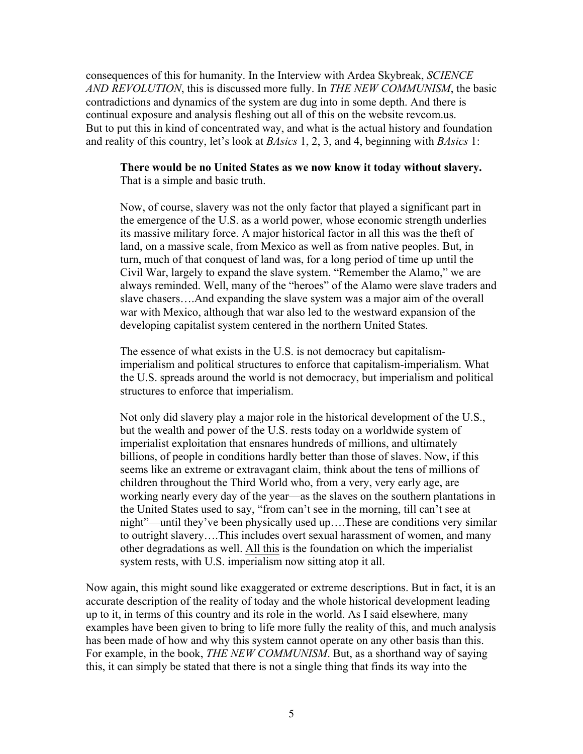consequences of this for humanity. In the Interview with Ardea Skybreak, *SCIENCE AND REVOLUTION*, this is discussed more fully. In *THE NEW COMMUNISM*, the basic contradictions and dynamics of the system are dug into in some depth. And there is continual exposure and analysis fleshing out all of this on the website revcom.us. But to put this in kind of concentrated way, and what is the actual history and foundation and reality of this country, let's look at *BAsics* 1, 2, 3, and 4, beginning with *BAsics* 1:

> **There would be no United States as we now know it today without slavery.** That is a simple and basic truth.
>
> Now, of course, slavery was not the only factor that played a significant part in the emergence of the U.S. as a world power, whose economic strength underlies its massive military force. A major historical factor in all this was the theft of land, on a massive scale, from Mexico as well as from native peoples. But, in turn, much of that conquest of land was, for a long period of time up until the Civil War, largely to expand the slave system. "Remember the Alamo," we are always reminded. Well, many of the "heroes" of the Alamo were slave traders and slave chasers….And expanding the slave system was a major aim of the overall war with Mexico, although that war also led to the westward expansion of the developing capitalist system centered in the northern United States.
>
> The essence of what exists in the U.S. is not democracy but capitalism-imperialism and political structures to enforce that capitalism-imperialism. What the U.S. spreads around the world is not democracy, but imperialism and political structures to enforce that imperialism.
>
> Not only did slavery play a major role in the historical development of the U.S., but the wealth and power of the U.S. rests today on a worldwide system of imperialist exploitation that ensnares hundreds of millions, and ultimately billions, of people in conditions hardly better than those of slaves. Now, if this seems like an extreme or extravagant claim, think about the tens of millions of children throughout the Third World who, from a very, very early age, are working nearly every day of the year—as the slaves on the southern plantations in the United States used to say, "from can't see in the morning, till can't see at night"—until they've been physically used up….These are conditions very similar to outright slavery….This includes overt sexual harassment of women, and many other degradations as well. <u>All this</u> is the foundation on which the imperialist system rests, with U.S. imperialism now sitting atop it all.

Now again, this might sound like exaggerated or extreme descriptions. But in fact, it is an accurate description of the reality of today and the whole historical development leading up to it, in terms of this country and its role in the world. As I said elsewhere, many examples have been given to bring to life more fully the reality of this, and much analysis has been made of how and why this system cannot operate on any other basis than this. For example, in the book, *THE NEW COMMUNISM*. But, as a shorthand way of saying this, it can simply be stated that there is not a single thing that finds its way into the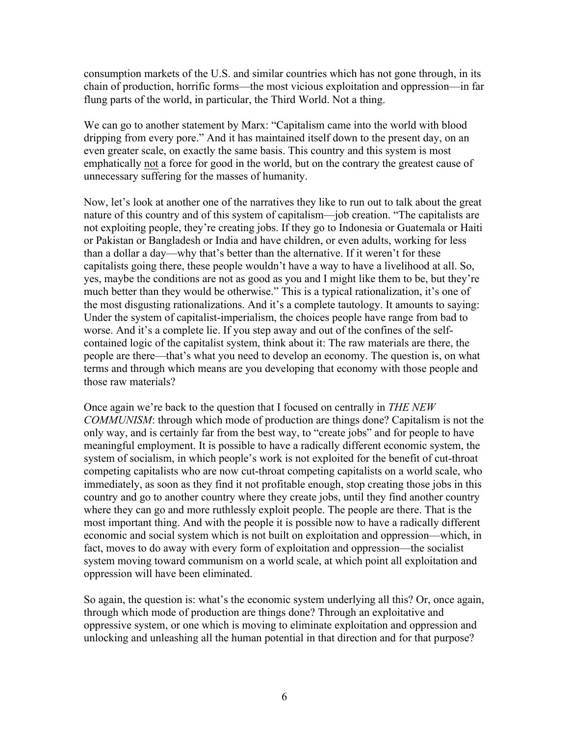consumption markets of the U.S. and similar countries which has not gone through, in its chain of production, horrific forms—the most vicious exploitation and oppression—in far flung parts of the world, in particular, the Third World. Not a thing.

We can go to another statement by Marx: "Capitalism came into the world with blood dripping from every pore." And it has maintained itself down to the present day, on an even greater scale, on exactly the same basis. This country and this system is most emphatically <u>not</u> a force for good in the world, but on the contrary the greatest cause of unnecessary suffering for the masses of humanity.

Now, let's look at another one of the narratives they like to run out to talk about the great nature of this country and of this system of capitalism—job creation. "The capitalists are not exploiting people, they're creating jobs. If they go to Indonesia or Guatemala or Haiti or Pakistan or Bangladesh or India and have children, or even adults, working for less than a dollar a day—why that's better than the alternative. If it weren't for these capitalists going there, these people wouldn't have a way to have a livelihood at all. So, yes, maybe the conditions are not as good as you and I might like them to be, but they're much better than they would be otherwise." This is a typical rationalization, it's one of the most disgusting rationalizations. And it's a complete tautology. It amounts to saying: Under the system of capitalist-imperialism, the choices people have range from bad to worse. And it's a complete lie. If you step away and out of the confines of the self-contained logic of the capitalist system, think about it: The raw materials are there, the people are there—that's what you need to develop an economy. The question is, on what terms and through which means are you developing that economy with those people and those raw materials?

Once again we're back to the question that I focused on centrally in *THE NEW COMMUNISM*: through which mode of production are things done? Capitalism is not the only way, and is certainly far from the best way, to "create jobs" and for people to have meaningful employment. It is possible to have a radically different economic system, the system of socialism, in which people's work is not exploited for the benefit of cut-throat competing capitalists who are now cut-throat competing capitalists on a world scale, who immediately, as soon as they find it not profitable enough, stop creating those jobs in this country and go to another country where they create jobs, until they find another country where they can go and more ruthlessly exploit people. The people are there. That is the most important thing. And with the people it is possible now to have a radically different economic and social system which is not built on exploitation and oppression—which, in fact, moves to do away with every form of exploitation and oppression—the socialist system moving toward communism on a world scale, at which point all exploitation and oppression will have been eliminated.

So again, the question is: what's the economic system underlying all this? Or, once again, through which mode of production are things done? Through an exploitative and oppressive system, or one which is moving to eliminate exploitation and oppression and unlocking and unleashing all the human potential in that direction and for that purpose?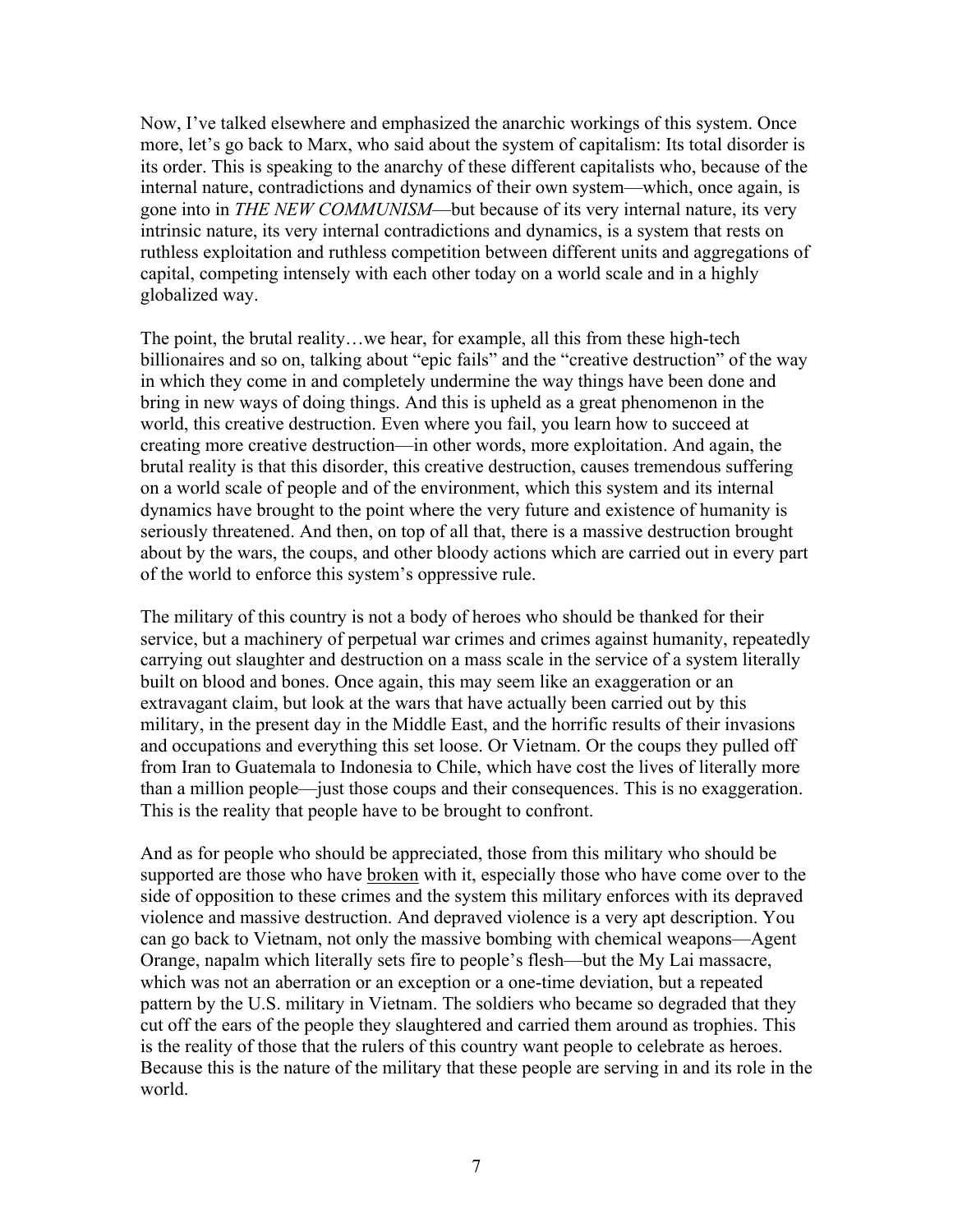Now, I've talked elsewhere and emphasized the anarchic workings of this system. Once more, let's go back to Marx, who said about the system of capitalism: Its total disorder is its order. This is speaking to the anarchy of these different capitalists who, because of the internal nature, contradictions and dynamics of their own system—which, once again, is gone into in *THE NEW COMMUNISM*—but because of its very internal nature, its very intrinsic nature, its very internal contradictions and dynamics, is a system that rests on ruthless exploitation and ruthless competition between different units and aggregations of capital, competing intensely with each other today on a world scale and in a highly globalized way.

The point, the brutal reality…we hear, for example, all this from these high-tech billionaires and so on, talking about "epic fails" and the "creative destruction" of the way in which they come in and completely undermine the way things have been done and bring in new ways of doing things. And this is upheld as a great phenomenon in the world, this creative destruction. Even where you fail, you learn how to succeed at creating more creative destruction—in other words, more exploitation. And again, the brutal reality is that this disorder, this creative destruction, causes tremendous suffering on a world scale of people and of the environment, which this system and its internal dynamics have brought to the point where the very future and existence of humanity is seriously threatened. And then, on top of all that, there is a massive destruction brought about by the wars, the coups, and other bloody actions which are carried out in every part of the world to enforce this system's oppressive rule.

The military of this country is not a body of heroes who should be thanked for their service, but a machinery of perpetual war crimes and crimes against humanity, repeatedly carrying out slaughter and destruction on a mass scale in the service of a system literally built on blood and bones. Once again, this may seem like an exaggeration or an extravagant claim, but look at the wars that have actually been carried out by this military, in the present day in the Middle East, and the horrific results of their invasions and occupations and everything this set loose. Or Vietnam. Or the coups they pulled off from Iran to Guatemala to Indonesia to Chile, which have cost the lives of literally more than a million people—just those coups and their consequences. This is no exaggeration. This is the reality that people have to be brought to confront.

And as for people who should be appreciated, those from this military who should be supported are those who have <u>broken</u> with it, especially those who have come over to the side of opposition to these crimes and the system this military enforces with its depraved violence and massive destruction. And depraved violence is a very apt description. You can go back to Vietnam, not only the massive bombing with chemical weapons—Agent Orange, napalm which literally sets fire to people's flesh—but the My Lai massacre, which was not an aberration or an exception or a one-time deviation, but a repeated pattern by the U.S. military in Vietnam. The soldiers who became so degraded that they cut off the ears of the people they slaughtered and carried them around as trophies. This is the reality of those that the rulers of this country want people to celebrate as heroes. Because this is the nature of the military that these people are serving in and its role in the world.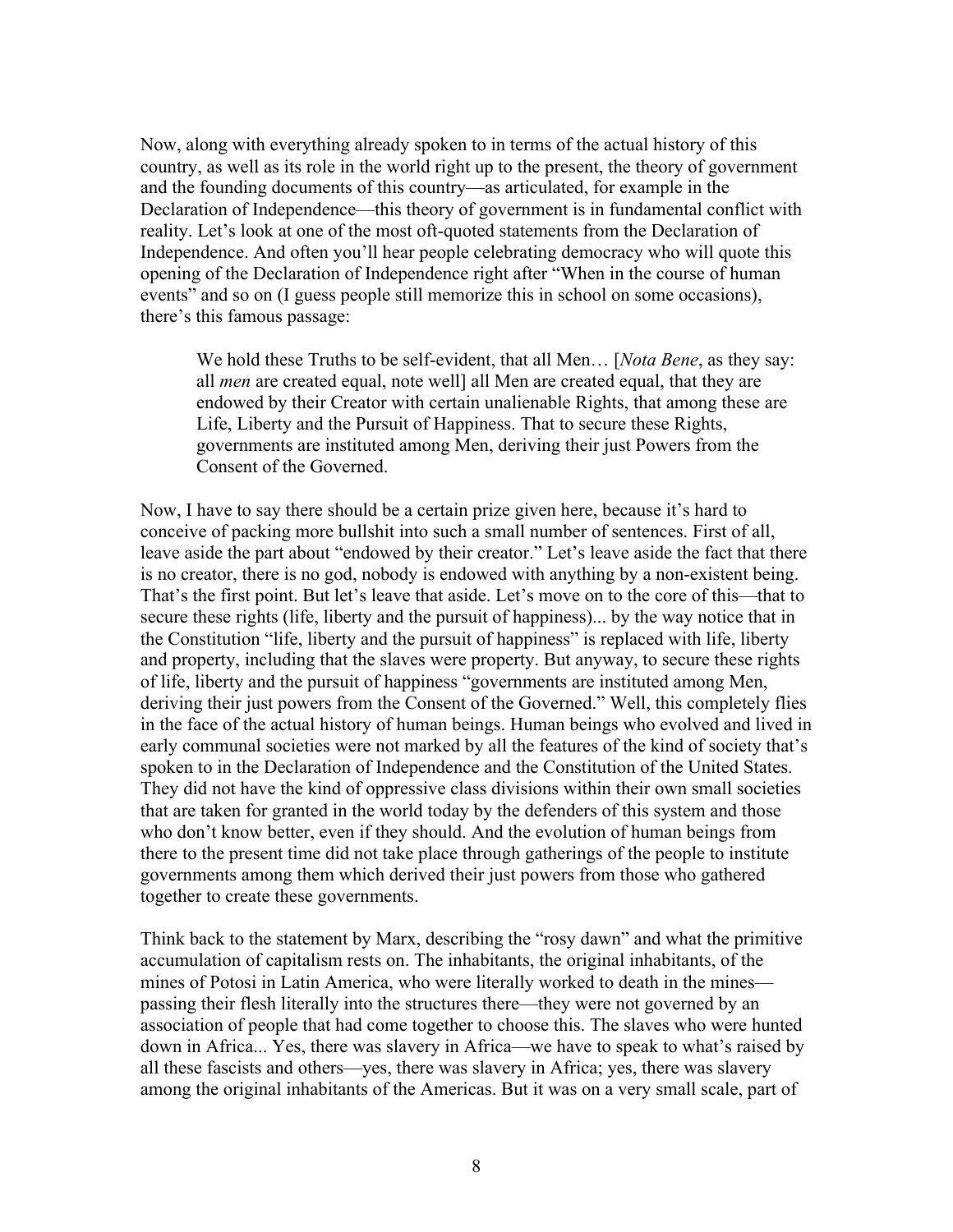Now, along with everything already spoken to in terms of the actual history of this country, as well as its role in the world right up to the present, the theory of government and the founding documents of this country—as articulated, for example in the Declaration of Independence—this theory of government is in fundamental conflict with reality. Let's look at one of the most oft-quoted statements from the Declaration of Independence. And often you'll hear people celebrating democracy who will quote this opening of the Declaration of Independence right after "When in the course of human events" and so on (I guess people still memorize this in school on some occasions), there's this famous passage:

> We hold these Truths to be self-evident, that all Men… [*Nota Bene*, as they say: all *men* are created equal, note well] all Men are created equal, that they are endowed by their Creator with certain unalienable Rights, that among these are Life, Liberty and the Pursuit of Happiness. That to secure these Rights, governments are instituted among Men, deriving their just Powers from the Consent of the Governed.

Now, I have to say there should be a certain prize given here, because it's hard to conceive of packing more bullshit into such a small number of sentences. First of all, leave aside the part about "endowed by their creator." Let's leave aside the fact that there is no creator, there is no god, nobody is endowed with anything by a non-existent being. That's the first point. But let's leave that aside. Let's move on to the core of this—that to secure these rights (life, liberty and the pursuit of happiness)... by the way notice that in the Constitution "life, liberty and the pursuit of happiness" is replaced with life, liberty and property, including that the slaves were property. But anyway, to secure these rights of life, liberty and the pursuit of happiness "governments are instituted among Men, deriving their just powers from the Consent of the Governed." Well, this completely flies in the face of the actual history of human beings. Human beings who evolved and lived in early communal societies were not marked by all the features of the kind of society that's spoken to in the Declaration of Independence and the Constitution of the United States. They did not have the kind of oppressive class divisions within their own small societies that are taken for granted in the world today by the defenders of this system and those who don't know better, even if they should. And the evolution of human beings from there to the present time did not take place through gatherings of the people to institute governments among them which derived their just powers from those who gathered together to create these governments.

Think back to the statement by Marx, describing the "rosy dawn" and what the primitive accumulation of capitalism rests on. The inhabitants, the original inhabitants, of the mines of Potosi in Latin America, who were literally worked to death in the mines—passing their flesh literally into the structures there—they were not governed by an association of people that had come together to choose this. The slaves who were hunted down in Africa... Yes, there was slavery in Africa—we have to speak to what's raised by all these fascists and others—yes, there was slavery in Africa; yes, there was slavery among the original inhabitants of the Americas. But it was on a very small scale, part of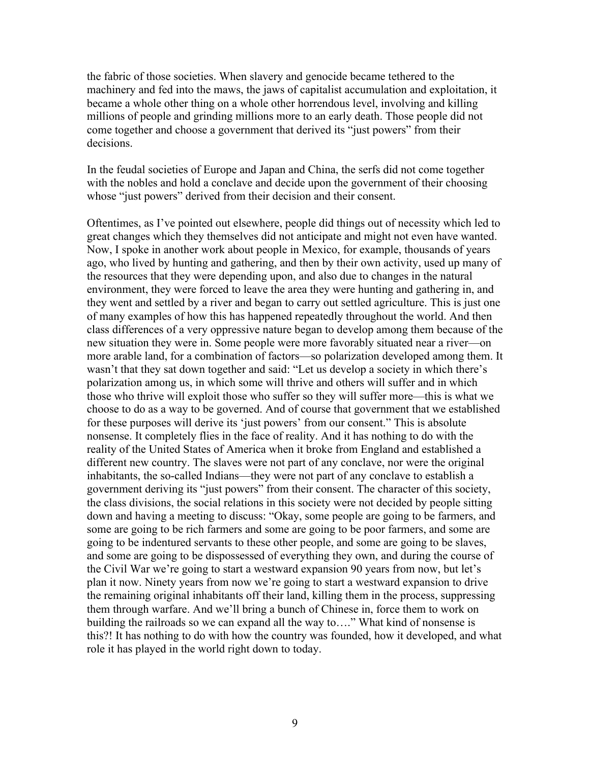the fabric of those societies. When slavery and genocide became tethered to the machinery and fed into the maws, the jaws of capitalist accumulation and exploitation, it became a whole other thing on a whole other horrendous level, involving and killing millions of people and grinding millions more to an early death. Those people did not come together and choose a government that derived its "just powers" from their decisions.

In the feudal societies of Europe and Japan and China, the serfs did not come together with the nobles and hold a conclave and decide upon the government of their choosing whose "just powers" derived from their decision and their consent.

Oftentimes, as I've pointed out elsewhere, people did things out of necessity which led to great changes which they themselves did not anticipate and might not even have wanted. Now, I spoke in another work about people in Mexico, for example, thousands of years ago, who lived by hunting and gathering, and then by their own activity, used up many of the resources that they were depending upon, and also due to changes in the natural environment, they were forced to leave the area they were hunting and gathering in, and they went and settled by a river and began to carry out settled agriculture. This is just one of many examples of how this has happened repeatedly throughout the world. And then class differences of a very oppressive nature began to develop among them because of the new situation they were in. Some people were more favorably situated near a river—on more arable land, for a combination of factors—so polarization developed among them. It wasn't that they sat down together and said: "Let us develop a society in which there's polarization among us, in which some will thrive and others will suffer and in which those who thrive will exploit those who suffer so they will suffer more—this is what we choose to do as a way to be governed. And of course that government that we established for these purposes will derive its 'just powers' from our consent." This is absolute nonsense. It completely flies in the face of reality. And it has nothing to do with the reality of the United States of America when it broke from England and established a different new country. The slaves were not part of any conclave, nor were the original inhabitants, the so-called Indians—they were not part of any conclave to establish a government deriving its "just powers" from their consent. The character of this society, the class divisions, the social relations in this society were not decided by people sitting down and having a meeting to discuss: "Okay, some people are going to be farmers, and some are going to be rich farmers and some are going to be poor farmers, and some are going to be indentured servants to these other people, and some are going to be slaves, and some are going to be dispossessed of everything they own, and during the course of the Civil War we're going to start a westward expansion 90 years from now, but let's plan it now. Ninety years from now we're going to start a westward expansion to drive the remaining original inhabitants off their land, killing them in the process, suppressing them through warfare. And we'll bring a bunch of Chinese in, force them to work on building the railroads so we can expand all the way to…." What kind of nonsense is this?! It has nothing to do with how the country was founded, how it developed, and what role it has played in the world right down to today.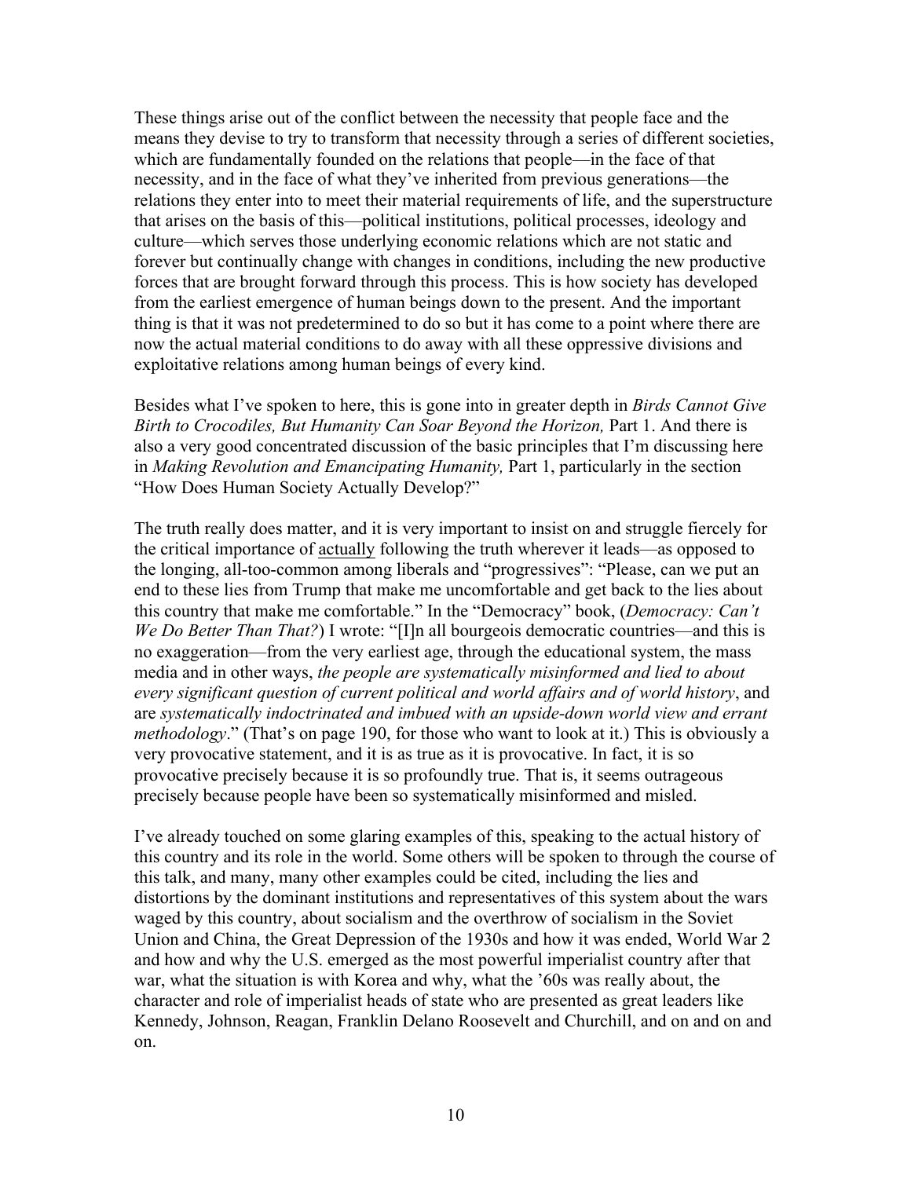These things arise out of the conflict between the necessity that people face and the means they devise to try to transform that necessity through a series of different societies, which are fundamentally founded on the relations that people—in the face of that necessity, and in the face of what they've inherited from previous generations—the relations they enter into to meet their material requirements of life, and the superstructure that arises on the basis of this—political institutions, political processes, ideology and culture—which serves those underlying economic relations which are not static and forever but continually change with changes in conditions, including the new productive forces that are brought forward through this process. This is how society has developed from the earliest emergence of human beings down to the present. And the important thing is that it was not predetermined to do so but it has come to a point where there are now the actual material conditions to do away with all these oppressive divisions and exploitative relations among human beings of every kind.

Besides what I've spoken to here, this is gone into in greater depth in *Birds Cannot Give Birth to Crocodiles, But Humanity Can Soar Beyond the Horizon,* Part 1. And there is also a very good concentrated discussion of the basic principles that I'm discussing here in *Making Revolution and Emancipating Humanity,* Part 1, particularly in the section "How Does Human Society Actually Develop?"

The truth really does matter, and it is very important to insist on and struggle fiercely for the critical importance of <u>actually</u> following the truth wherever it leads—as opposed to the longing, all-too-common among liberals and "progressives": "Please, can we put an end to these lies from Trump that make me uncomfortable and get back to the lies about this country that make me comfortable." In the "Democracy" book, (*Democracy: Can't We Do Better Than That?*) I wrote: "[I]n all bourgeois democratic countries—and this is no exaggeration—from the very earliest age, through the educational system, the mass media and in other ways, *the people are systematically misinformed and lied to about every significant question of current political and world affairs and of world history*, and are *systematically indoctrinated and imbued with an upside-down world view and errant methodology*." (That's on page 190, for those who want to look at it.) This is obviously a very provocative statement, and it is as true as it is provocative. In fact, it is so provocative precisely because it is so profoundly true. That is, it seems outrageous precisely because people have been so systematically misinformed and misled.

I've already touched on some glaring examples of this, speaking to the actual history of this country and its role in the world. Some others will be spoken to through the course of this talk, and many, many other examples could be cited, including the lies and distortions by the dominant institutions and representatives of this system about the wars waged by this country, about socialism and the overthrow of socialism in the Soviet Union and China, the Great Depression of the 1930s and how it was ended, World War 2 and how and why the U.S. emerged as the most powerful imperialist country after that war, what the situation is with Korea and why, what the '60s was really about, the character and role of imperialist heads of state who are presented as great leaders like Kennedy, Johnson, Reagan, Franklin Delano Roosevelt and Churchill, and on and on and on.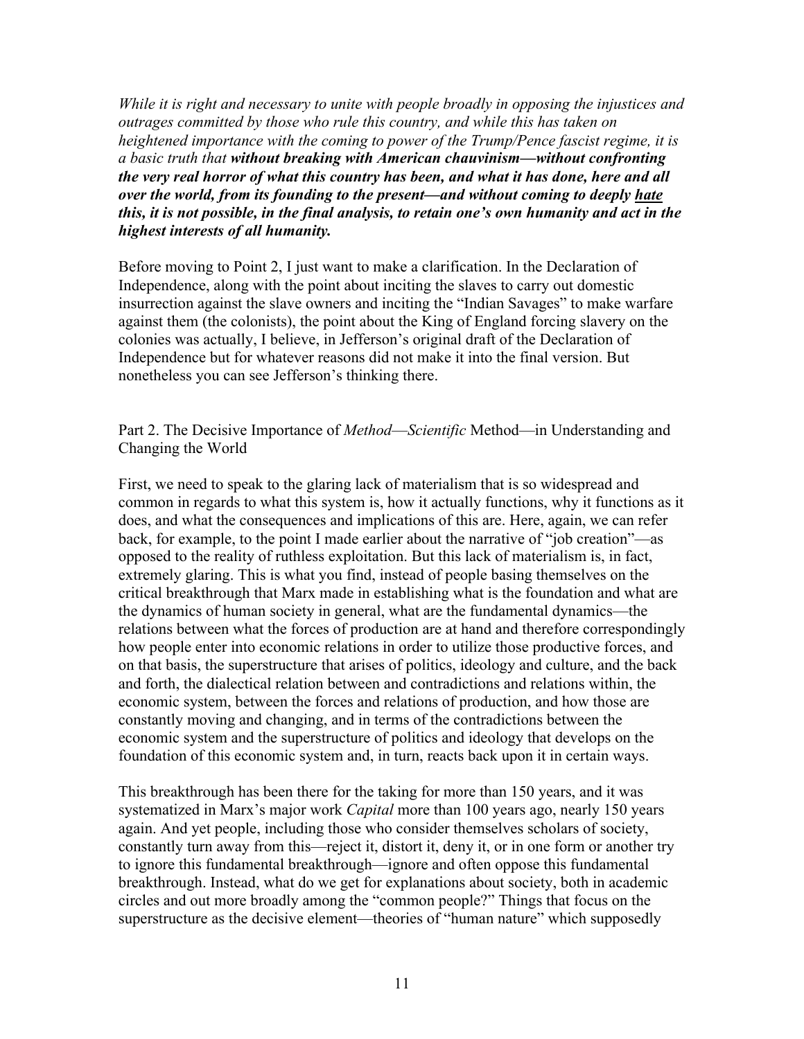*While it is right and necessary to unite with people broadly in opposing the injustices and outrages committed by those who rule this country, and while this has taken on heightened importance with the coming to power of the Trump/Pence fascist regime, it is a basic truth that* ***without breaking with American chauvinism—without confronting the very real horror of what this country has been, and what it has done, here and all over the world, from its founding to the present—and without coming to deeply <u>hate</u> this, it is not possible, in the final analysis, to retain one's own humanity and act in the highest interests of all humanity.***

Before moving to Point 2, I just want to make a clarification. In the Declaration of Independence, along with the point about inciting the slaves to carry out domestic insurrection against the slave owners and inciting the "Indian Savages" to make warfare against them (the colonists), the point about the King of England forcing slavery on the colonies was actually, I believe, in Jefferson's original draft of the Declaration of Independence but for whatever reasons did not make it into the final version. But nonetheless you can see Jefferson's thinking there.

## Part 2. The Decisive Importance of *Method*—*Scientific* Method—in Understanding and Changing the World

First, we need to speak to the glaring lack of materialism that is so widespread and common in regards to what this system is, how it actually functions, why it functions as it does, and what the consequences and implications of this are. Here, again, we can refer back, for example, to the point I made earlier about the narrative of "job creation"—as opposed to the reality of ruthless exploitation. But this lack of materialism is, in fact, extremely glaring. This is what you find, instead of people basing themselves on the critical breakthrough that Marx made in establishing what is the foundation and what are the dynamics of human society in general, what are the fundamental dynamics—the relations between what the forces of production are at hand and therefore correspondingly how people enter into economic relations in order to utilize those productive forces, and on that basis, the superstructure that arises of politics, ideology and culture, and the back and forth, the dialectical relation between and contradictions and relations within, the economic system, between the forces and relations of production, and how those are constantly moving and changing, and in terms of the contradictions between the economic system and the superstructure of politics and ideology that develops on the foundation of this economic system and, in turn, reacts back upon it in certain ways.

This breakthrough has been there for the taking for more than 150 years, and it was systematized in Marx's major work *Capital* more than 100 years ago, nearly 150 years again. And yet people, including those who consider themselves scholars of society, constantly turn away from this—reject it, distort it, deny it, or in one form or another try to ignore this fundamental breakthrough—ignore and often oppose this fundamental breakthrough. Instead, what do we get for explanations about society, both in academic circles and out more broadly among the "common people?" Things that focus on the superstructure as the decisive element—theories of "human nature" which supposedly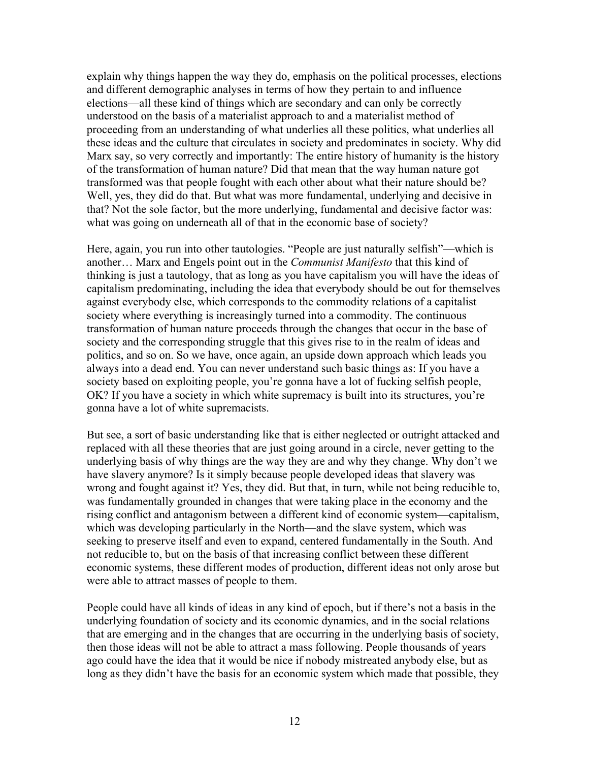explain why things happen the way they do, emphasis on the political processes, elections and different demographic analyses in terms of how they pertain to and influence elections—all these kind of things which are secondary and can only be correctly understood on the basis of a materialist approach to and a materialist method of proceeding from an understanding of what underlies all these politics, what underlies all these ideas and the culture that circulates in society and predominates in society. Why did Marx say, so very correctly and importantly: The entire history of humanity is the history of the transformation of human nature? Did that mean that the way human nature got transformed was that people fought with each other about what their nature should be? Well, yes, they did do that. But what was more fundamental, underlying and decisive in that? Not the sole factor, but the more underlying, fundamental and decisive factor was: what was going on underneath all of that in the economic base of society?

Here, again, you run into other tautologies. "People are just naturally selfish"—which is another… Marx and Engels point out in the *Communist Manifesto* that this kind of thinking is just a tautology, that as long as you have capitalism you will have the ideas of capitalism predominating, including the idea that everybody should be out for themselves against everybody else, which corresponds to the commodity relations of a capitalist society where everything is increasingly turned into a commodity. The continuous transformation of human nature proceeds through the changes that occur in the base of society and the corresponding struggle that this gives rise to in the realm of ideas and politics, and so on. So we have, once again, an upside down approach which leads you always into a dead end. You can never understand such basic things as: If you have a society based on exploiting people, you're gonna have a lot of fucking selfish people, OK? If you have a society in which white supremacy is built into its structures, you're gonna have a lot of white supremacists.

But see, a sort of basic understanding like that is either neglected or outright attacked and replaced with all these theories that are just going around in a circle, never getting to the underlying basis of why things are the way they are and why they change. Why don't we have slavery anymore? Is it simply because people developed ideas that slavery was wrong and fought against it? Yes, they did. But that, in turn, while not being reducible to, was fundamentally grounded in changes that were taking place in the economy and the rising conflict and antagonism between a different kind of economic system—capitalism, which was developing particularly in the North—and the slave system, which was seeking to preserve itself and even to expand, centered fundamentally in the South. And not reducible to, but on the basis of that increasing conflict between these different economic systems, these different modes of production, different ideas not only arose but were able to attract masses of people to them.

People could have all kinds of ideas in any kind of epoch, but if there's not a basis in the underlying foundation of society and its economic dynamics, and in the social relations that are emerging and in the changes that are occurring in the underlying basis of society, then those ideas will not be able to attract a mass following. People thousands of years ago could have the idea that it would be nice if nobody mistreated anybody else, but as long as they didn't have the basis for an economic system which made that possible, they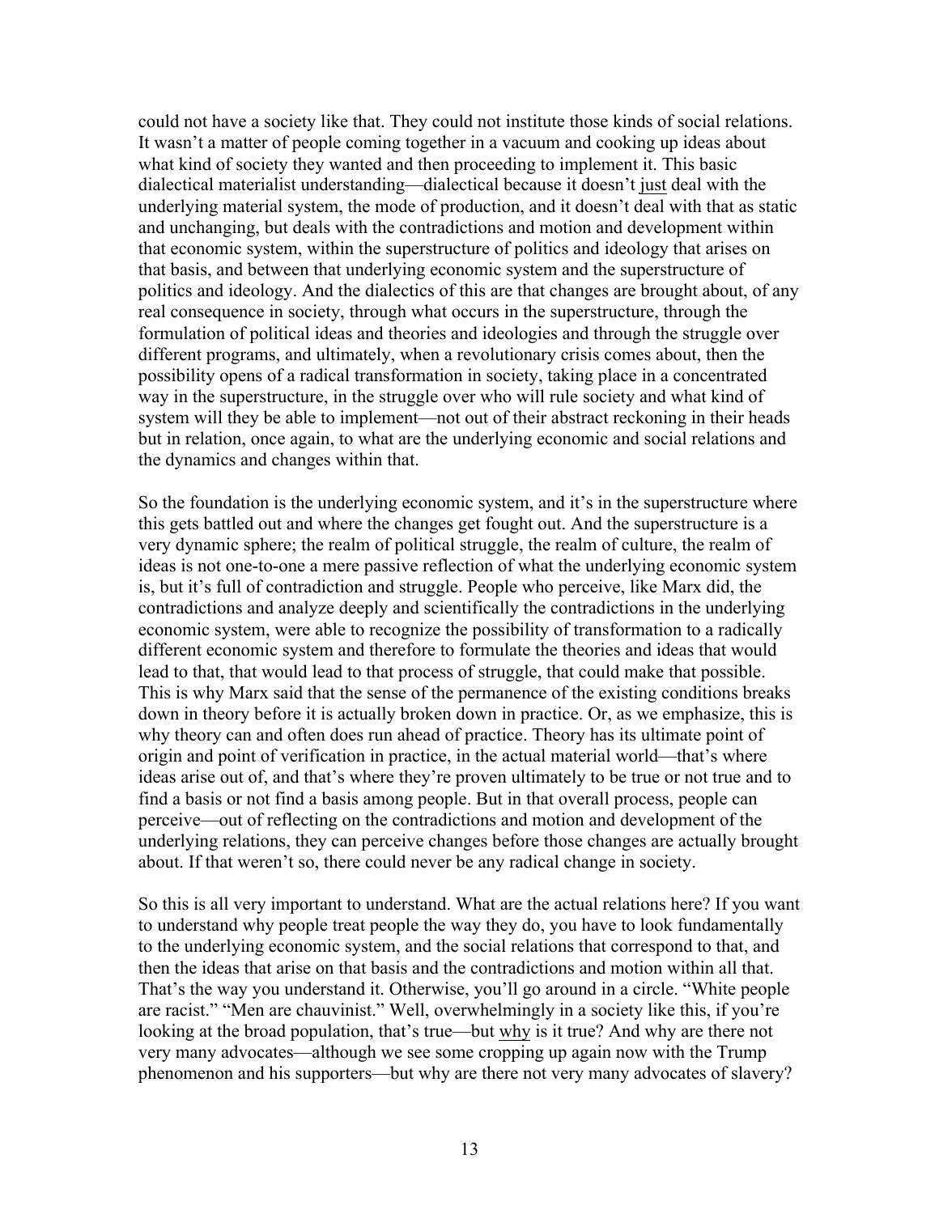could not have a society like that. They could not institute those kinds of social relations. It wasn't a matter of people coming together in a vacuum and cooking up ideas about what kind of society they wanted and then proceeding to implement it. This basic dialectical materialist understanding—dialectical because it doesn't just deal with the underlying material system, the mode of production, and it doesn't deal with that as static and unchanging, but deals with the contradictions and motion and development within that economic system, within the superstructure of politics and ideology that arises on that basis, and between that underlying economic system and the superstructure of politics and ideology. And the dialectics of this are that changes are brought about, of any real consequence in society, through what occurs in the superstructure, through the formulation of political ideas and theories and ideologies and through the struggle over different programs, and ultimately, when a revolutionary crisis comes about, then the possibility opens of a radical transformation in society, taking place in a concentrated way in the superstructure, in the struggle over who will rule society and what kind of system will they be able to implement—not out of their abstract reckoning in their heads but in relation, once again, to what are the underlying economic and social relations and the dynamics and changes within that.

So the foundation is the underlying economic system, and it's in the superstructure where this gets battled out and where the changes get fought out. And the superstructure is a very dynamic sphere; the realm of political struggle, the realm of culture, the realm of ideas is not one-to-one a mere passive reflection of what the underlying economic system is, but it's full of contradiction and struggle. People who perceive, like Marx did, the contradictions and analyze deeply and scientifically the contradictions in the underlying economic system, were able to recognize the possibility of transformation to a radically different economic system and therefore to formulate the theories and ideas that would lead to that, that would lead to that process of struggle, that could make that possible. This is why Marx said that the sense of the permanence of the existing conditions breaks down in theory before it is actually broken down in practice. Or, as we emphasize, this is why theory can and often does run ahead of practice. Theory has its ultimate point of origin and point of verification in practice, in the actual material world—that's where ideas arise out of, and that's where they're proven ultimately to be true or not true and to find a basis or not find a basis among people. But in that overall process, people can perceive—out of reflecting on the contradictions and motion and development of the underlying relations, they can perceive changes before those changes are actually brought about. If that weren't so, there could never be any radical change in society.

So this is all very important to understand. What are the actual relations here? If you want to understand why people treat people the way they do, you have to look fundamentally to the underlying economic system, and the social relations that correspond to that, and then the ideas that arise on that basis and the contradictions and motion within all that. That's the way you understand it. Otherwise, you'll go around in a circle. "White people are racist." "Men are chauvinist." Well, overwhelmingly in a society like this, if you're looking at the broad population, that's true—but why is it true? And why are there not very many advocates—although we see some cropping up again now with the Trump phenomenon and his supporters—but why are there not very many advocates of slavery?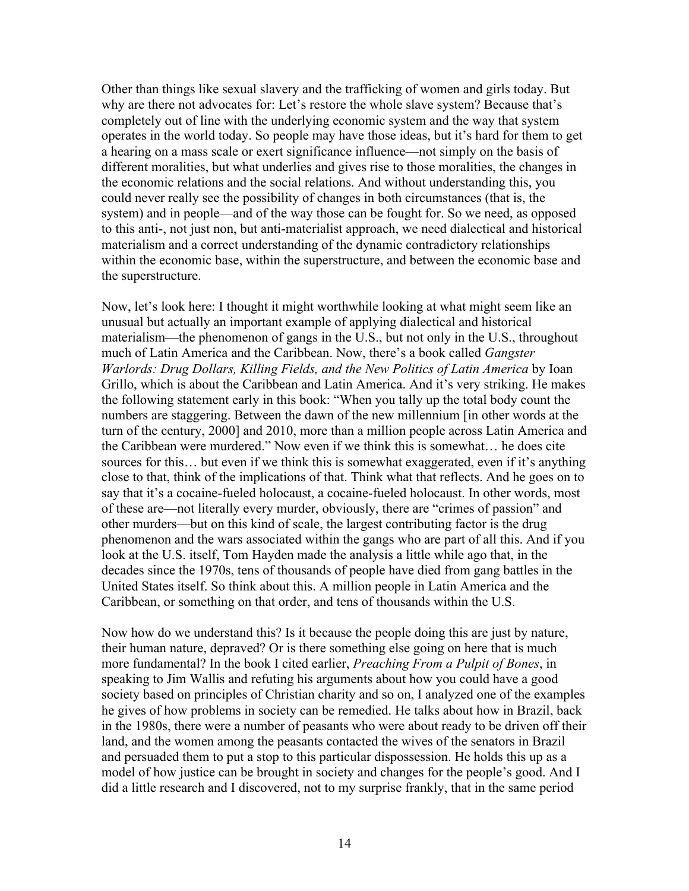Other than things like sexual slavery and the trafficking of women and girls today. But why are there not advocates for: Let's restore the whole slave system? Because that's completely out of line with the underlying economic system and the way that system operates in the world today. So people may have those ideas, but it's hard for them to get a hearing on a mass scale or exert significance influence—not simply on the basis of different moralities, but what underlies and gives rise to those moralities, the changes in the economic relations and the social relations. And without understanding this, you could never really see the possibility of changes in both circumstances (that is, the system) and in people—and of the way those can be fought for. So we need, as opposed to this anti-, not just non, but anti-materialist approach, we need dialectical and historical materialism and a correct understanding of the dynamic contradictory relationships within the economic base, within the superstructure, and between the economic base and the superstructure.

Now, let's look here: I thought it might worthwhile looking at what might seem like an unusual but actually an important example of applying dialectical and historical materialism—the phenomenon of gangs in the U.S., but not only in the U.S., throughout much of Latin America and the Caribbean. Now, there's a book called *Gangster Warlords: Drug Dollars, Killing Fields, and the New Politics of Latin America* by Ioan Grillo, which is about the Caribbean and Latin America. And it's very striking. He makes the following statement early in this book: "When you tally up the total body count the numbers are staggering. Between the dawn of the new millennium [in other words at the turn of the century, 2000] and 2010, more than a million people across Latin America and the Caribbean were murdered." Now even if we think this is somewhat… he does cite sources for this… but even if we think this is somewhat exaggerated, even if it's anything close to that, think of the implications of that. Think what that reflects. And he goes on to say that it's a cocaine-fueled holocaust, a cocaine-fueled holocaust. In other words, most of these are—not literally every murder, obviously, there are "crimes of passion" and other murders—but on this kind of scale, the largest contributing factor is the drug phenomenon and the wars associated within the gangs who are part of all this. And if you look at the U.S. itself, Tom Hayden made the analysis a little while ago that, in the decades since the 1970s, tens of thousands of people have died from gang battles in the United States itself. So think about this. A million people in Latin America and the Caribbean, or something on that order, and tens of thousands within the U.S.

Now how do we understand this? Is it because the people doing this are just by nature, their human nature, depraved? Or is there something else going on here that is much more fundamental? In the book I cited earlier, *Preaching From a Pulpit of Bones*, in speaking to Jim Wallis and refuting his arguments about how you could have a good society based on principles of Christian charity and so on, I analyzed one of the examples he gives of how problems in society can be remedied. He talks about how in Brazil, back in the 1980s, there were a number of peasants who were about ready to be driven off their land, and the women among the peasants contacted the wives of the senators in Brazil and persuaded them to put a stop to this particular dispossession. He holds this up as a model of how justice can be brought in society and changes for the people's good. And I did a little research and I discovered, not to my surprise frankly, that in the same period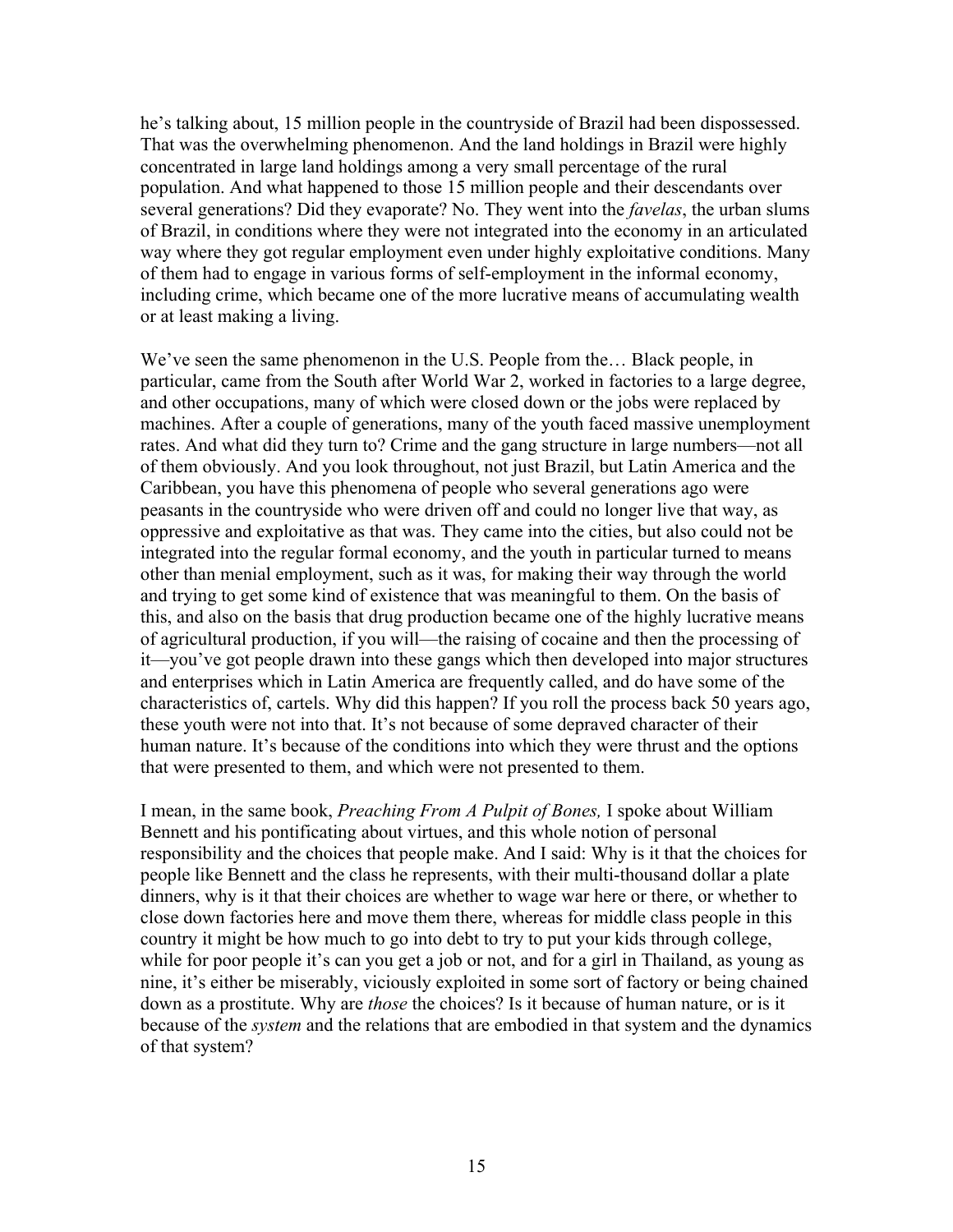he's talking about, 15 million people in the countryside of Brazil had been dispossessed. That was the overwhelming phenomenon. And the land holdings in Brazil were highly concentrated in large land holdings among a very small percentage of the rural population. And what happened to those 15 million people and their descendants over several generations? Did they evaporate? No. They went into the *favelas*, the urban slums of Brazil, in conditions where they were not integrated into the economy in an articulated way where they got regular employment even under highly exploitative conditions. Many of them had to engage in various forms of self-employment in the informal economy, including crime, which became one of the more lucrative means of accumulating wealth or at least making a living.

We've seen the same phenomenon in the U.S. People from the… Black people, in particular, came from the South after World War 2, worked in factories to a large degree, and other occupations, many of which were closed down or the jobs were replaced by machines. After a couple of generations, many of the youth faced massive unemployment rates. And what did they turn to? Crime and the gang structure in large numbers—not all of them obviously. And you look throughout, not just Brazil, but Latin America and the Caribbean, you have this phenomena of people who several generations ago were peasants in the countryside who were driven off and could no longer live that way, as oppressive and exploitative as that was. They came into the cities, but also could not be integrated into the regular formal economy, and the youth in particular turned to means other than menial employment, such as it was, for making their way through the world and trying to get some kind of existence that was meaningful to them. On the basis of this, and also on the basis that drug production became one of the highly lucrative means of agricultural production, if you will—the raising of cocaine and then the processing of it—you've got people drawn into these gangs which then developed into major structures and enterprises which in Latin America are frequently called, and do have some of the characteristics of, cartels. Why did this happen? If you roll the process back 50 years ago, these youth were not into that. It's not because of some depraved character of their human nature. It's because of the conditions into which they were thrust and the options that were presented to them, and which were not presented to them.

I mean, in the same book, *Preaching From A Pulpit of Bones,* I spoke about William Bennett and his pontificating about virtues, and this whole notion of personal responsibility and the choices that people make. And I said: Why is it that the choices for people like Bennett and the class he represents, with their multi-thousand dollar a plate dinners, why is it that their choices are whether to wage war here or there, or whether to close down factories here and move them there, whereas for middle class people in this country it might be how much to go into debt to try to put your kids through college, while for poor people it's can you get a job or not, and for a girl in Thailand, as young as nine, it's either be miserably, viciously exploited in some sort of factory or being chained down as a prostitute. Why are *those* the choices? Is it because of human nature, or is it because of the *system* and the relations that are embodied in that system and the dynamics of that system?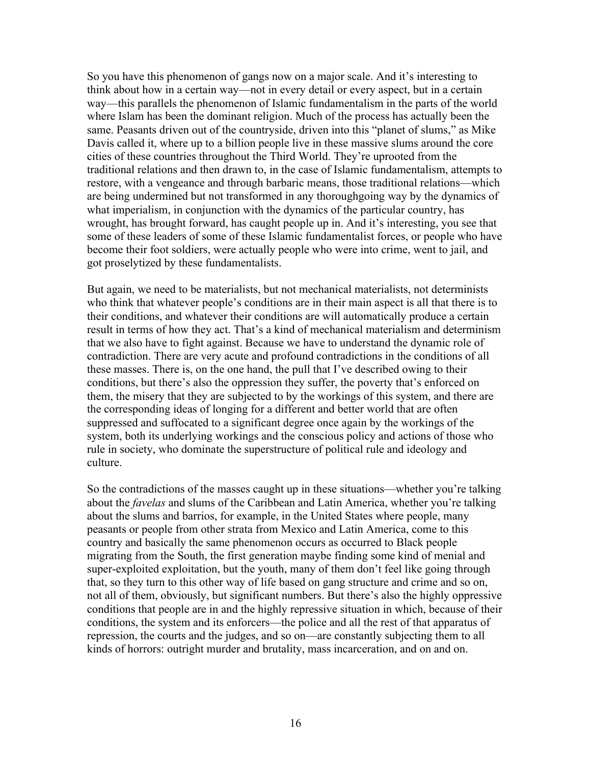So you have this phenomenon of gangs now on a major scale. And it's interesting to think about how in a certain way—not in every detail or every aspect, but in a certain way—this parallels the phenomenon of Islamic fundamentalism in the parts of the world where Islam has been the dominant religion. Much of the process has actually been the same. Peasants driven out of the countryside, driven into this "planet of slums," as Mike Davis called it, where up to a billion people live in these massive slums around the core cities of these countries throughout the Third World. They're uprooted from the traditional relations and then drawn to, in the case of Islamic fundamentalism, attempts to restore, with a vengeance and through barbaric means, those traditional relations—which are being undermined but not transformed in any thoroughgoing way by the dynamics of what imperialism, in conjunction with the dynamics of the particular country, has wrought, has brought forward, has caught people up in. And it's interesting, you see that some of these leaders of some of these Islamic fundamentalist forces, or people who have become their foot soldiers, were actually people who were into crime, went to jail, and got proselytized by these fundamentalists.

But again, we need to be materialists, but not mechanical materialists, not determinists who think that whatever people's conditions are in their main aspect is all that there is to their conditions, and whatever their conditions are will automatically produce a certain result in terms of how they act. That's a kind of mechanical materialism and determinism that we also have to fight against. Because we have to understand the dynamic role of contradiction. There are very acute and profound contradictions in the conditions of all these masses. There is, on the one hand, the pull that I've described owing to their conditions, but there's also the oppression they suffer, the poverty that's enforced on them, the misery that they are subjected to by the workings of this system, and there are the corresponding ideas of longing for a different and better world that are often suppressed and suffocated to a significant degree once again by the workings of the system, both its underlying workings and the conscious policy and actions of those who rule in society, who dominate the superstructure of political rule and ideology and culture.

So the contradictions of the masses caught up in these situations—whether you're talking about the *favelas* and slums of the Caribbean and Latin America, whether you're talking about the slums and barrios, for example, in the United States where people, many peasants or people from other strata from Mexico and Latin America, come to this country and basically the same phenomenon occurs as occurred to Black people migrating from the South, the first generation maybe finding some kind of menial and super-exploited exploitation, but the youth, many of them don't feel like going through that, so they turn to this other way of life based on gang structure and crime and so on, not all of them, obviously, but significant numbers. But there's also the highly oppressive conditions that people are in and the highly repressive situation in which, because of their conditions, the system and its enforcers—the police and all the rest of that apparatus of repression, the courts and the judges, and so on—are constantly subjecting them to all kinds of horrors: outright murder and brutality, mass incarceration, and on and on.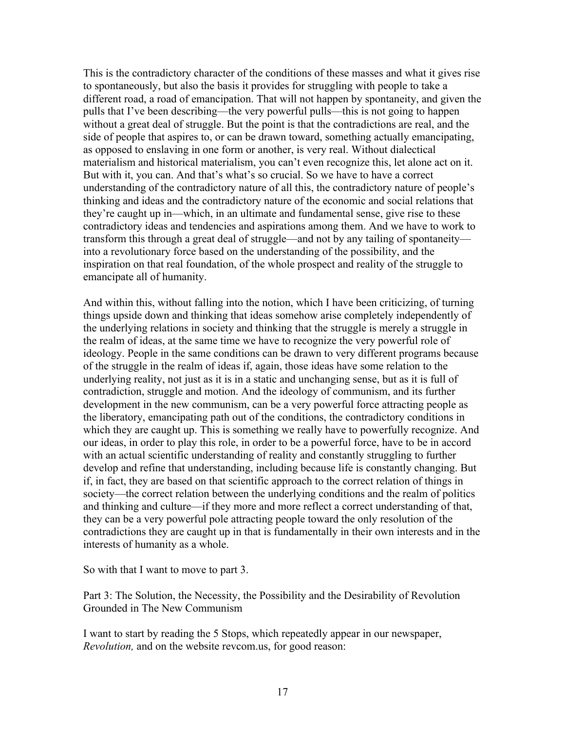This is the contradictory character of the conditions of these masses and what it gives rise to spontaneously, but also the basis it provides for struggling with people to take a different road, a road of emancipation. That will not happen by spontaneity, and given the pulls that I've been describing—the very powerful pulls—this is not going to happen without a great deal of struggle. But the point is that the contradictions are real, and the side of people that aspires to, or can be drawn toward, something actually emancipating, as opposed to enslaving in one form or another, is very real. Without dialectical materialism and historical materialism, you can't even recognize this, let alone act on it. But with it, you can. And that's what's so crucial. So we have to have a correct understanding of the contradictory nature of all this, the contradictory nature of people's thinking and ideas and the contradictory nature of the economic and social relations that they're caught up in—which, in an ultimate and fundamental sense, give rise to these contradictory ideas and tendencies and aspirations among them. And we have to work to transform this through a great deal of struggle—and not by any tailing of spontaneity—into a revolutionary force based on the understanding of the possibility, and the inspiration on that real foundation, of the whole prospect and reality of the struggle to emancipate all of humanity.

And within this, without falling into the notion, which I have been criticizing, of turning things upside down and thinking that ideas somehow arise completely independently of the underlying relations in society and thinking that the struggle is merely a struggle in the realm of ideas, at the same time we have to recognize the very powerful role of ideology. People in the same conditions can be drawn to very different programs because of the struggle in the realm of ideas if, again, those ideas have some relation to the underlying reality, not just as it is in a static and unchanging sense, but as it is full of contradiction, struggle and motion. And the ideology of communism, and its further development in the new communism, can be a very powerful force attracting people as the liberatory, emancipating path out of the conditions, the contradictory conditions in which they are caught up. This is something we really have to powerfully recognize. And our ideas, in order to play this role, in order to be a powerful force, have to be in accord with an actual scientific understanding of reality and constantly struggling to further develop and refine that understanding, including because life is constantly changing. But if, in fact, they are based on that scientific approach to the correct relation of things in society—the correct relation between the underlying conditions and the realm of politics and thinking and culture—if they more and more reflect a correct understanding of that, they can be a very powerful pole attracting people toward the only resolution of the contradictions they are caught up in that is fundamentally in their own interests and in the interests of humanity as a whole.

So with that I want to move to part 3.

## Part 3: The Solution, the Necessity, the Possibility and the Desirability of Revolution Grounded in The New Communism

I want to start by reading the 5 Stops, which repeatedly appear in our newspaper, *Revolution,* and on the website revcom.us, for good reason: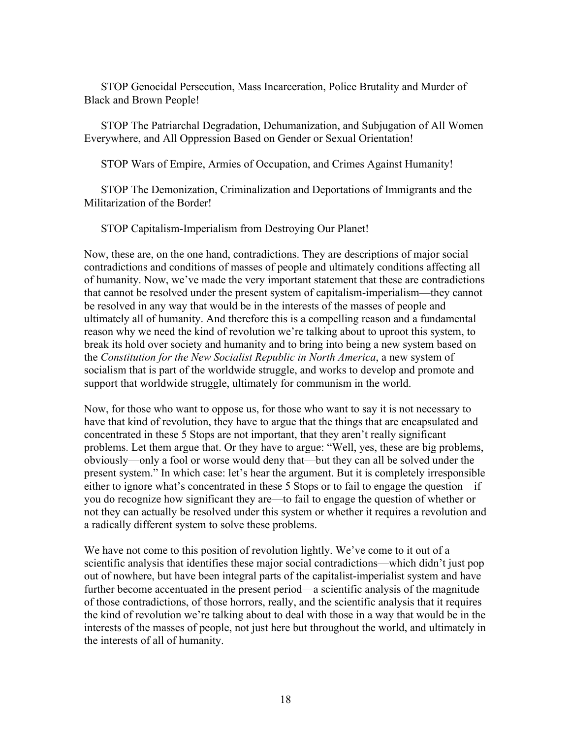STOP Genocidal Persecution, Mass Incarceration, Police Brutality and Murder of Black and Brown People!

STOP The Patriarchal Degradation, Dehumanization, and Subjugation of All Women Everywhere, and All Oppression Based on Gender or Sexual Orientation!

STOP Wars of Empire, Armies of Occupation, and Crimes Against Humanity!

STOP The Demonization, Criminalization and Deportations of Immigrants and the Militarization of the Border!

STOP Capitalism-Imperialism from Destroying Our Planet!

Now, these are, on the one hand, contradictions. They are descriptions of major social contradictions and conditions of masses of people and ultimately conditions affecting all of humanity. Now, we've made the very important statement that these are contradictions that cannot be resolved under the present system of capitalism-imperialism—they cannot be resolved in any way that would be in the interests of the masses of people and ultimately all of humanity. And therefore this is a compelling reason and a fundamental reason why we need the kind of revolution we're talking about to uproot this system, to break its hold over society and humanity and to bring into being a new system based on the *Constitution for the New Socialist Republic in North America*, a new system of socialism that is part of the worldwide struggle, and works to develop and promote and support that worldwide struggle, ultimately for communism in the world.

Now, for those who want to oppose us, for those who want to say it is not necessary to have that kind of revolution, they have to argue that the things that are encapsulated and concentrated in these 5 Stops are not important, that they aren't really significant problems. Let them argue that. Or they have to argue: "Well, yes, these are big problems, obviously—only a fool or worse would deny that—but they can all be solved under the present system." In which case: let's hear the argument. But it is completely irresponsible either to ignore what's concentrated in these 5 Stops or to fail to engage the question—if you do recognize how significant they are—to fail to engage the question of whether or not they can actually be resolved under this system or whether it requires a revolution and a radically different system to solve these problems.

We have not come to this position of revolution lightly. We've come to it out of a scientific analysis that identifies these major social contradictions—which didn't just pop out of nowhere, but have been integral parts of the capitalist-imperialist system and have further become accentuated in the present period—a scientific analysis of the magnitude of those contradictions, of those horrors, really, and the scientific analysis that it requires the kind of revolution we're talking about to deal with those in a way that would be in the interests of the masses of people, not just here but throughout the world, and ultimately in the interests of all of humanity.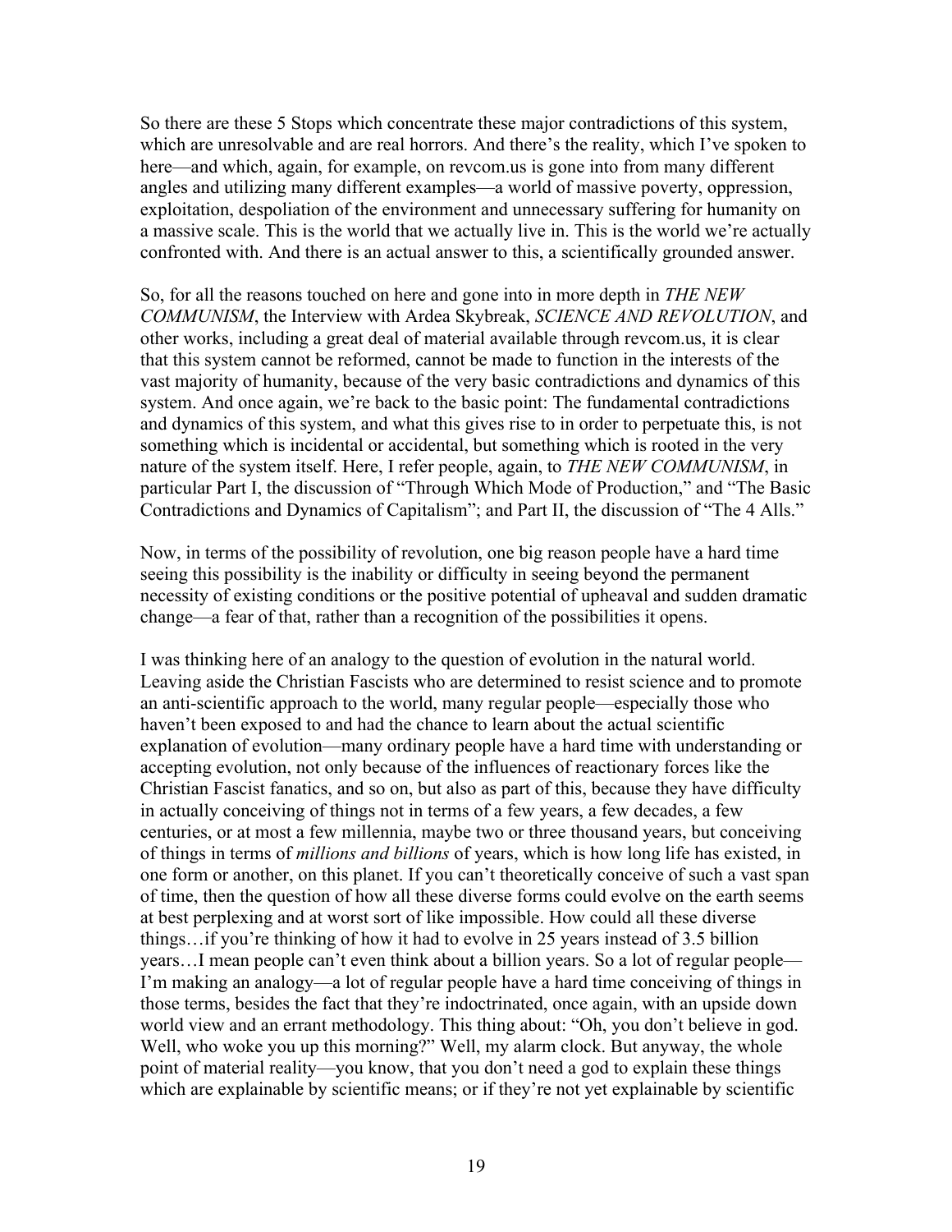So there are these 5 Stops which concentrate these major contradictions of this system, which are unresolvable and are real horrors. And there's the reality, which I've spoken to here—and which, again, for example, on revcom.us is gone into from many different angles and utilizing many different examples—a world of massive poverty, oppression, exploitation, despoliation of the environment and unnecessary suffering for humanity on a massive scale. This is the world that we actually live in. This is the world we're actually confronted with. And there is an actual answer to this, a scientifically grounded answer.

So, for all the reasons touched on here and gone into in more depth in *THE NEW COMMUNISM*, the Interview with Ardea Skybreak, *SCIENCE AND REVOLUTION*, and other works, including a great deal of material available through revcom.us, it is clear that this system cannot be reformed, cannot be made to function in the interests of the vast majority of humanity, because of the very basic contradictions and dynamics of this system. And once again, we're back to the basic point: The fundamental contradictions and dynamics of this system, and what this gives rise to in order to perpetuate this, is not something which is incidental or accidental, but something which is rooted in the very nature of the system itself. Here, I refer people, again, to *THE NEW COMMUNISM*, in particular Part I, the discussion of "Through Which Mode of Production," and "The Basic Contradictions and Dynamics of Capitalism"; and Part II, the discussion of "The 4 Alls."

Now, in terms of the possibility of revolution, one big reason people have a hard time seeing this possibility is the inability or difficulty in seeing beyond the permanent necessity of existing conditions or the positive potential of upheaval and sudden dramatic change—a fear of that, rather than a recognition of the possibilities it opens.

I was thinking here of an analogy to the question of evolution in the natural world. Leaving aside the Christian Fascists who are determined to resist science and to promote an anti-scientific approach to the world, many regular people—especially those who haven't been exposed to and had the chance to learn about the actual scientific explanation of evolution—many ordinary people have a hard time with understanding or accepting evolution, not only because of the influences of reactionary forces like the Christian Fascist fanatics, and so on, but also as part of this, because they have difficulty in actually conceiving of things not in terms of a few years, a few decades, a few centuries, or at most a few millennia, maybe two or three thousand years, but conceiving of things in terms of *millions and billions* of years, which is how long life has existed, in one form or another, on this planet. If you can't theoretically conceive of such a vast span of time, then the question of how all these diverse forms could evolve on the earth seems at best perplexing and at worst sort of like impossible. How could all these diverse things…if you're thinking of how it had to evolve in 25 years instead of 3.5 billion years…I mean people can't even think about a billion years. So a lot of regular people—I'm making an analogy—a lot of regular people have a hard time conceiving of things in those terms, besides the fact that they're indoctrinated, once again, with an upside down world view and an errant methodology. This thing about: "Oh, you don't believe in god. Well, who woke you up this morning?" Well, my alarm clock. But anyway, the whole point of material reality—you know, that you don't need a god to explain these things which are explainable by scientific means; or if they're not yet explainable by scientific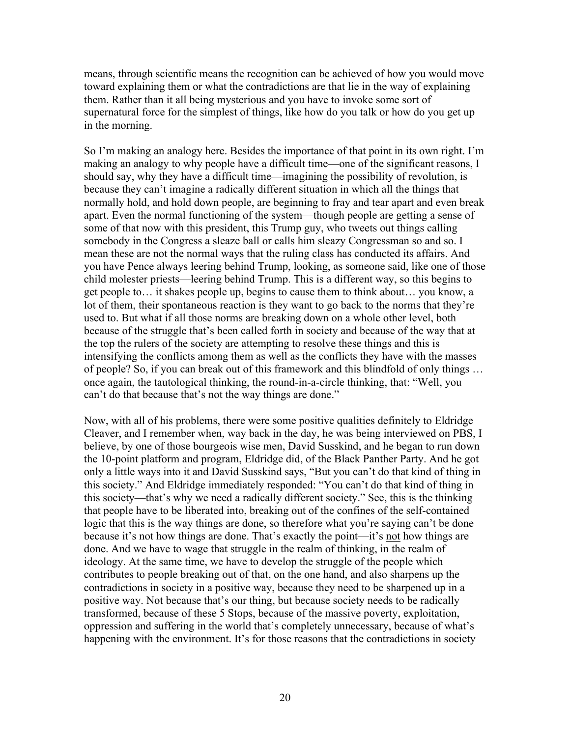means, through scientific means the recognition can be achieved of how you would move toward explaining them or what the contradictions are that lie in the way of explaining them. Rather than it all being mysterious and you have to invoke some sort of supernatural force for the simplest of things, like how do you talk or how do you get up in the morning.

So I'm making an analogy here. Besides the importance of that point in its own right. I'm making an analogy to why people have a difficult time—one of the significant reasons, I should say, why they have a difficult time—imagining the possibility of revolution, is because they can't imagine a radically different situation in which all the things that normally hold, and hold down people, are beginning to fray and tear apart and even break apart. Even the normal functioning of the system—though people are getting a sense of some of that now with this president, this Trump guy, who tweets out things calling somebody in the Congress a sleaze ball or calls him sleazy Congressman so and so. I mean these are not the normal ways that the ruling class has conducted its affairs. And you have Pence always leering behind Trump, looking, as someone said, like one of those child molester priests—leering behind Trump. This is a different way, so this begins to get people to… it shakes people up, begins to cause them to think about… you know, a lot of them, their spontaneous reaction is they want to go back to the norms that they're used to. But what if all those norms are breaking down on a whole other level, both because of the struggle that's been called forth in society and because of the way that at the top the rulers of the society are attempting to resolve these things and this is intensifying the conflicts among them as well as the conflicts they have with the masses of people? So, if you can break out of this framework and this blindfold of only things … once again, the tautological thinking, the round-in-a-circle thinking, that: "Well, you can't do that because that's not the way things are done."

Now, with all of his problems, there were some positive qualities definitely to Eldridge Cleaver, and I remember when, way back in the day, he was being interviewed on PBS, I believe, by one of those bourgeois wise men, David Susskind, and he began to run down the 10-point platform and program, Eldridge did, of the Black Panther Party. And he got only a little ways into it and David Susskind says, "But you can't do that kind of thing in this society." And Eldridge immediately responded: "You can't do that kind of thing in this society—that's why we need a radically different society." See, this is the thinking that people have to be liberated into, breaking out of the confines of the self-contained logic that this is the way things are done, so therefore what you're saying can't be done because it's not how things are done. That's exactly the point—it's <u>not</u> how things are done. And we have to wage that struggle in the realm of thinking, in the realm of ideology. At the same time, we have to develop the struggle of the people which contributes to people breaking out of that, on the one hand, and also sharpens up the contradictions in society in a positive way, because they need to be sharpened up in a positive way. Not because that's our thing, but because society needs to be radically transformed, because of these 5 Stops, because of the massive poverty, exploitation, oppression and suffering in the world that's completely unnecessary, because of what's happening with the environment. It's for those reasons that the contradictions in society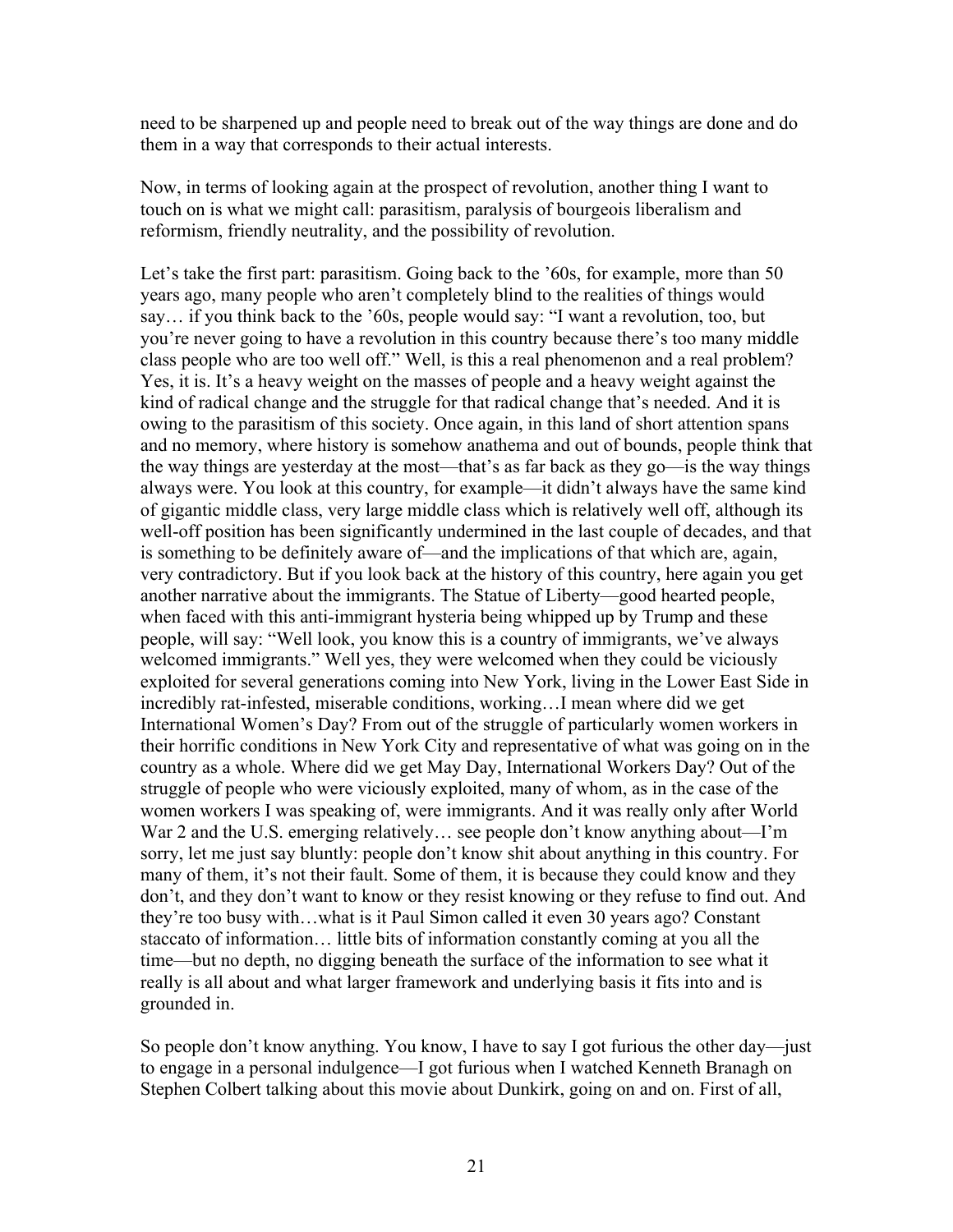need to be sharpened up and people need to break out of the way things are done and do them in a way that corresponds to their actual interests.

Now, in terms of looking again at the prospect of revolution, another thing I want to touch on is what we might call: parasitism, paralysis of bourgeois liberalism and reformism, friendly neutrality, and the possibility of revolution.

Let's take the first part: parasitism. Going back to the '60s, for example, more than 50 years ago, many people who aren't completely blind to the realities of things would say… if you think back to the '60s, people would say: "I want a revolution, too, but you're never going to have a revolution in this country because there's too many middle class people who are too well off." Well, is this a real phenomenon and a real problem? Yes, it is. It's a heavy weight on the masses of people and a heavy weight against the kind of radical change and the struggle for that radical change that's needed. And it is owing to the parasitism of this society. Once again, in this land of short attention spans and no memory, where history is somehow anathema and out of bounds, people think that the way things are yesterday at the most—that's as far back as they go—is the way things always were. You look at this country, for example—it didn't always have the same kind of gigantic middle class, very large middle class which is relatively well off, although its well-off position has been significantly undermined in the last couple of decades, and that is something to be definitely aware of—and the implications of that which are, again, very contradictory. But if you look back at the history of this country, here again you get another narrative about the immigrants. The Statue of Liberty—good hearted people, when faced with this anti-immigrant hysteria being whipped up by Trump and these people, will say: "Well look, you know this is a country of immigrants, we've always welcomed immigrants." Well yes, they were welcomed when they could be viciously exploited for several generations coming into New York, living in the Lower East Side in incredibly rat-infested, miserable conditions, working…I mean where did we get International Women's Day? From out of the struggle of particularly women workers in their horrific conditions in New York City and representative of what was going on in the country as a whole. Where did we get May Day, International Workers Day? Out of the struggle of people who were viciously exploited, many of whom, as in the case of the women workers I was speaking of, were immigrants. And it was really only after World War 2 and the U.S. emerging relatively… see people don't know anything about—I'm sorry, let me just say bluntly: people don't know shit about anything in this country. For many of them, it's not their fault. Some of them, it is because they could know and they don't, and they don't want to know or they resist knowing or they refuse to find out. And they're too busy with…what is it Paul Simon called it even 30 years ago? Constant staccato of information… little bits of information constantly coming at you all the time—but no depth, no digging beneath the surface of the information to see what it really is all about and what larger framework and underlying basis it fits into and is grounded in.

So people don't know anything. You know, I have to say I got furious the other day—just to engage in a personal indulgence—I got furious when I watched Kenneth Branagh on Stephen Colbert talking about this movie about Dunkirk, going on and on. First of all,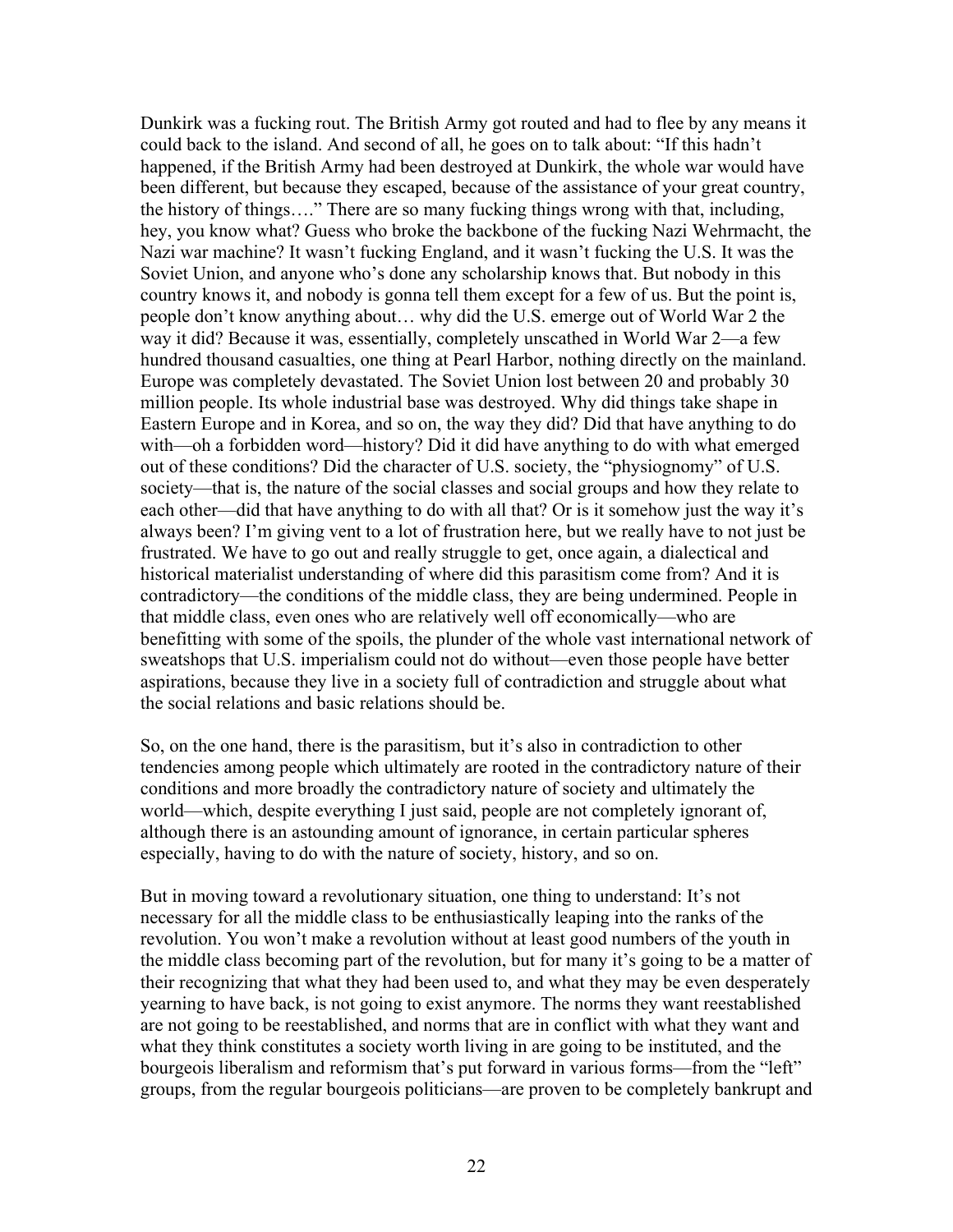Dunkirk was a fucking rout. The British Army got routed and had to flee by any means it could back to the island. And second of all, he goes on to talk about: "If this hadn't happened, if the British Army had been destroyed at Dunkirk, the whole war would have been different, but because they escaped, because of the assistance of your great country, the history of things…." There are so many fucking things wrong with that, including, hey, you know what? Guess who broke the backbone of the fucking Nazi Wehrmacht, the Nazi war machine? It wasn't fucking England, and it wasn't fucking the U.S. It was the Soviet Union, and anyone who's done any scholarship knows that. But nobody in this country knows it, and nobody is gonna tell them except for a few of us. But the point is, people don't know anything about… why did the U.S. emerge out of World War 2 the way it did? Because it was, essentially, completely unscathed in World War 2—a few hundred thousand casualties, one thing at Pearl Harbor, nothing directly on the mainland. Europe was completely devastated. The Soviet Union lost between 20 and probably 30 million people. Its whole industrial base was destroyed. Why did things take shape in Eastern Europe and in Korea, and so on, the way they did? Did that have anything to do with—oh a forbidden word—history? Did it did have anything to do with what emerged out of these conditions? Did the character of U.S. society, the "physiognomy" of U.S. society—that is, the nature of the social classes and social groups and how they relate to each other—did that have anything to do with all that? Or is it somehow just the way it's always been? I'm giving vent to a lot of frustration here, but we really have to not just be frustrated. We have to go out and really struggle to get, once again, a dialectical and historical materialist understanding of where did this parasitism come from? And it is contradictory—the conditions of the middle class, they are being undermined. People in that middle class, even ones who are relatively well off economically—who are benefitting with some of the spoils, the plunder of the whole vast international network of sweatshops that U.S. imperialism could not do without—even those people have better aspirations, because they live in a society full of contradiction and struggle about what the social relations and basic relations should be.

So, on the one hand, there is the parasitism, but it's also in contradiction to other tendencies among people which ultimately are rooted in the contradictory nature of their conditions and more broadly the contradictory nature of society and ultimately the world—which, despite everything I just said, people are not completely ignorant of, although there is an astounding amount of ignorance, in certain particular spheres especially, having to do with the nature of society, history, and so on.

But in moving toward a revolutionary situation, one thing to understand: It's not necessary for all the middle class to be enthusiastically leaping into the ranks of the revolution. You won't make a revolution without at least good numbers of the youth in the middle class becoming part of the revolution, but for many it's going to be a matter of their recognizing that what they had been used to, and what they may be even desperately yearning to have back, is not going to exist anymore. The norms they want reestablished are not going to be reestablished, and norms that are in conflict with what they want and what they think constitutes a society worth living in are going to be instituted, and the bourgeois liberalism and reformism that's put forward in various forms—from the "left" groups, from the regular bourgeois politicians—are proven to be completely bankrupt and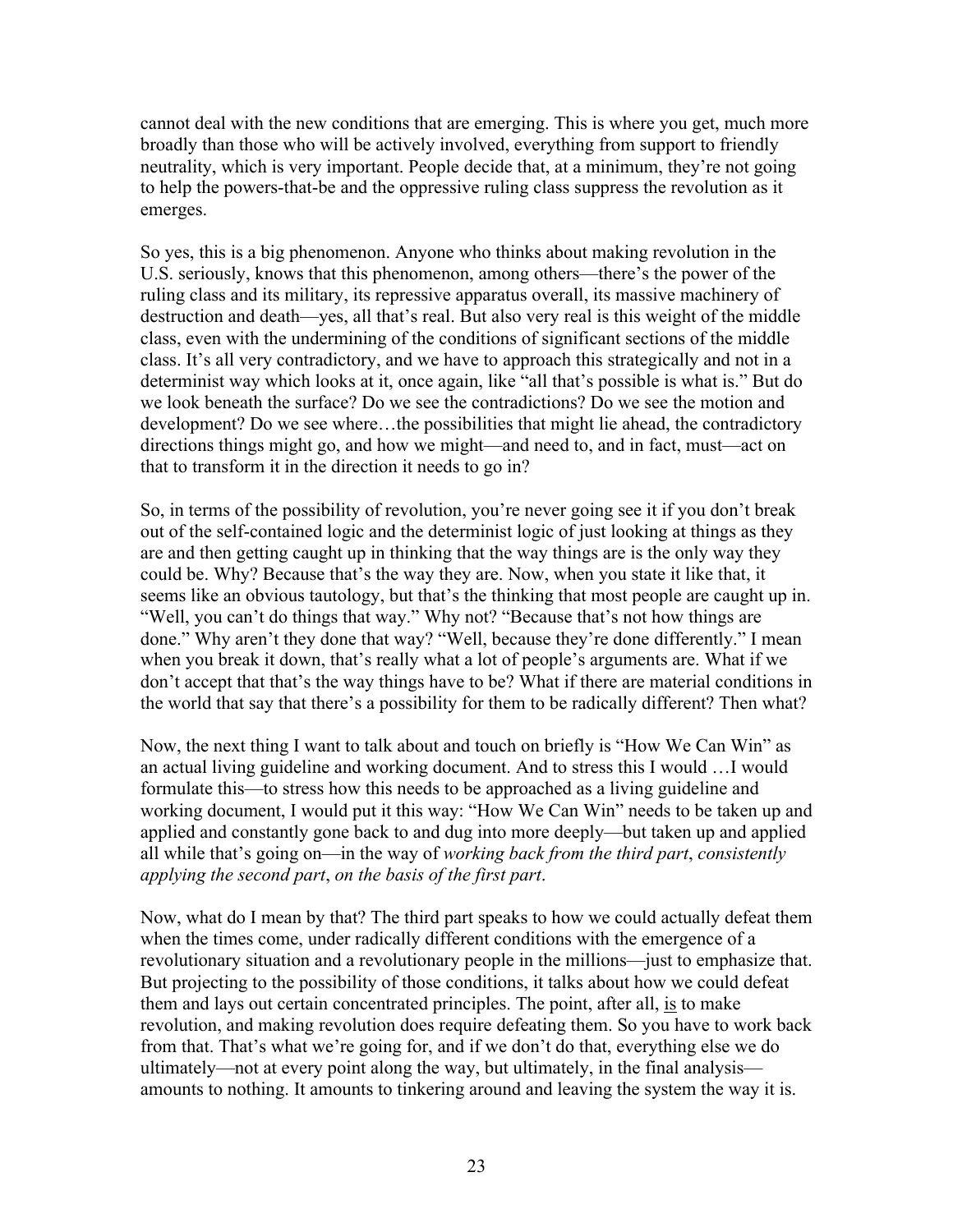cannot deal with the new conditions that are emerging. This is where you get, much more broadly than those who will be actively involved, everything from support to friendly neutrality, which is very important. People decide that, at a minimum, they're not going to help the powers-that-be and the oppressive ruling class suppress the revolution as it emerges.

So yes, this is a big phenomenon. Anyone who thinks about making revolution in the U.S. seriously, knows that this phenomenon, among others—there's the power of the ruling class and its military, its repressive apparatus overall, its massive machinery of destruction and death—yes, all that's real. But also very real is this weight of the middle class, even with the undermining of the conditions of significant sections of the middle class. It's all very contradictory, and we have to approach this strategically and not in a determinist way which looks at it, once again, like "all that's possible is what is." But do we look beneath the surface? Do we see the contradictions? Do we see the motion and development? Do we see where…the possibilities that might lie ahead, the contradictory directions things might go, and how we might—and need to, and in fact, must—act on that to transform it in the direction it needs to go in?

So, in terms of the possibility of revolution, you're never going see it if you don't break out of the self-contained logic and the determinist logic of just looking at things as they are and then getting caught up in thinking that the way things are is the only way they could be. Why? Because that's the way they are. Now, when you state it like that, it seems like an obvious tautology, but that's the thinking that most people are caught up in. "Well, you can't do things that way." Why not? "Because that's not how things are done." Why aren't they done that way? "Well, because they're done differently." I mean when you break it down, that's really what a lot of people's arguments are. What if we don't accept that that's the way things have to be? What if there are material conditions in the world that say that there's a possibility for them to be radically different? Then what?

Now, the next thing I want to talk about and touch on briefly is "How We Can Win" as an actual living guideline and working document. And to stress this I would …I would formulate this—to stress how this needs to be approached as a living guideline and working document, I would put it this way: "How We Can Win" needs to be taken up and applied and constantly gone back to and dug into more deeply—but taken up and applied all while that's going on—in the way of *working back from the third part*, *consistently applying the second part*, *on the basis of the first part*.

Now, what do I mean by that? The third part speaks to how we could actually defeat them when the times come, under radically different conditions with the emergence of a revolutionary situation and a revolutionary people in the millions—just to emphasize that. But projecting to the possibility of those conditions, it talks about how we could defeat them and lays out certain concentrated principles. The point, after all, <u>is</u> to make revolution, and making revolution does require defeating them. So you have to work back from that. That's what we're going for, and if we don't do that, everything else we do ultimately—not at every point along the way, but ultimately, in the final analysis—amounts to nothing. It amounts to tinkering around and leaving the system the way it is.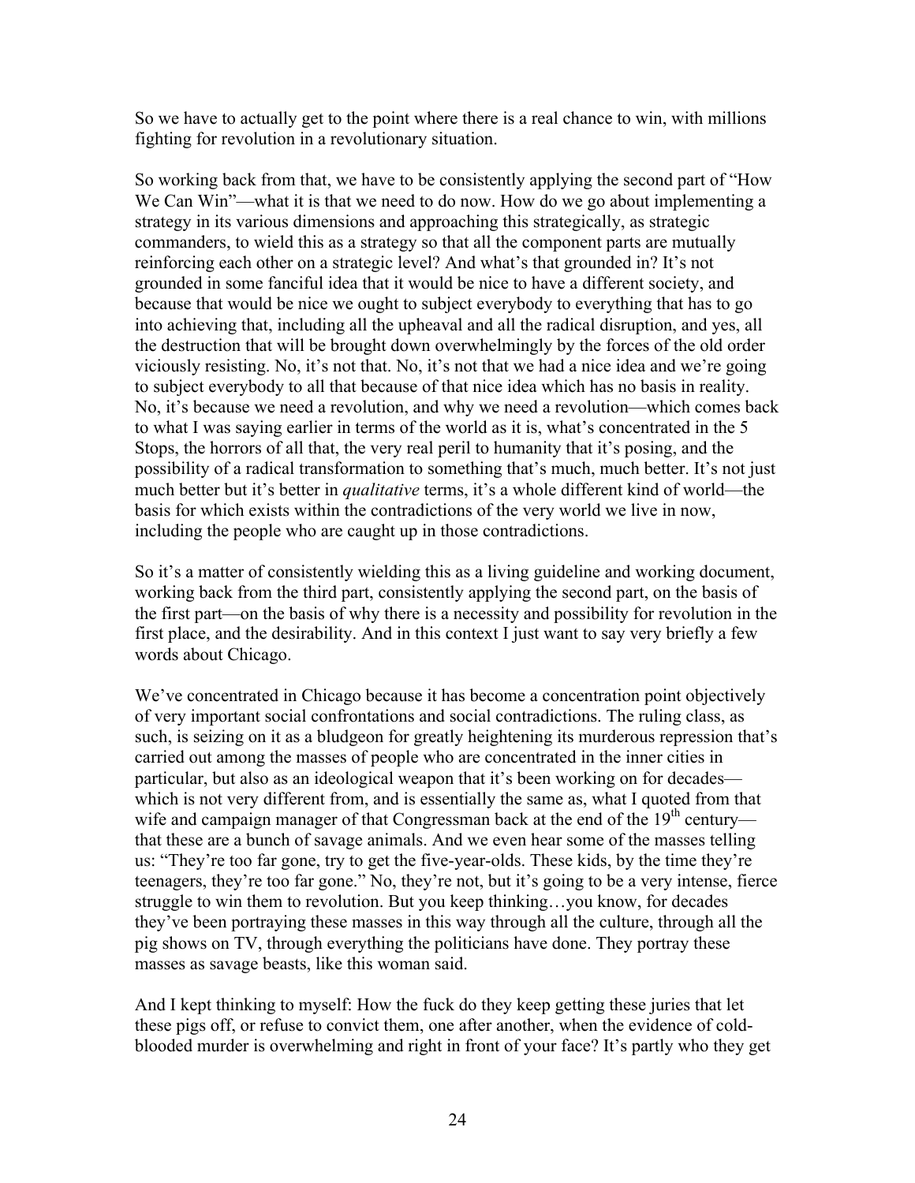So we have to actually get to the point where there is a real chance to win, with millions fighting for revolution in a revolutionary situation.

So working back from that, we have to be consistently applying the second part of "How We Can Win"—what it is that we need to do now. How do we go about implementing a strategy in its various dimensions and approaching this strategically, as strategic commanders, to wield this as a strategy so that all the component parts are mutually reinforcing each other on a strategic level? And what's that grounded in? It's not grounded in some fanciful idea that it would be nice to have a different society, and because that would be nice we ought to subject everybody to everything that has to go into achieving that, including all the upheaval and all the radical disruption, and yes, all the destruction that will be brought down overwhelmingly by the forces of the old order viciously resisting. No, it's not that. No, it's not that we had a nice idea and we're going to subject everybody to all that because of that nice idea which has no basis in reality. No, it's because we need a revolution, and why we need a revolution—which comes back to what I was saying earlier in terms of the world as it is, what's concentrated in the 5 Stops, the horrors of all that, the very real peril to humanity that it's posing, and the possibility of a radical transformation to something that's much, much better. It's not just much better but it's better in *qualitative* terms, it's a whole different kind of world—the basis for which exists within the contradictions of the very world we live in now, including the people who are caught up in those contradictions.

So it's a matter of consistently wielding this as a living guideline and working document, working back from the third part, consistently applying the second part, on the basis of the first part—on the basis of why there is a necessity and possibility for revolution in the first place, and the desirability. And in this context I just want to say very briefly a few words about Chicago.

We've concentrated in Chicago because it has become a concentration point objectively of very important social confrontations and social contradictions. The ruling class, as such, is seizing on it as a bludgeon for greatly heightening its murderous repression that's carried out among the masses of people who are concentrated in the inner cities in particular, but also as an ideological weapon that it's been working on for decades—which is not very different from, and is essentially the same as, what I quoted from that wife and campaign manager of that Congressman back at the end of the 19th century—that these are a bunch of savage animals. And we even hear some of the masses telling us: "They're too far gone, try to get the five-year-olds. These kids, by the time they're teenagers, they're too far gone." No, they're not, but it's going to be a very intense, fierce struggle to win them to revolution. But you keep thinking…you know, for decades they've been portraying these masses in this way through all the culture, through all the pig shows on TV, through everything the politicians have done. They portray these masses as savage beasts, like this woman said.

And I kept thinking to myself: How the fuck do they keep getting these juries that let these pigs off, or refuse to convict them, one after another, when the evidence of cold-blooded murder is overwhelming and right in front of your face? It's partly who they get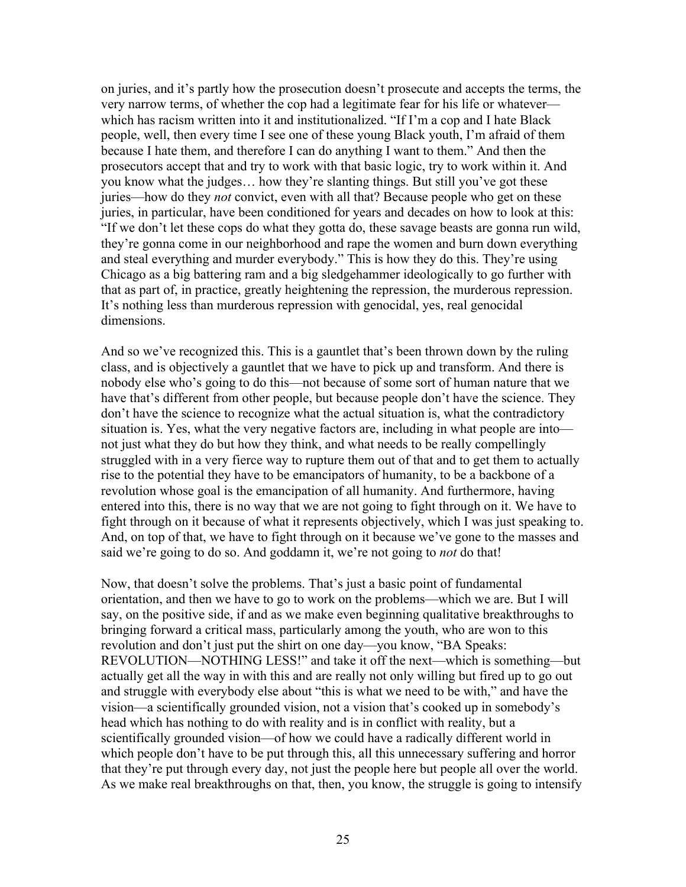on juries, and it's partly how the prosecution doesn't prosecute and accepts the terms, the very narrow terms, of whether the cop had a legitimate fear for his life or whatever—which has racism written into it and institutionalized. "If I'm a cop and I hate Black people, well, then every time I see one of these young Black youth, I'm afraid of them because I hate them, and therefore I can do anything I want to them." And then the prosecutors accept that and try to work with that basic logic, try to work within it. And you know what the judges… how they're slanting things. But still you've got these juries—how do they *not* convict, even with all that? Because people who get on these juries, in particular, have been conditioned for years and decades on how to look at this: "If we don't let these cops do what they gotta do, these savage beasts are gonna run wild, they're gonna come in our neighborhood and rape the women and burn down everything and steal everything and murder everybody." This is how they do this. They're using Chicago as a big battering ram and a big sledgehammer ideologically to go further with that as part of, in practice, greatly heightening the repression, the murderous repression. It's nothing less than murderous repression with genocidal, yes, real genocidal dimensions.

And so we've recognized this. This is a gauntlet that's been thrown down by the ruling class, and is objectively a gauntlet that we have to pick up and transform. And there is nobody else who's going to do this—not because of some sort of human nature that we have that's different from other people, but because people don't have the science. They don't have the science to recognize what the actual situation is, what the contradictory situation is. Yes, what the very negative factors are, including in what people are into—not just what they do but how they think, and what needs to be really compellingly struggled with in a very fierce way to rupture them out of that and to get them to actually rise to the potential they have to be emancipators of humanity, to be a backbone of a revolution whose goal is the emancipation of all humanity. And furthermore, having entered into this, there is no way that we are not going to fight through on it. We have to fight through on it because of what it represents objectively, which I was just speaking to. And, on top of that, we have to fight through on it because we've gone to the masses and said we're going to do so. And goddamn it, we're not going to *not* do that!

Now, that doesn't solve the problems. That's just a basic point of fundamental orientation, and then we have to go to work on the problems—which we are. But I will say, on the positive side, if and as we make even beginning qualitative breakthroughs to bringing forward a critical mass, particularly among the youth, who are won to this revolution and don't just put the shirt on one day—you know, "BA Speaks: REVOLUTION—NOTHING LESS!" and take it off the next—which is something—but actually get all the way in with this and are really not only willing but fired up to go out and struggle with everybody else about "this is what we need to be with," and have the vision—a scientifically grounded vision, not a vision that's cooked up in somebody's head which has nothing to do with reality and is in conflict with reality, but a scientifically grounded vision—of how we could have a radically different world in which people don't have to be put through this, all this unnecessary suffering and horror that they're put through every day, not just the people here but people all over the world. As we make real breakthroughs on that, then, you know, the struggle is going to intensify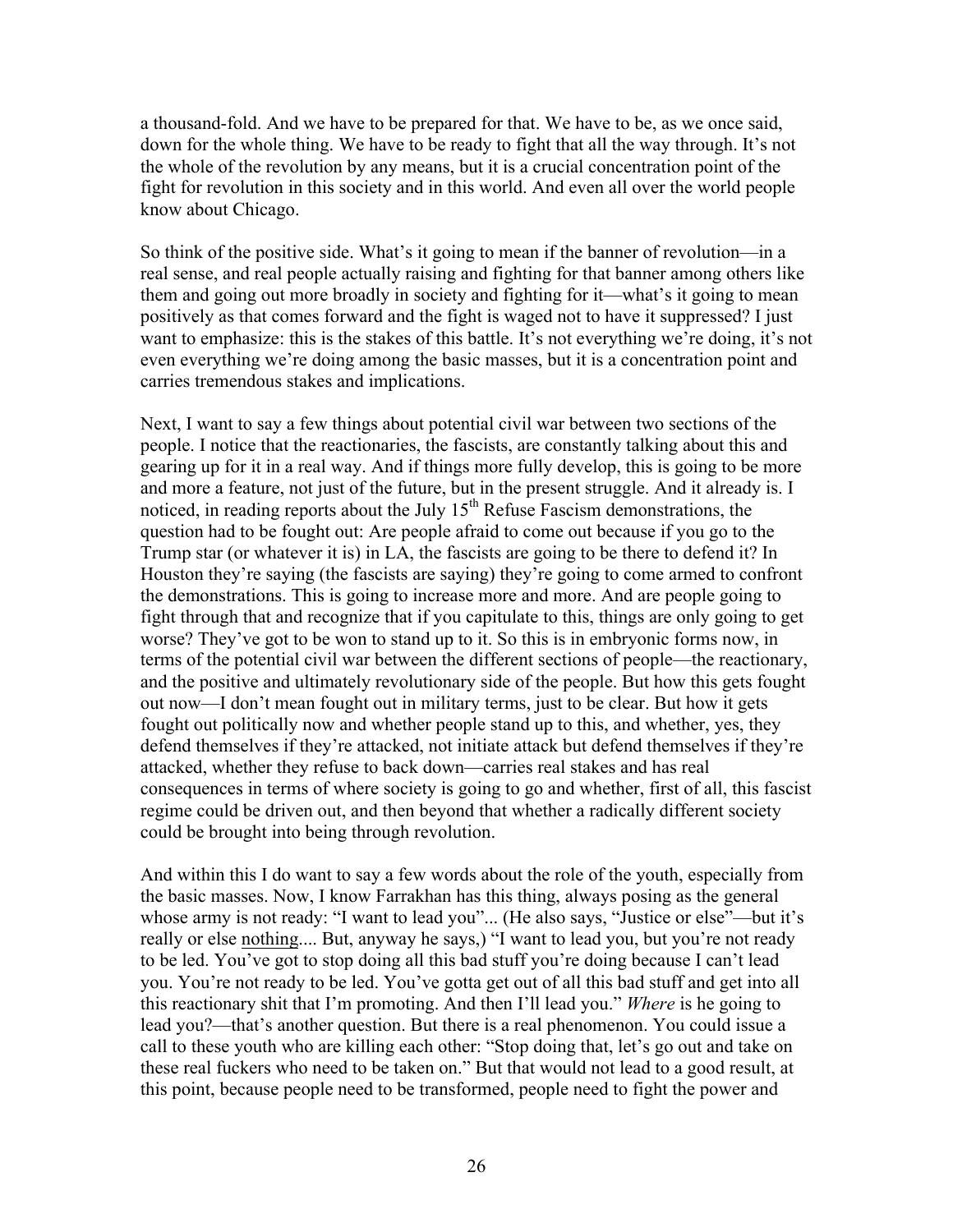a thousand-fold. And we have to be prepared for that. We have to be, as we once said, down for the whole thing. We have to be ready to fight that all the way through. It's not the whole of the revolution by any means, but it is a crucial concentration point of the fight for revolution in this society and in this world. And even all over the world people know about Chicago.

So think of the positive side. What's it going to mean if the banner of revolution—in a real sense, and real people actually raising and fighting for that banner among others like them and going out more broadly in society and fighting for it—what's it going to mean positively as that comes forward and the fight is waged not to have it suppressed? I just want to emphasize: this is the stakes of this battle. It's not everything we're doing, it's not even everything we're doing among the basic masses, but it is a concentration point and carries tremendous stakes and implications.

Next, I want to say a few things about potential civil war between two sections of the people. I notice that the reactionaries, the fascists, are constantly talking about this and gearing up for it in a real way. And if things more fully develop, this is going to be more and more a feature, not just of the future, but in the present struggle. And it already is. I noticed, in reading reports about the July 15th Refuse Fascism demonstrations, the question had to be fought out: Are people afraid to come out because if you go to the Trump star (or whatever it is) in LA, the fascists are going to be there to defend it? In Houston they're saying (the fascists are saying) they're going to come armed to confront the demonstrations. This is going to increase more and more. And are people going to fight through that and recognize that if you capitulate to this, things are only going to get worse? They've got to be won to stand up to it. So this is in embryonic forms now, in terms of the potential civil war between the different sections of people—the reactionary, and the positive and ultimately revolutionary side of the people. But how this gets fought out now—I don't mean fought out in military terms, just to be clear. But how it gets fought out politically now and whether people stand up to this, and whether, yes, they defend themselves if they're attacked, not initiate attack but defend themselves if they're attacked, whether they refuse to back down—carries real stakes and has real consequences in terms of where society is going to go and whether, first of all, this fascist regime could be driven out, and then beyond that whether a radically different society could be brought into being through revolution.

And within this I do want to say a few words about the role of the youth, especially from the basic masses. Now, I know Farrakhan has this thing, always posing as the general whose army is not ready: "I want to lead you"... (He also says, "Justice or else"—but it's really or else <u>nothing</u>.... But, anyway he says,) "I want to lead you, but you're not ready to be led. You've got to stop doing all this bad stuff you're doing because I can't lead you. You're not ready to be led. You've gotta get out of all this bad stuff and get into all this reactionary shit that I'm promoting. And then I'll lead you." *Where* is he going to lead you?—that's another question. But there is a real phenomenon. You could issue a call to these youth who are killing each other: "Stop doing that, let's go out and take on these real fuckers who need to be taken on." But that would not lead to a good result, at this point, because people need to be transformed, people need to fight the power and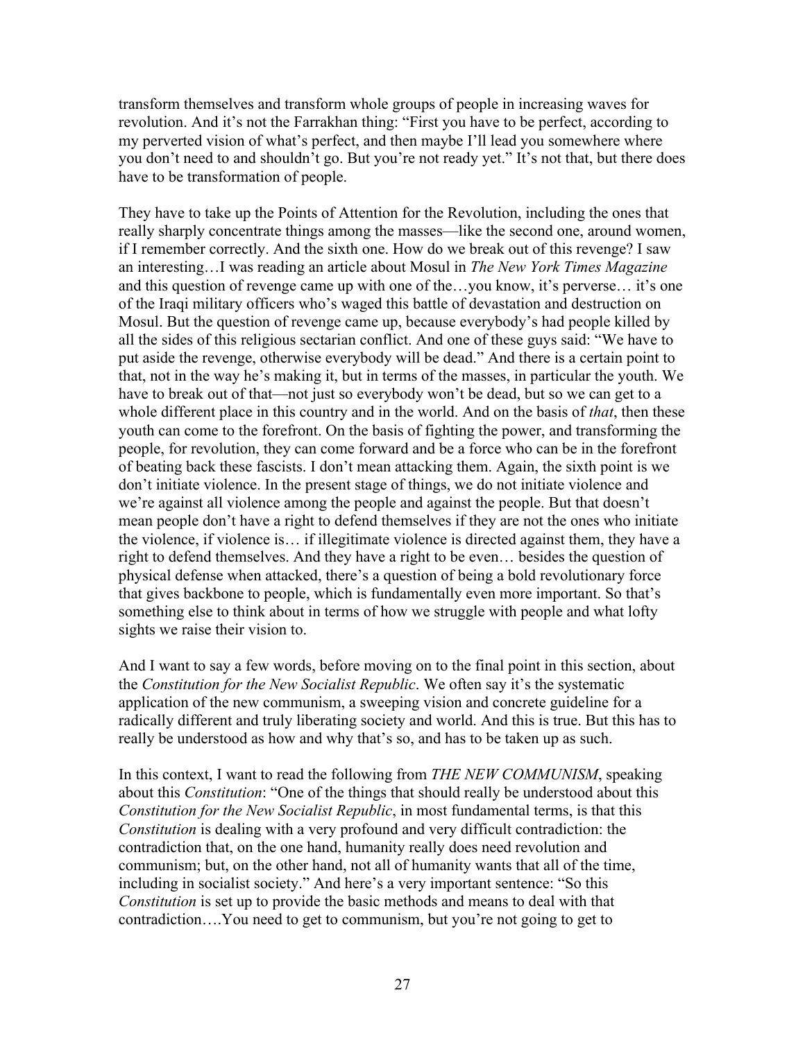transform themselves and transform whole groups of people in increasing waves for revolution. And it's not the Farrakhan thing: "First you have to be perfect, according to my perverted vision of what's perfect, and then maybe I'll lead you somewhere where you don't need to and shouldn't go. But you're not ready yet." It's not that, but there does have to be transformation of people.

They have to take up the Points of Attention for the Revolution, including the ones that really sharply concentrate things among the masses—like the second one, around women, if I remember correctly. And the sixth one. How do we break out of this revenge? I saw an interesting…I was reading an article about Mosul in *The New York Times Magazine* and this question of revenge came up with one of the…you know, it's perverse… it's one of the Iraqi military officers who's waged this battle of devastation and destruction on Mosul. But the question of revenge came up, because everybody's had people killed by all the sides of this religious sectarian conflict. And one of these guys said: "We have to put aside the revenge, otherwise everybody will be dead." And there is a certain point to that, not in the way he's making it, but in terms of the masses, in particular the youth. We have to break out of that—not just so everybody won't be dead, but so we can get to a whole different place in this country and in the world. And on the basis of *that*, then these youth can come to the forefront. On the basis of fighting the power, and transforming the people, for revolution, they can come forward and be a force who can be in the forefront of beating back these fascists. I don't mean attacking them. Again, the sixth point is we don't initiate violence. In the present stage of things, we do not initiate violence and we're against all violence among the people and against the people. But that doesn't mean people don't have a right to defend themselves if they are not the ones who initiate the violence, if violence is… if illegitimate violence is directed against them, they have a right to defend themselves. And they have a right to be even… besides the question of physical defense when attacked, there's a question of being a bold revolutionary force that gives backbone to people, which is fundamentally even more important. So that's something else to think about in terms of how we struggle with people and what lofty sights we raise their vision to.

And I want to say a few words, before moving on to the final point in this section, about the *Constitution for the New Socialist Republic*. We often say it's the systematic application of the new communism, a sweeping vision and concrete guideline for a radically different and truly liberating society and world. And this is true. But this has to really be understood as how and why that's so, and has to be taken up as such.

In this context, I want to read the following from *THE NEW COMMUNISM*, speaking about this *Constitution*: "One of the things that should really be understood about this *Constitution for the New Socialist Republic*, in most fundamental terms, is that this *Constitution* is dealing with a very profound and very difficult contradiction: the contradiction that, on the one hand, humanity really does need revolution and communism; but, on the other hand, not all of humanity wants that all of the time, including in socialist society." And here's a very important sentence: "So this *Constitution* is set up to provide the basic methods and means to deal with that contradiction….You need to get to communism, but you're not going to get to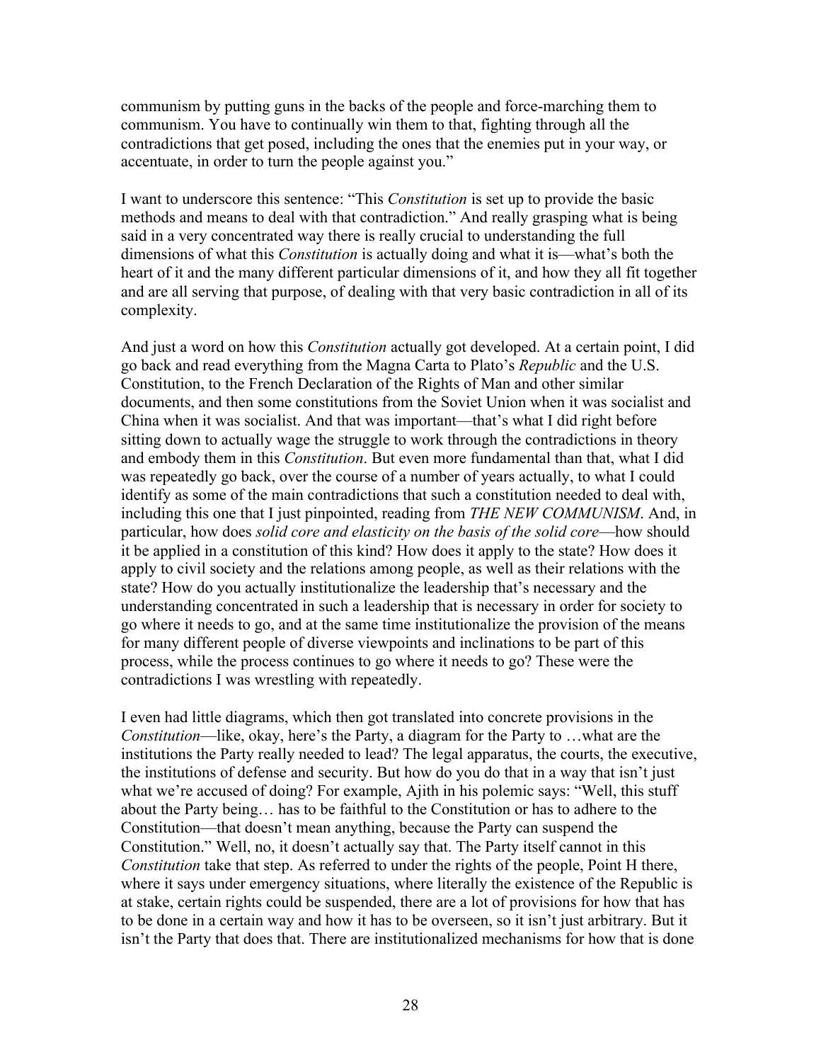communism by putting guns in the backs of the people and force-marching them to communism. You have to continually win them to that, fighting through all the contradictions that get posed, including the ones that the enemies put in your way, or accentuate, in order to turn the people against you."

I want to underscore this sentence: "This *Constitution* is set up to provide the basic methods and means to deal with that contradiction." And really grasping what is being said in a very concentrated way there is really crucial to understanding the full dimensions of what this *Constitution* is actually doing and what it is—what's both the heart of it and the many different particular dimensions of it, and how they all fit together and are all serving that purpose, of dealing with that very basic contradiction in all of its complexity.

And just a word on how this *Constitution* actually got developed. At a certain point, I did go back and read everything from the Magna Carta to Plato's *Republic* and the U.S. Constitution, to the French Declaration of the Rights of Man and other similar documents, and then some constitutions from the Soviet Union when it was socialist and China when it was socialist. And that was important—that's what I did right before sitting down to actually wage the struggle to work through the contradictions in theory and embody them in this *Constitution*. But even more fundamental than that, what I did was repeatedly go back, over the course of a number of years actually, to what I could identify as some of the main contradictions that such a constitution needed to deal with, including this one that I just pinpointed, reading from *THE NEW COMMUNISM*. And, in particular, how does *solid core and elasticity on the basis of the solid core*—how should it be applied in a constitution of this kind? How does it apply to the state? How does it apply to civil society and the relations among people, as well as their relations with the state? How do you actually institutionalize the leadership that's necessary and the understanding concentrated in such a leadership that is necessary in order for society to go where it needs to go, and at the same time institutionalize the provision of the means for many different people of diverse viewpoints and inclinations to be part of this process, while the process continues to go where it needs to go? These were the contradictions I was wrestling with repeatedly.

I even had little diagrams, which then got translated into concrete provisions in the *Constitution*—like, okay, here's the Party, a diagram for the Party to …what are the institutions the Party really needed to lead? The legal apparatus, the courts, the executive, the institutions of defense and security. But how do you do that in a way that isn't just what we're accused of doing? For example, Ajith in his polemic says: "Well, this stuff about the Party being… has to be faithful to the Constitution or has to adhere to the Constitution—that doesn't mean anything, because the Party can suspend the Constitution." Well, no, it doesn't actually say that. The Party itself cannot in this *Constitution* take that step. As referred to under the rights of the people, Point H there, where it says under emergency situations, where literally the existence of the Republic is at stake, certain rights could be suspended, there are a lot of provisions for how that has to be done in a certain way and how it has to be overseen, so it isn't just arbitrary. But it isn't the Party that does that. There are institutionalized mechanisms for how that is done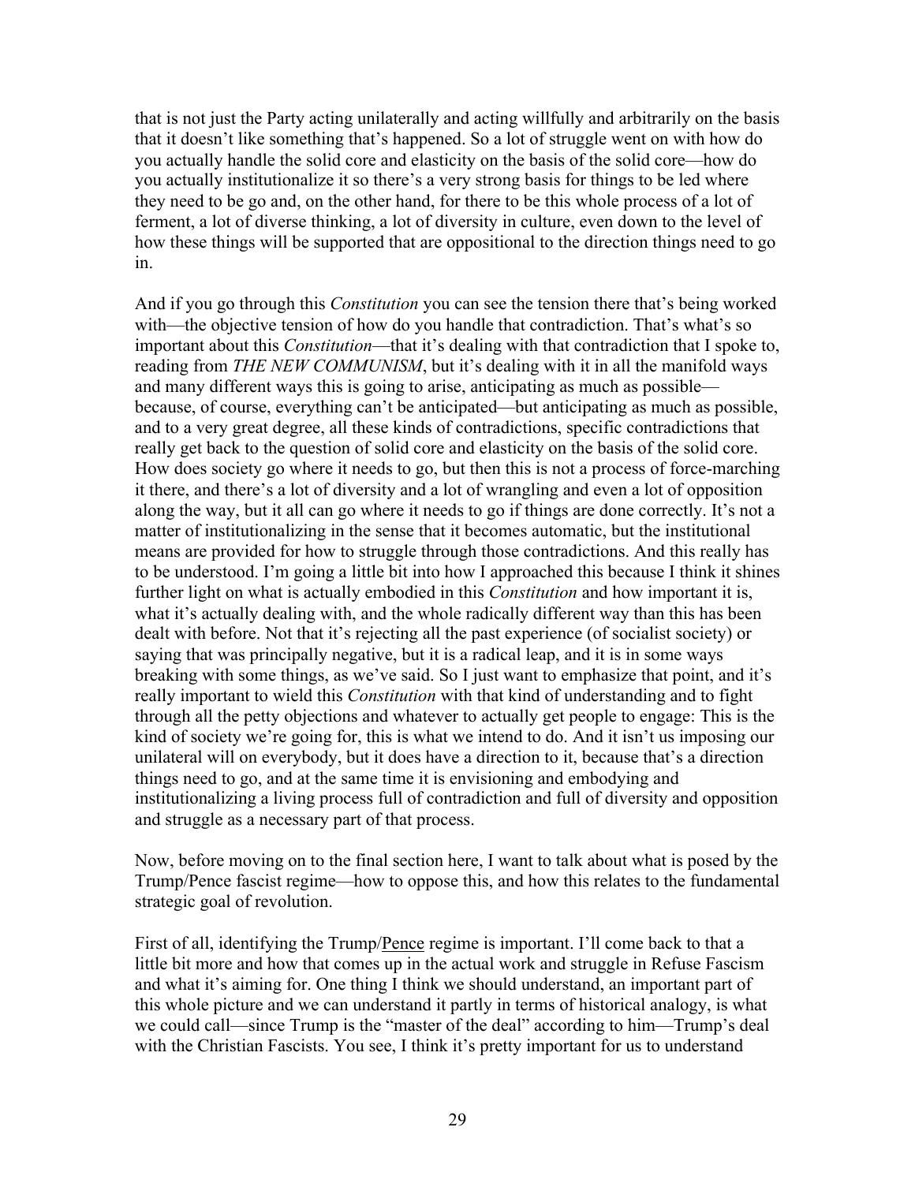that is not just the Party acting unilaterally and acting willfully and arbitrarily on the basis that it doesn't like something that's happened. So a lot of struggle went on with how do you actually handle the solid core and elasticity on the basis of the solid core—how do you actually institutionalize it so there's a very strong basis for things to be led where they need to be go and, on the other hand, for there to be this whole process of a lot of ferment, a lot of diverse thinking, a lot of diversity in culture, even down to the level of how these things will be supported that are oppositional to the direction things need to go in.

And if you go through this *Constitution* you can see the tension there that's being worked with—the objective tension of how do you handle that contradiction. That's what's so important about this *Constitution*—that it's dealing with that contradiction that I spoke to, reading from *THE NEW COMMUNISM*, but it's dealing with it in all the manifold ways and many different ways this is going to arise, anticipating as much as possible—because, of course, everything can't be anticipated—but anticipating as much as possible, and to a very great degree, all these kinds of contradictions, specific contradictions that really get back to the question of solid core and elasticity on the basis of the solid core. How does society go where it needs to go, but then this is not a process of force-marching it there, and there's a lot of diversity and a lot of wrangling and even a lot of opposition along the way, but it all can go where it needs to go if things are done correctly. It's not a matter of institutionalizing in the sense that it becomes automatic, but the institutional means are provided for how to struggle through those contradictions. And this really has to be understood. I'm going a little bit into how I approached this because I think it shines further light on what is actually embodied in this *Constitution* and how important it is, what it's actually dealing with, and the whole radically different way than this has been dealt with before. Not that it's rejecting all the past experience (of socialist society) or saying that was principally negative, but it is a radical leap, and it is in some ways breaking with some things, as we've said. So I just want to emphasize that point, and it's really important to wield this *Constitution* with that kind of understanding and to fight through all the petty objections and whatever to actually get people to engage: This is the kind of society we're going for, this is what we intend to do. And it isn't us imposing our unilateral will on everybody, but it does have a direction to it, because that's a direction things need to go, and at the same time it is envisioning and embodying and institutionalizing a living process full of contradiction and full of diversity and opposition and struggle as a necessary part of that process.

Now, before moving on to the final section here, I want to talk about what is posed by the Trump/Pence fascist regime—how to oppose this, and how this relates to the fundamental strategic goal of revolution.

First of all, identifying the Trump/Pence regime is important. I'll come back to that a little bit more and how that comes up in the actual work and struggle in Refuse Fascism and what it's aiming for. One thing I think we should understand, an important part of this whole picture and we can understand it partly in terms of historical analogy, is what we could call—since Trump is the "master of the deal" according to him—Trump's deal with the Christian Fascists. You see, I think it's pretty important for us to understand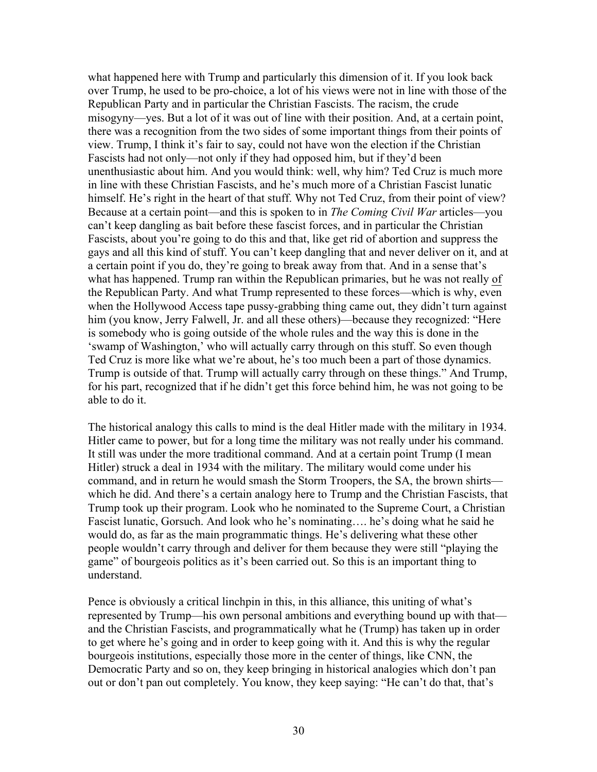what happened here with Trump and particularly this dimension of it. If you look back over Trump, he used to be pro-choice, a lot of his views were not in line with those of the Republican Party and in particular the Christian Fascists. The racism, the crude misogyny—yes. But a lot of it was out of line with their position. And, at a certain point, there was a recognition from the two sides of some important things from their points of view. Trump, I think it's fair to say, could not have won the election if the Christian Fascists had not only—not only if they had opposed him, but if they'd been unenthusiastic about him. And you would think: well, why him? Ted Cruz is much more in line with these Christian Fascists, and he's much more of a Christian Fascist lunatic himself. He's right in the heart of that stuff. Why not Ted Cruz, from their point of view? Because at a certain point—and this is spoken to in *The Coming Civil War* articles—you can't keep dangling as bait before these fascist forces, and in particular the Christian Fascists, about you're going to do this and that, like get rid of abortion and suppress the gays and all this kind of stuff. You can't keep dangling that and never deliver on it, and at a certain point if you do, they're going to break away from that. And in a sense that's what has happened. Trump ran within the Republican primaries, but he was not really <u>of</u> the Republican Party. And what Trump represented to these forces—which is why, even when the Hollywood Access tape pussy-grabbing thing came out, they didn't turn against him (you know, Jerry Falwell, Jr. and all these others)—because they recognized: "Here is somebody who is going outside of the whole rules and the way this is done in the 'swamp of Washington,' who will actually carry through on this stuff. So even though Ted Cruz is more like what we're about, he's too much been a part of those dynamics. Trump is outside of that. Trump will actually carry through on these things." And Trump, for his part, recognized that if he didn't get this force behind him, he was not going to be able to do it.

The historical analogy this calls to mind is the deal Hitler made with the military in 1934. Hitler came to power, but for a long time the military was not really under his command. It still was under the more traditional command. And at a certain point Trump (I mean Hitler) struck a deal in 1934 with the military. The military would come under his command, and in return he would smash the Storm Troopers, the SA, the brown shirts—which he did. And there's a certain analogy here to Trump and the Christian Fascists, that Trump took up their program. Look who he nominated to the Supreme Court, a Christian Fascist lunatic, Gorsuch. And look who he's nominating…. he's doing what he said he would do, as far as the main programmatic things. He's delivering what these other people wouldn't carry through and deliver for them because they were still "playing the game" of bourgeois politics as it's been carried out. So this is an important thing to understand.

Pence is obviously a critical linchpin in this, in this alliance, this uniting of what's represented by Trump—his own personal ambitions and everything bound up with that—and the Christian Fascists, and programmatically what he (Trump) has taken up in order to get where he's going and in order to keep going with it. And this is why the regular bourgeois institutions, especially those more in the center of things, like CNN, the Democratic Party and so on, they keep bringing in historical analogies which don't pan out or don't pan out completely. You know, they keep saying: "He can't do that, that's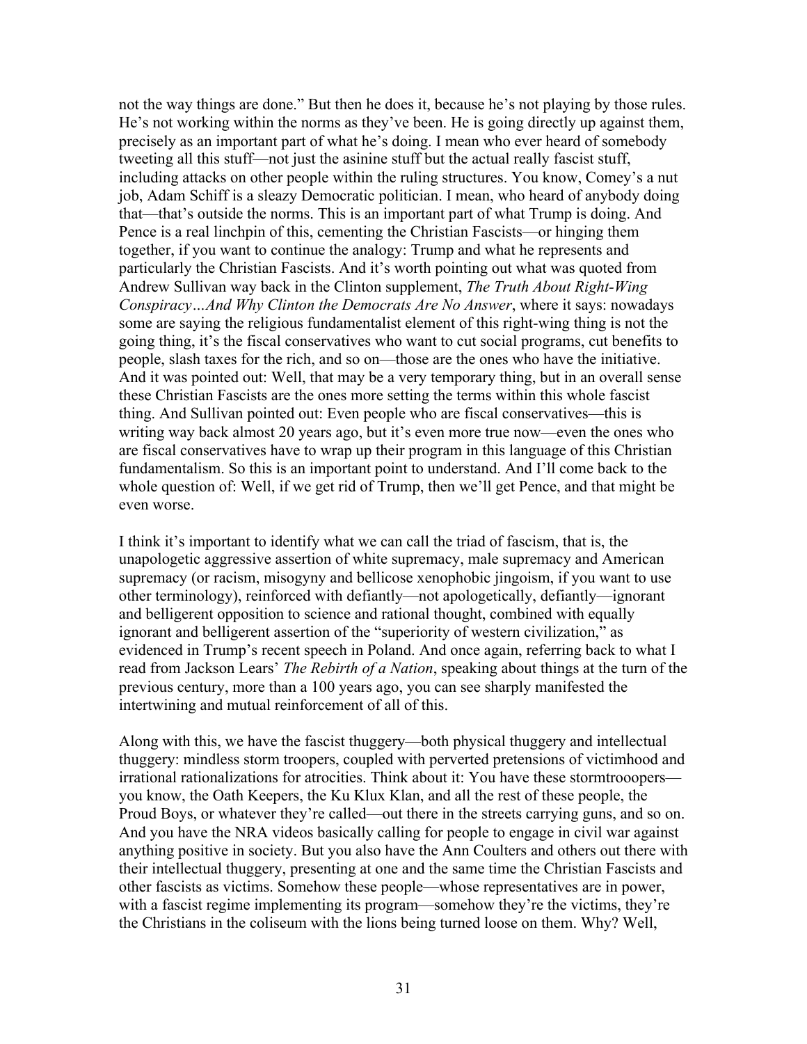not the way things are done." But then he does it, because he's not playing by those rules. He's not working within the norms as they've been. He is going directly up against them, precisely as an important part of what he's doing. I mean who ever heard of somebody tweeting all this stuff—not just the asinine stuff but the actual really fascist stuff, including attacks on other people within the ruling structures. You know, Comey's a nut job, Adam Schiff is a sleazy Democratic politician. I mean, who heard of anybody doing that—that's outside the norms. This is an important part of what Trump is doing. And Pence is a real linchpin of this, cementing the Christian Fascists—or hinging them together, if you want to continue the analogy: Trump and what he represents and particularly the Christian Fascists. And it's worth pointing out what was quoted from Andrew Sullivan way back in the Clinton supplement, *The Truth About Right-Wing Conspiracy…And Why Clinton the Democrats Are No Answer*, where it says: nowadays some are saying the religious fundamentalist element of this right-wing thing is not the going thing, it's the fiscal conservatives who want to cut social programs, cut benefits to people, slash taxes for the rich, and so on—those are the ones who have the initiative. And it was pointed out: Well, that may be a very temporary thing, but in an overall sense these Christian Fascists are the ones more setting the terms within this whole fascist thing. And Sullivan pointed out: Even people who are fiscal conservatives—this is writing way back almost 20 years ago, but it's even more true now—even the ones who are fiscal conservatives have to wrap up their program in this language of this Christian fundamentalism. So this is an important point to understand. And I'll come back to the whole question of: Well, if we get rid of Trump, then we'll get Pence, and that might be even worse.

I think it's important to identify what we can call the triad of fascism, that is, the unapologetic aggressive assertion of white supremacy, male supremacy and American supremacy (or racism, misogyny and bellicose xenophobic jingoism, if you want to use other terminology), reinforced with defiantly—not apologetically, defiantly—ignorant and belligerent opposition to science and rational thought, combined with equally ignorant and belligerent assertion of the "superiority of western civilization," as evidenced in Trump's recent speech in Poland. And once again, referring back to what I read from Jackson Lears' *The Rebirth of a Nation*, speaking about things at the turn of the previous century, more than a 100 years ago, you can see sharply manifested the intertwining and mutual reinforcement of all of this.

Along with this, we have the fascist thuggery—both physical thuggery and intellectual thuggery: mindless storm troopers, coupled with perverted pretensions of victimhood and irrational rationalizations for atrocities. Think about it: You have these stormtrooopers—you know, the Oath Keepers, the Ku Klux Klan, and all the rest of these people, the Proud Boys, or whatever they're called—out there in the streets carrying guns, and so on. And you have the NRA videos basically calling for people to engage in civil war against anything positive in society. But you also have the Ann Coulters and others out there with their intellectual thuggery, presenting at one and the same time the Christian Fascists and other fascists as victims. Somehow these people—whose representatives are in power, with a fascist regime implementing its program—somehow they're the victims, they're the Christians in the coliseum with the lions being turned loose on them. Why? Well,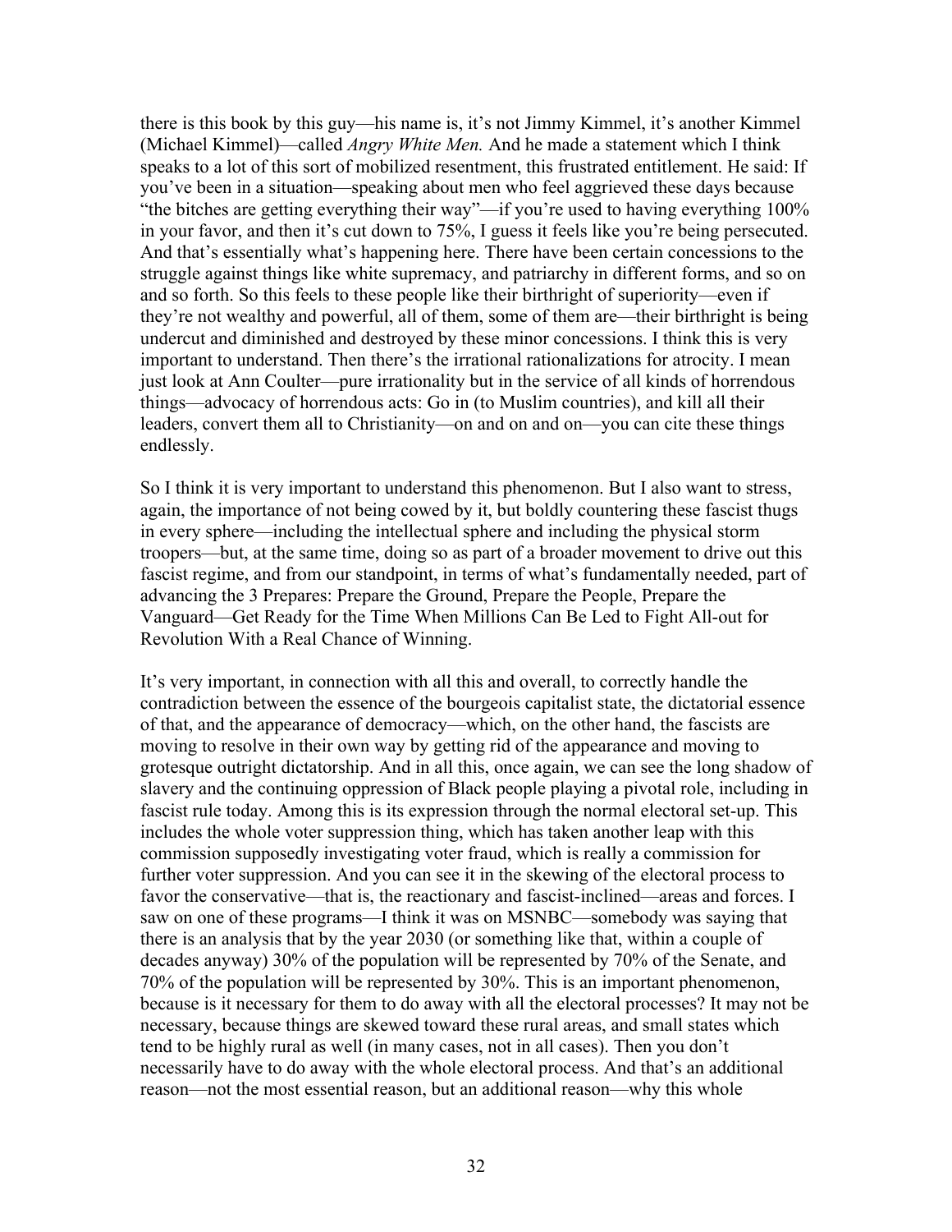there is this book by this guy—his name is, it's not Jimmy Kimmel, it's another Kimmel (Michael Kimmel)—called *Angry White Men.* And he made a statement which I think speaks to a lot of this sort of mobilized resentment, this frustrated entitlement. He said: If you've been in a situation—speaking about men who feel aggrieved these days because "the bitches are getting everything their way"—if you're used to having everything 100% in your favor, and then it's cut down to 75%, I guess it feels like you're being persecuted. And that's essentially what's happening here. There have been certain concessions to the struggle against things like white supremacy, and patriarchy in different forms, and so on and so forth. So this feels to these people like their birthright of superiority—even if they're not wealthy and powerful, all of them, some of them are—their birthright is being undercut and diminished and destroyed by these minor concessions. I think this is very important to understand. Then there's the irrational rationalizations for atrocity. I mean just look at Ann Coulter—pure irrationality but in the service of all kinds of horrendous things—advocacy of horrendous acts: Go in (to Muslim countries), and kill all their leaders, convert them all to Christianity—on and on and on—you can cite these things endlessly.

So I think it is very important to understand this phenomenon. But I also want to stress, again, the importance of not being cowed by it, but boldly countering these fascist thugs in every sphere—including the intellectual sphere and including the physical storm troopers—but, at the same time, doing so as part of a broader movement to drive out this fascist regime, and from our standpoint, in terms of what's fundamentally needed, part of advancing the 3 Prepares: Prepare the Ground, Prepare the People, Prepare the Vanguard—Get Ready for the Time When Millions Can Be Led to Fight All-out for Revolution With a Real Chance of Winning.

It's very important, in connection with all this and overall, to correctly handle the contradiction between the essence of the bourgeois capitalist state, the dictatorial essence of that, and the appearance of democracy—which, on the other hand, the fascists are moving to resolve in their own way by getting rid of the appearance and moving to grotesque outright dictatorship. And in all this, once again, we can see the long shadow of slavery and the continuing oppression of Black people playing a pivotal role, including in fascist rule today. Among this is its expression through the normal electoral set-up. This includes the whole voter suppression thing, which has taken another leap with this commission supposedly investigating voter fraud, which is really a commission for further voter suppression. And you can see it in the skewing of the electoral process to favor the conservative—that is, the reactionary and fascist-inclined—areas and forces. I saw on one of these programs—I think it was on MSNBC—somebody was saying that there is an analysis that by the year 2030 (or something like that, within a couple of decades anyway) 30% of the population will be represented by 70% of the Senate, and 70% of the population will be represented by 30%. This is an important phenomenon, because is it necessary for them to do away with all the electoral processes? It may not be necessary, because things are skewed toward these rural areas, and small states which tend to be highly rural as well (in many cases, not in all cases). Then you don't necessarily have to do away with the whole electoral process. And that's an additional reason—not the most essential reason, but an additional reason—why this whole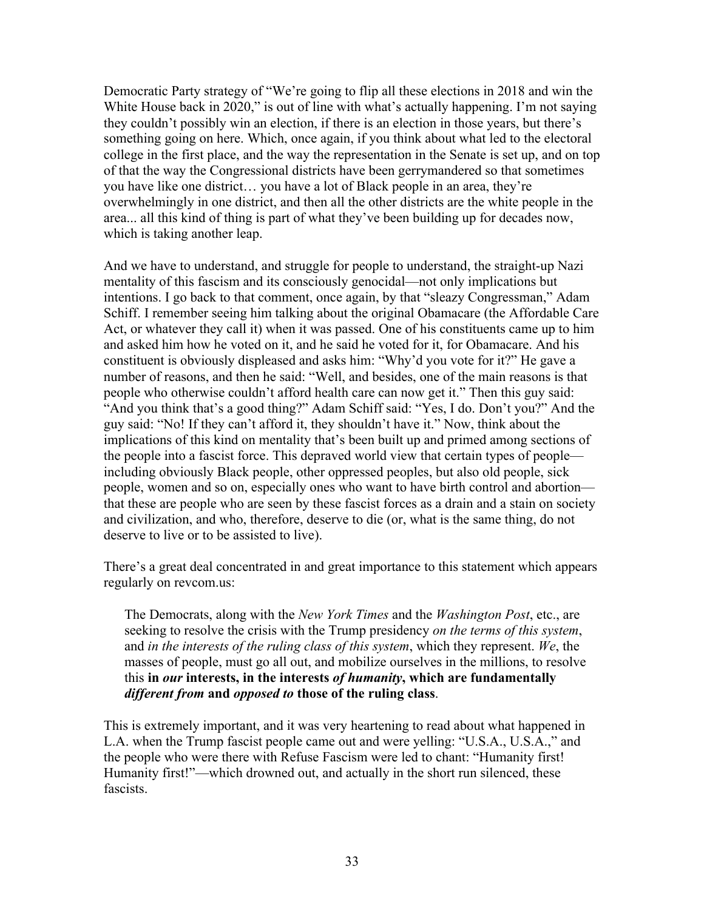Democratic Party strategy of "We're going to flip all these elections in 2018 and win the White House back in 2020," is out of line with what's actually happening. I'm not saying they couldn't possibly win an election, if there is an election in those years, but there's something going on here. Which, once again, if you think about what led to the electoral college in the first place, and the way the representation in the Senate is set up, and on top of that the way the Congressional districts have been gerrymandered so that sometimes you have like one district… you have a lot of Black people in an area, they're overwhelmingly in one district, and then all the other districts are the white people in the area... all this kind of thing is part of what they've been building up for decades now, which is taking another leap.

And we have to understand, and struggle for people to understand, the straight-up Nazi mentality of this fascism and its consciously genocidal—not only implications but intentions. I go back to that comment, once again, by that "sleazy Congressman," Adam Schiff. I remember seeing him talking about the original Obamacare (the Affordable Care Act, or whatever they call it) when it was passed. One of his constituents came up to him and asked him how he voted on it, and he said he voted for it, for Obamacare. And his constituent is obviously displeased and asks him: "Why'd you vote for it?" He gave a number of reasons, and then he said: "Well, and besides, one of the main reasons is that people who otherwise couldn't afford health care can now get it." Then this guy said: "And you think that's a good thing?" Adam Schiff said: "Yes, I do. Don't you?" And the guy said: "No! If they can't afford it, they shouldn't have it." Now, think about the implications of this kind on mentality that's been built up and primed among sections of the people into a fascist force. This depraved world view that certain types of people—including obviously Black people, other oppressed peoples, but also old people, sick people, women and so on, especially ones who want to have birth control and abortion—that these are people who are seen by these fascist forces as a drain and a stain on society and civilization, and who, therefore, deserve to die (or, what is the same thing, do not deserve to live or to be assisted to live).

There's a great deal concentrated in and great importance to this statement which appears regularly on revcom.us:

> The Democrats, along with the *New York Times* and the *Washington Post*, etc., are seeking to resolve the crisis with the Trump presidency *on the terms of this system*, and *in the interests of the ruling class of this system*, which they represent. *We*, the masses of people, must go all out, and mobilize ourselves in the millions, to resolve this **in *our* interests, in the interests *of humanity*, which are fundamentally *different from* and *opposed to* those of the ruling class**.

This is extremely important, and it was very heartening to read about what happened in L.A. when the Trump fascist people came out and were yelling: "U.S.A., U.S.A.," and the people who were there with Refuse Fascism were led to chant: "Humanity first! Humanity first!"—which drowned out, and actually in the short run silenced, these fascists.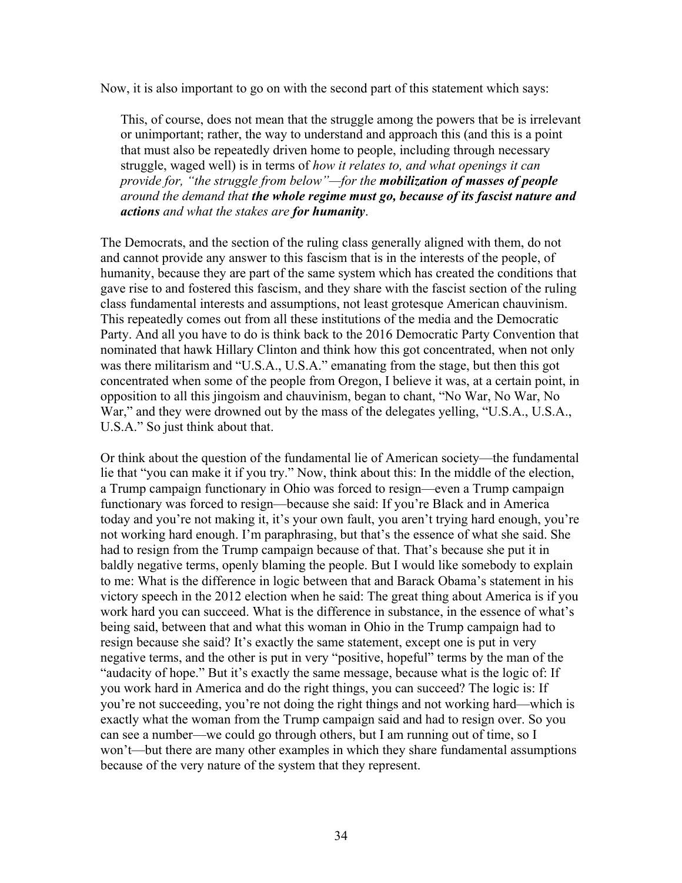Now, it is also important to go on with the second part of this statement which says:

> This, of course, does not mean that the struggle among the powers that be is irrelevant or unimportant; rather, the way to understand and approach this (and this is a point that must also be repeatedly driven home to people, including through necessary struggle, waged well) is in terms of *how it relates to, and what openings it can provide for, "the struggle from below"—for the* ***mobilization of masses of people*** *around the demand that* ***the whole regime must go, because of its fascist nature and actions*** *and what the stakes are* ***for humanity***.

The Democrats, and the section of the ruling class generally aligned with them, do not and cannot provide any answer to this fascism that is in the interests of the people, of humanity, because they are part of the same system which has created the conditions that gave rise to and fostered this fascism, and they share with the fascist section of the ruling class fundamental interests and assumptions, not least grotesque American chauvinism. This repeatedly comes out from all these institutions of the media and the Democratic Party. And all you have to do is think back to the 2016 Democratic Party Convention that nominated that hawk Hillary Clinton and think how this got concentrated, when not only was there militarism and "U.S.A., U.S.A." emanating from the stage, but then this got concentrated when some of the people from Oregon, I believe it was, at a certain point, in opposition to all this jingoism and chauvinism, began to chant, "No War, No War, No War," and they were drowned out by the mass of the delegates yelling, "U.S.A., U.S.A., U.S.A." So just think about that.

Or think about the question of the fundamental lie of American society—the fundamental lie that "you can make it if you try." Now, think about this: In the middle of the election, a Trump campaign functionary in Ohio was forced to resign—even a Trump campaign functionary was forced to resign—because she said: If you're Black and in America today and you're not making it, it's your own fault, you aren't trying hard enough, you're not working hard enough. I'm paraphrasing, but that's the essence of what she said. She had to resign from the Trump campaign because of that. That's because she put it in baldly negative terms, openly blaming the people. But I would like somebody to explain to me: What is the difference in logic between that and Barack Obama's statement in his victory speech in the 2012 election when he said: The great thing about America is if you work hard you can succeed. What is the difference in substance, in the essence of what's being said, between that and what this woman in Ohio in the Trump campaign had to resign because she said? It's exactly the same statement, except one is put in very negative terms, and the other is put in very "positive, hopeful" terms by the man of the "audacity of hope." But it's exactly the same message, because what is the logic of: If you work hard in America and do the right things, you can succeed? The logic is: If you're not succeeding, you're not doing the right things and not working hard—which is exactly what the woman from the Trump campaign said and had to resign over. So you can see a number—we could go through others, but I am running out of time, so I won't—but there are many other examples in which they share fundamental assumptions because of the very nature of the system that they represent.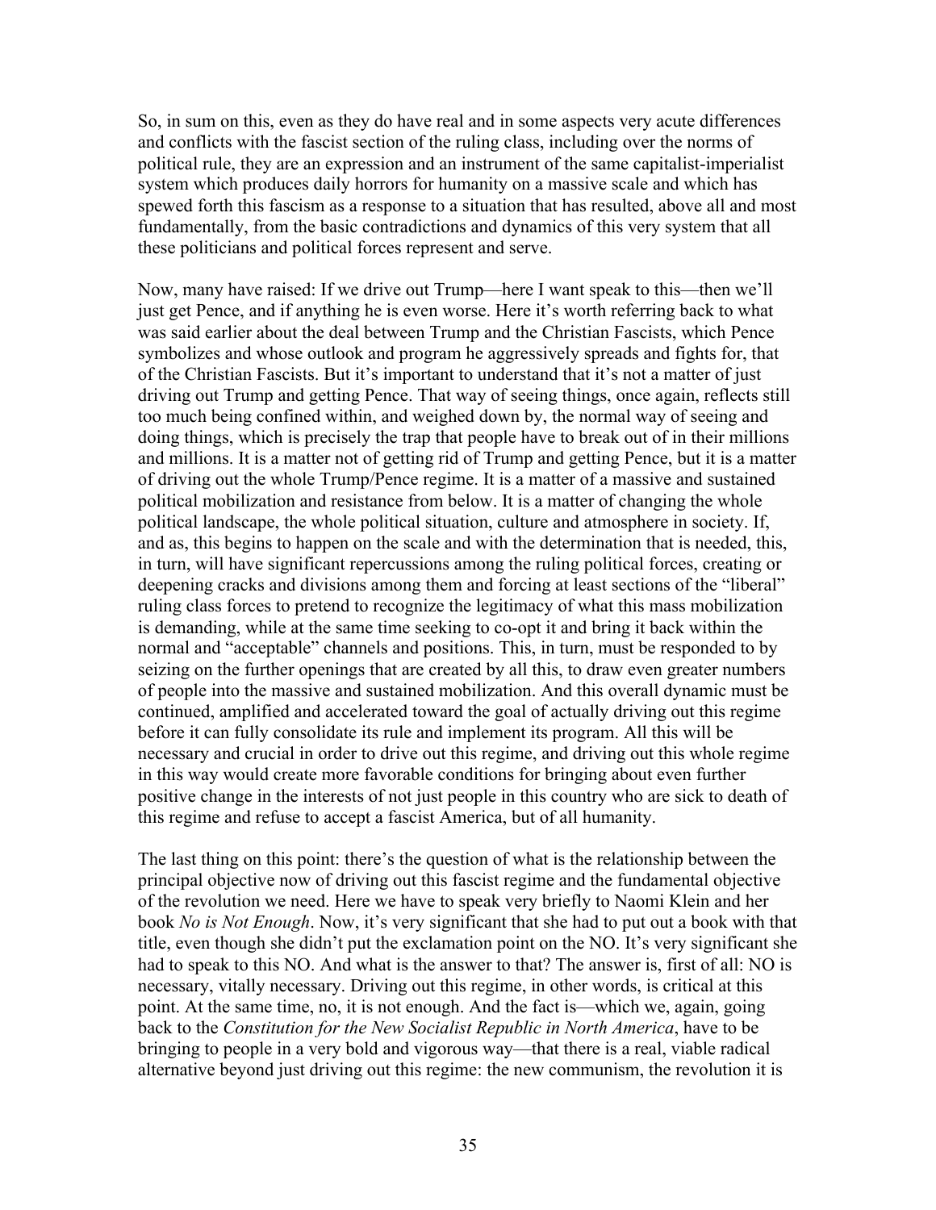So, in sum on this, even as they do have real and in some aspects very acute differences and conflicts with the fascist section of the ruling class, including over the norms of political rule, they are an expression and an instrument of the same capitalist-imperialist system which produces daily horrors for humanity on a massive scale and which has spewed forth this fascism as a response to a situation that has resulted, above all and most fundamentally, from the basic contradictions and dynamics of this very system that all these politicians and political forces represent and serve.

Now, many have raised: If we drive out Trump—here I want speak to this—then we'll just get Pence, and if anything he is even worse. Here it's worth referring back to what was said earlier about the deal between Trump and the Christian Fascists, which Pence symbolizes and whose outlook and program he aggressively spreads and fights for, that of the Christian Fascists. But it's important to understand that it's not a matter of just driving out Trump and getting Pence. That way of seeing things, once again, reflects still too much being confined within, and weighed down by, the normal way of seeing and doing things, which is precisely the trap that people have to break out of in their millions and millions. It is a matter not of getting rid of Trump and getting Pence, but it is a matter of driving out the whole Trump/Pence regime. It is a matter of a massive and sustained political mobilization and resistance from below. It is a matter of changing the whole political landscape, the whole political situation, culture and atmosphere in society. If, and as, this begins to happen on the scale and with the determination that is needed, this, in turn, will have significant repercussions among the ruling political forces, creating or deepening cracks and divisions among them and forcing at least sections of the "liberal" ruling class forces to pretend to recognize the legitimacy of what this mass mobilization is demanding, while at the same time seeking to co-opt it and bring it back within the normal and "acceptable" channels and positions. This, in turn, must be responded to by seizing on the further openings that are created by all this, to draw even greater numbers of people into the massive and sustained mobilization. And this overall dynamic must be continued, amplified and accelerated toward the goal of actually driving out this regime before it can fully consolidate its rule and implement its program. All this will be necessary and crucial in order to drive out this regime, and driving out this whole regime in this way would create more favorable conditions for bringing about even further positive change in the interests of not just people in this country who are sick to death of this regime and refuse to accept a fascist America, but of all humanity.

The last thing on this point: there's the question of what is the relationship between the principal objective now of driving out this fascist regime and the fundamental objective of the revolution we need. Here we have to speak very briefly to Naomi Klein and her book *No is Not Enough*. Now, it's very significant that she had to put out a book with that title, even though she didn't put the exclamation point on the NO. It's very significant she had to speak to this NO. And what is the answer to that? The answer is, first of all: NO is necessary, vitally necessary. Driving out this regime, in other words, is critical at this point. At the same time, no, it is not enough. And the fact is—which we, again, going back to the *Constitution for the New Socialist Republic in North America*, have to be bringing to people in a very bold and vigorous way—that there is a real, viable radical alternative beyond just driving out this regime: the new communism, the revolution it is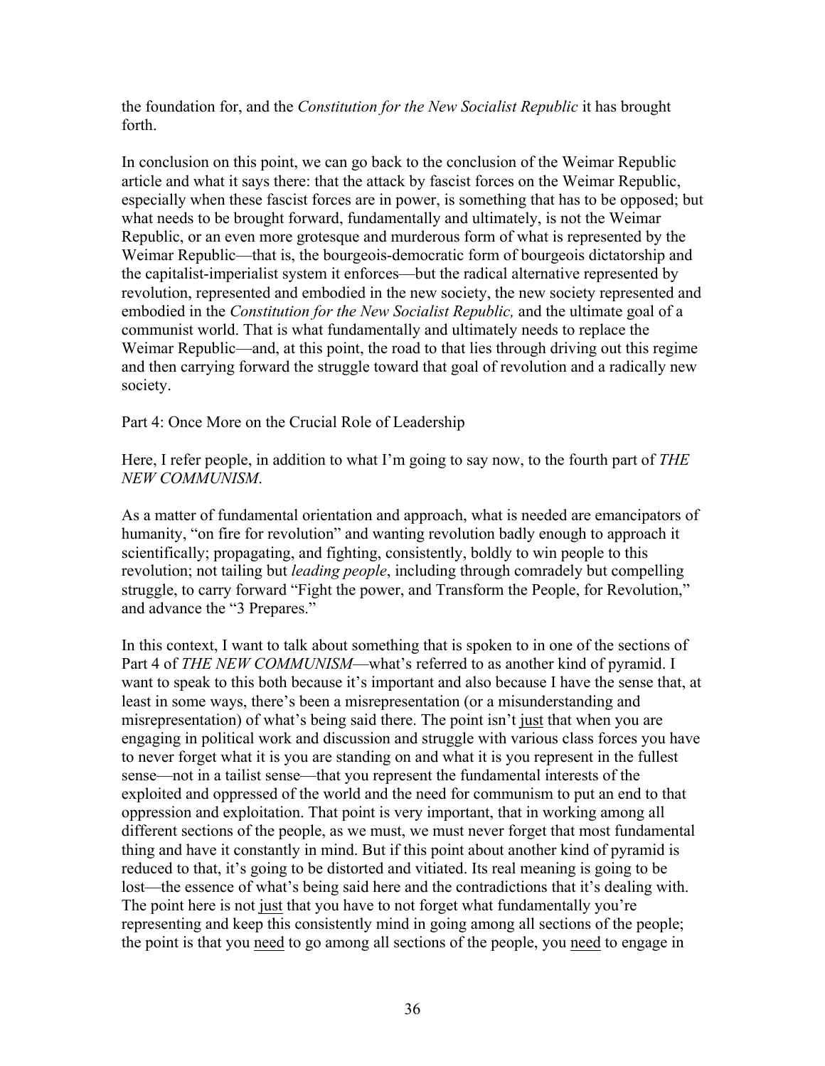the foundation for, and the *Constitution for the New Socialist Republic* it has brought forth.

In conclusion on this point, we can go back to the conclusion of the Weimar Republic article and what it says there: that the attack by fascist forces on the Weimar Republic, especially when these fascist forces are in power, is something that has to be opposed; but what needs to be brought forward, fundamentally and ultimately, is not the Weimar Republic, or an even more grotesque and murderous form of what is represented by the Weimar Republic—that is, the bourgeois-democratic form of bourgeois dictatorship and the capitalist-imperialist system it enforces—but the radical alternative represented by revolution, represented and embodied in the new society, the new society represented and embodied in the *Constitution for the New Socialist Republic,* and the ultimate goal of a communist world. That is what fundamentally and ultimately needs to replace the Weimar Republic—and, at this point, the road to that lies through driving out this regime and then carrying forward the struggle toward that goal of revolution and a radically new society.

## Part 4: Once More on the Crucial Role of Leadership

Here, I refer people, in addition to what I'm going to say now, to the fourth part of *THE NEW COMMUNISM*.

As a matter of fundamental orientation and approach, what is needed are emancipators of humanity, "on fire for revolution" and wanting revolution badly enough to approach it scientifically; propagating, and fighting, consistently, boldly to win people to this revolution; not tailing but *leading people*, including through comradely but compelling struggle, to carry forward "Fight the power, and Transform the People, for Revolution," and advance the "3 Prepares."

In this context, I want to talk about something that is spoken to in one of the sections of Part 4 of *THE NEW COMMUNISM*—what's referred to as another kind of pyramid. I want to speak to this both because it's important and also because I have the sense that, at least in some ways, there's been a misrepresentation (or a misunderstanding and misrepresentation) of what's being said there. The point isn't <u>just</u> that when you are engaging in political work and discussion and struggle with various class forces you have to never forget what it is you are standing on and what it is you represent in the fullest sense—not in a tailist sense—that you represent the fundamental interests of the exploited and oppressed of the world and the need for communism to put an end to that oppression and exploitation. That point is very important, that in working among all different sections of the people, as we must, we must never forget that most fundamental thing and have it constantly in mind. But if this point about another kind of pyramid is reduced to that, it's going to be distorted and vitiated. Its real meaning is going to be lost—the essence of what's being said here and the contradictions that it's dealing with. The point here is not <u>just</u> that you have to not forget what fundamentally you're representing and keep this consistently mind in going among all sections of the people; the point is that you <u>need</u> to go among all sections of the people, you <u>need</u> to engage in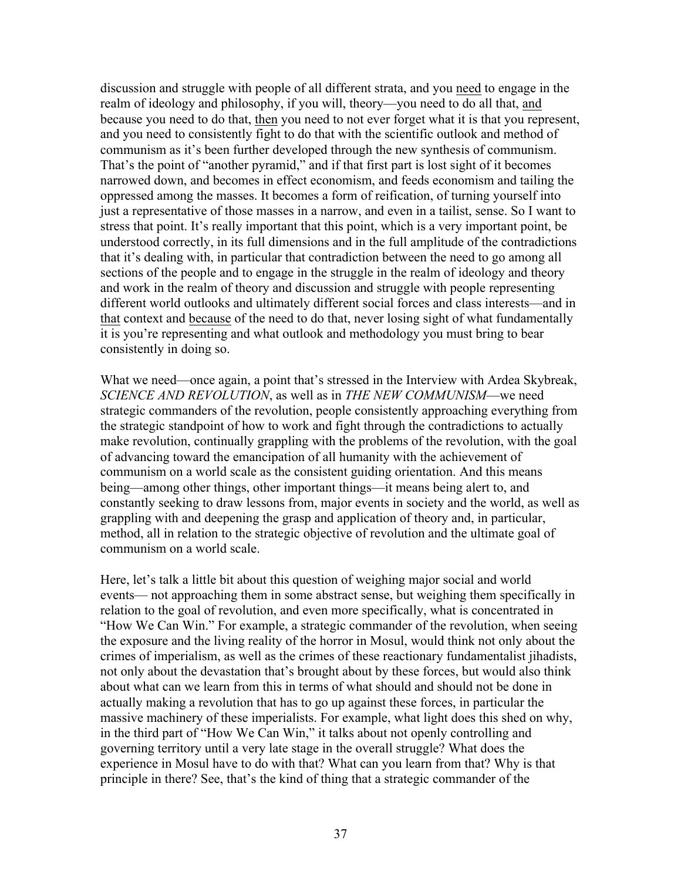discussion and struggle with people of all different strata, and you need to engage in the realm of ideology and philosophy, if you will, theory—you need to do all that, and because you need to do that, then you need to not ever forget what it is that you represent, and you need to consistently fight to do that with the scientific outlook and method of communism as it's been further developed through the new synthesis of communism. That's the point of "another pyramid," and if that first part is lost sight of it becomes narrowed down, and becomes in effect economism, and feeds economism and tailing the oppressed among the masses. It becomes a form of reification, of turning yourself into just a representative of those masses in a narrow, and even in a tailist, sense. So I want to stress that point. It's really important that this point, which is a very important point, be understood correctly, in its full dimensions and in the full amplitude of the contradictions that it's dealing with, in particular that contradiction between the need to go among all sections of the people and to engage in the struggle in the realm of ideology and theory and work in the realm of theory and discussion and struggle with people representing different world outlooks and ultimately different social forces and class interests—and in that context and because of the need to do that, never losing sight of what fundamentally it is you're representing and what outlook and methodology you must bring to bear consistently in doing so.

What we need—once again, a point that's stressed in the Interview with Ardea Skybreak, *SCIENCE AND REVOLUTION*, as well as in *THE NEW COMMUNISM*—we need strategic commanders of the revolution, people consistently approaching everything from the strategic standpoint of how to work and fight through the contradictions to actually make revolution, continually grappling with the problems of the revolution, with the goal of advancing toward the emancipation of all humanity with the achievement of communism on a world scale as the consistent guiding orientation. And this means being—among other things, other important things—it means being alert to, and constantly seeking to draw lessons from, major events in society and the world, as well as grappling with and deepening the grasp and application of theory and, in particular, method, all in relation to the strategic objective of revolution and the ultimate goal of communism on a world scale.

Here, let's talk a little bit about this question of weighing major social and world events— not approaching them in some abstract sense, but weighing them specifically in relation to the goal of revolution, and even more specifically, what is concentrated in "How We Can Win." For example, a strategic commander of the revolution, when seeing the exposure and the living reality of the horror in Mosul, would think not only about the crimes of imperialism, as well as the crimes of these reactionary fundamentalist jihadists, not only about the devastation that's brought about by these forces, but would also think about what can we learn from this in terms of what should and should not be done in actually making a revolution that has to go up against these forces, in particular the massive machinery of these imperialists. For example, what light does this shed on why, in the third part of "How We Can Win," it talks about not openly controlling and governing territory until a very late stage in the overall struggle? What does the experience in Mosul have to do with that? What can you learn from that? Why is that principle in there? See, that's the kind of thing that a strategic commander of the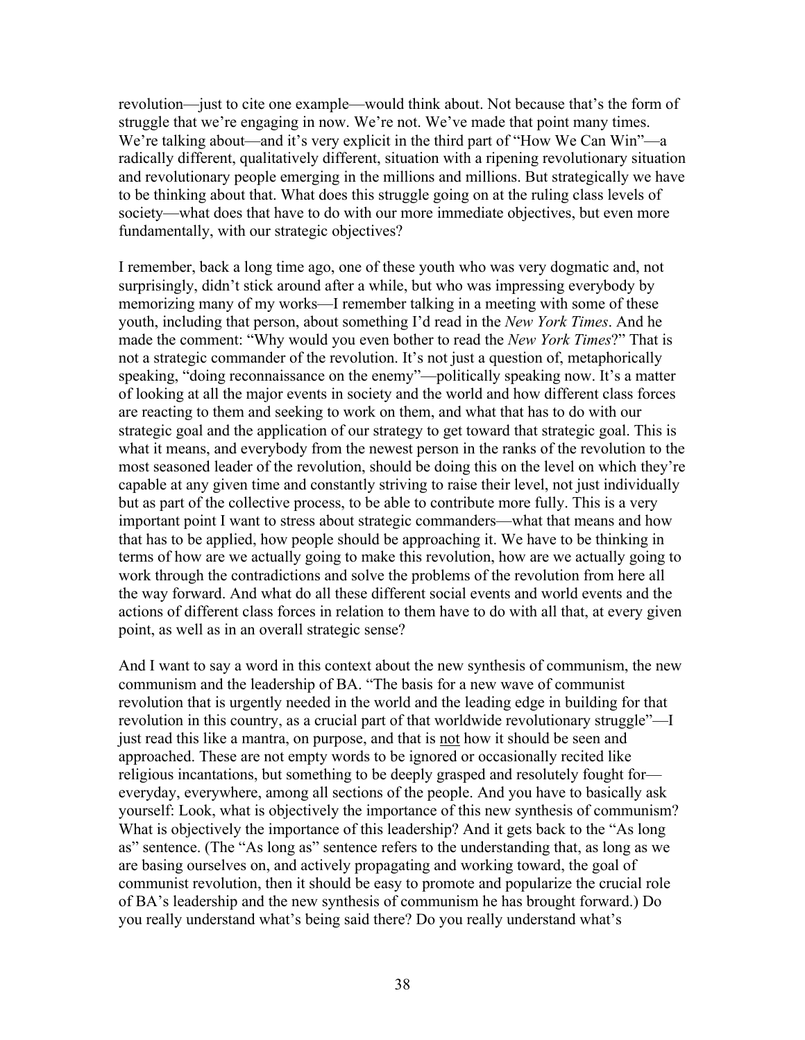revolution—just to cite one example—would think about. Not because that's the form of struggle that we're engaging in now. We're not. We've made that point many times. We're talking about—and it's very explicit in the third part of "How We Can Win"—a radically different, qualitatively different, situation with a ripening revolutionary situation and revolutionary people emerging in the millions and millions. But strategically we have to be thinking about that. What does this struggle going on at the ruling class levels of society—what does that have to do with our more immediate objectives, but even more fundamentally, with our strategic objectives?

I remember, back a long time ago, one of these youth who was very dogmatic and, not surprisingly, didn't stick around after a while, but who was impressing everybody by memorizing many of my works—I remember talking in a meeting with some of these youth, including that person, about something I'd read in the *New York Times*. And he made the comment: "Why would you even bother to read the *New York Times*?" That is not a strategic commander of the revolution. It's not just a question of, metaphorically speaking, "doing reconnaissance on the enemy"—politically speaking now. It's a matter of looking at all the major events in society and the world and how different class forces are reacting to them and seeking to work on them, and what that has to do with our strategic goal and the application of our strategy to get toward that strategic goal. This is what it means, and everybody from the newest person in the ranks of the revolution to the most seasoned leader of the revolution, should be doing this on the level on which they're capable at any given time and constantly striving to raise their level, not just individually but as part of the collective process, to be able to contribute more fully. This is a very important point I want to stress about strategic commanders—what that means and how that has to be applied, how people should be approaching it. We have to be thinking in terms of how are we actually going to make this revolution, how are we actually going to work through the contradictions and solve the problems of the revolution from here all the way forward. And what do all these different social events and world events and the actions of different class forces in relation to them have to do with all that, at every given point, as well as in an overall strategic sense?

And I want to say a word in this context about the new synthesis of communism, the new communism and the leadership of BA. "The basis for a new wave of communist revolution that is urgently needed in the world and the leading edge in building for that revolution in this country, as a crucial part of that worldwide revolutionary struggle"—I just read this like a mantra, on purpose, and that is <u>not</u> how it should be seen and approached. These are not empty words to be ignored or occasionally recited like religious incantations, but something to be deeply grasped and resolutely fought for—everyday, everywhere, among all sections of the people. And you have to basically ask yourself: Look, what is objectively the importance of this new synthesis of communism? What is objectively the importance of this leadership? And it gets back to the "As long as" sentence. (The "As long as" sentence refers to the understanding that, as long as we are basing ourselves on, and actively propagating and working toward, the goal of communist revolution, then it should be easy to promote and popularize the crucial role of BA's leadership and the new synthesis of communism he has brought forward.) Do you really understand what's being said there? Do you really understand what's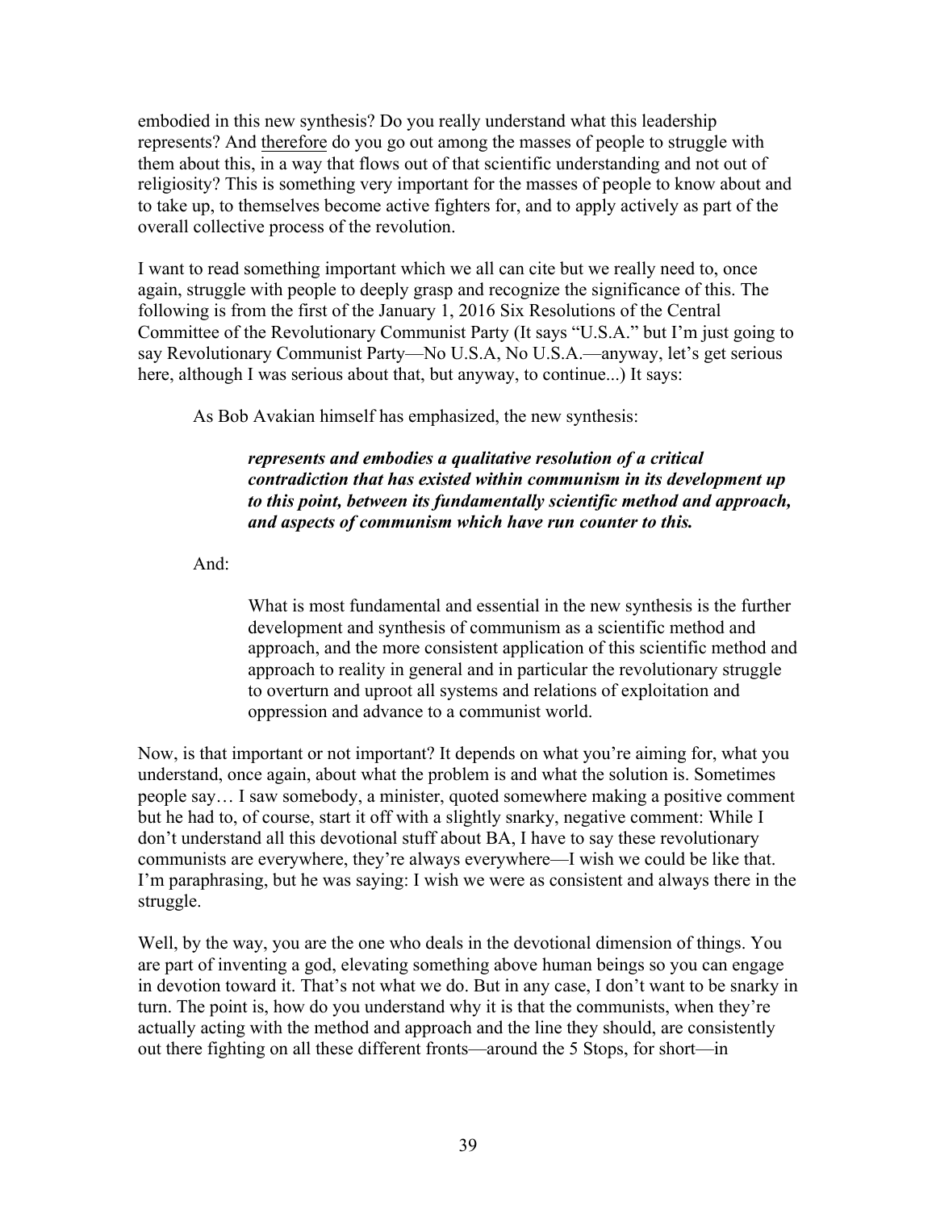embodied in this new synthesis? Do you really understand what this leadership represents? And therefore do you go out among the masses of people to struggle with them about this, in a way that flows out of that scientific understanding and not out of religiosity? This is something very important for the masses of people to know about and to take up, to themselves become active fighters for, and to apply actively as part of the overall collective process of the revolution.

I want to read something important which we all can cite but we really need to, once again, struggle with people to deeply grasp and recognize the significance of this. The following is from the first of the January 1, 2016 Six Resolutions of the Central Committee of the Revolutionary Communist Party (It says "U.S.A." but I'm just going to say Revolutionary Communist Party—No U.S.A, No U.S.A.—anyway, let's get serious here, although I was serious about that, but anyway, to continue...) It says:

> As Bob Avakian himself has emphasized, the new synthesis:
>
> > ***represents and embodies a qualitative resolution of a critical contradiction that has existed within communism in its development up to this point, between its fundamentally scientific method and approach, and aspects of communism which have run counter to this.***
>
> And:
>
> > What is most fundamental and essential in the new synthesis is the further development and synthesis of communism as a scientific method and approach, and the more consistent application of this scientific method and approach to reality in general and in particular the revolutionary struggle to overturn and uproot all systems and relations of exploitation and oppression and advance to a communist world.

Now, is that important or not important? It depends on what you're aiming for, what you understand, once again, about what the problem is and what the solution is. Sometimes people say… I saw somebody, a minister, quoted somewhere making a positive comment but he had to, of course, start it off with a slightly snarky, negative comment: While I don't understand all this devotional stuff about BA, I have to say these revolutionary communists are everywhere, they're always everywhere—I wish we could be like that. I'm paraphrasing, but he was saying: I wish we were as consistent and always there in the struggle.

Well, by the way, you are the one who deals in the devotional dimension of things. You are part of inventing a god, elevating something above human beings so you can engage in devotion toward it. That's not what we do. But in any case, I don't want to be snarky in turn. The point is, how do you understand why it is that the communists, when they're actually acting with the method and approach and the line they should, are consistently out there fighting on all these different fronts—around the 5 Stops, for short—in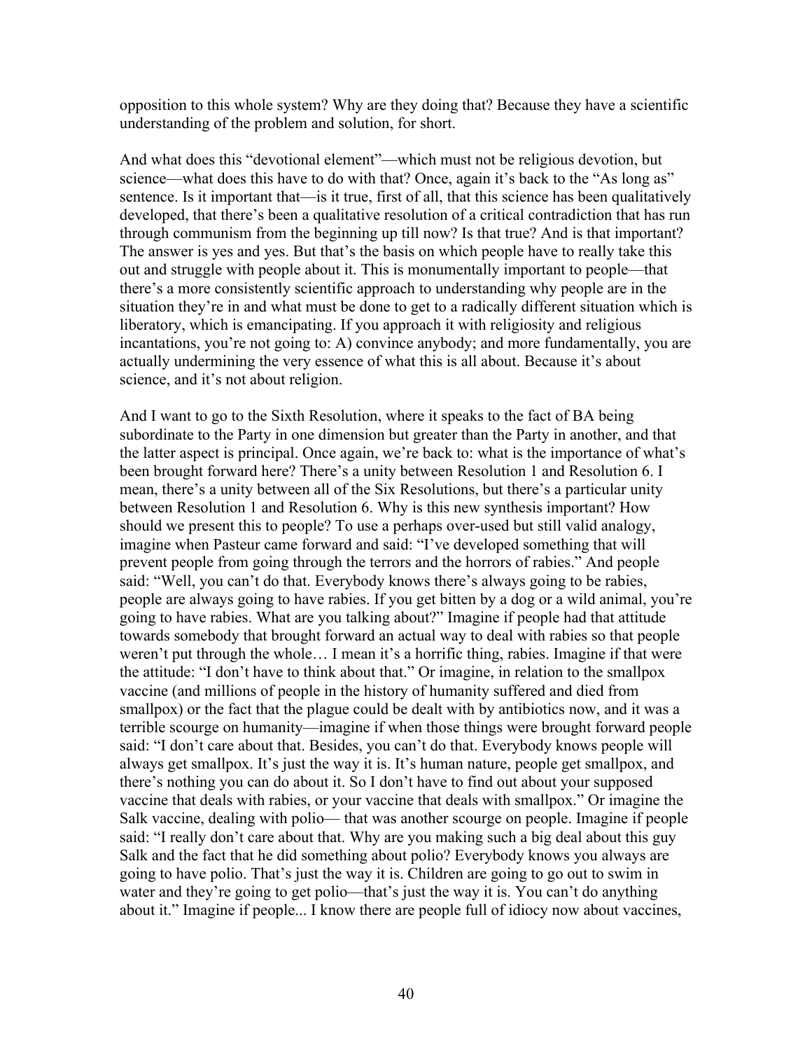opposition to this whole system? Why are they doing that? Because they have a scientific understanding of the problem and solution, for short.

And what does this "devotional element"—which must not be religious devotion, but science—what does this have to do with that? Once, again it's back to the "As long as" sentence. Is it important that—is it true, first of all, that this science has been qualitatively developed, that there's been a qualitative resolution of a critical contradiction that has run through communism from the beginning up till now? Is that true? And is that important? The answer is yes and yes. But that's the basis on which people have to really take this out and struggle with people about it. This is monumentally important to people—that there's a more consistently scientific approach to understanding why people are in the situation they're in and what must be done to get to a radically different situation which is liberatory, which is emancipating. If you approach it with religiosity and religious incantations, you're not going to: A) convince anybody; and more fundamentally, you are actually undermining the very essence of what this is all about. Because it's about science, and it's not about religion.

And I want to go to the Sixth Resolution, where it speaks to the fact of BA being subordinate to the Party in one dimension but greater than the Party in another, and that the latter aspect is principal. Once again, we're back to: what is the importance of what's been brought forward here? There's a unity between Resolution 1 and Resolution 6. I mean, there's a unity between all of the Six Resolutions, but there's a particular unity between Resolution 1 and Resolution 6. Why is this new synthesis important? How should we present this to people? To use a perhaps over-used but still valid analogy, imagine when Pasteur came forward and said: "I've developed something that will prevent people from going through the terrors and the horrors of rabies." And people said: "Well, you can't do that. Everybody knows there's always going to be rabies, people are always going to have rabies. If you get bitten by a dog or a wild animal, you're going to have rabies. What are you talking about?" Imagine if people had that attitude towards somebody that brought forward an actual way to deal with rabies so that people weren't put through the whole… I mean it's a horrific thing, rabies. Imagine if that were the attitude: "I don't have to think about that." Or imagine, in relation to the smallpox vaccine (and millions of people in the history of humanity suffered and died from smallpox) or the fact that the plague could be dealt with by antibiotics now, and it was a terrible scourge on humanity—imagine if when those things were brought forward people said: "I don't care about that. Besides, you can't do that. Everybody knows people will always get smallpox. It's just the way it is. It's human nature, people get smallpox, and there's nothing you can do about it. So I don't have to find out about your supposed vaccine that deals with rabies, or your vaccine that deals with smallpox." Or imagine the Salk vaccine, dealing with polio— that was another scourge on people. Imagine if people said: "I really don't care about that. Why are you making such a big deal about this guy Salk and the fact that he did something about polio? Everybody knows you always are going to have polio. That's just the way it is. Children are going to go out to swim in water and they're going to get polio—that's just the way it is. You can't do anything about it." Imagine if people... I know there are people full of idiocy now about vaccines,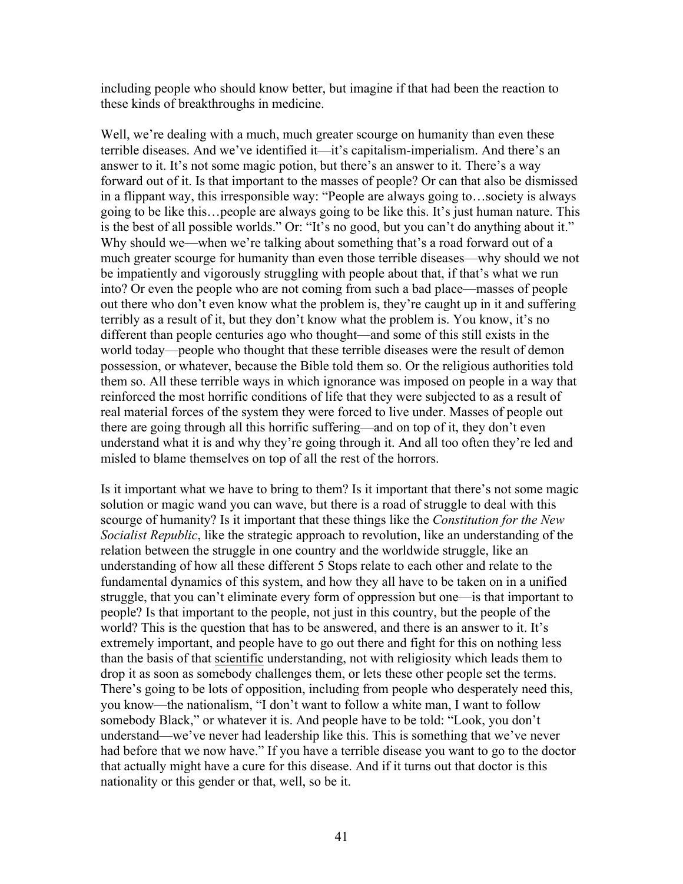including people who should know better, but imagine if that had been the reaction to these kinds of breakthroughs in medicine.

Well, we're dealing with a much, much greater scourge on humanity than even these terrible diseases. And we've identified it—it's capitalism-imperialism. And there's an answer to it. It's not some magic potion, but there's an answer to it. There's a way forward out of it. Is that important to the masses of people? Or can that also be dismissed in a flippant way, this irresponsible way: "People are always going to…society is always going to be like this…people are always going to be like this. It's just human nature. This is the best of all possible worlds." Or: "It's no good, but you can't do anything about it." Why should we—when we're talking about something that's a road forward out of a much greater scourge for humanity than even those terrible diseases—why should we not be impatiently and vigorously struggling with people about that, if that's what we run into? Or even the people who are not coming from such a bad place—masses of people out there who don't even know what the problem is, they're caught up in it and suffering terribly as a result of it, but they don't know what the problem is. You know, it's no different than people centuries ago who thought—and some of this still exists in the world today—people who thought that these terrible diseases were the result of demon possession, or whatever, because the Bible told them so. Or the religious authorities told them so. All these terrible ways in which ignorance was imposed on people in a way that reinforced the most horrific conditions of life that they were subjected to as a result of real material forces of the system they were forced to live under. Masses of people out there are going through all this horrific suffering—and on top of it, they don't even understand what it is and why they're going through it. And all too often they're led and misled to blame themselves on top of all the rest of the horrors.

Is it important what we have to bring to them? Is it important that there's not some magic solution or magic wand you can wave, but there is a road of struggle to deal with this scourge of humanity? Is it important that these things like the *Constitution for the New Socialist Republic*, like the strategic approach to revolution, like an understanding of the relation between the struggle in one country and the worldwide struggle, like an understanding of how all these different 5 Stops relate to each other and relate to the fundamental dynamics of this system, and how they all have to be taken on in a unified struggle, that you can't eliminate every form of oppression but one—is that important to people? Is that important to the people, not just in this country, but the people of the world? This is the question that has to be answered, and there is an answer to it. It's extremely important, and people have to go out there and fight for this on nothing less than the basis of that <u>scientific</u> understanding, not with religiosity which leads them to drop it as soon as somebody challenges them, or lets these other people set the terms. There's going to be lots of opposition, including from people who desperately need this, you know—the nationalism, "I don't want to follow a white man, I want to follow somebody Black," or whatever it is. And people have to be told: "Look, you don't understand—we've never had leadership like this. This is something that we've never had before that we now have." If you have a terrible disease you want to go to the doctor that actually might have a cure for this disease. And if it turns out that doctor is this nationality or this gender or that, well, so be it.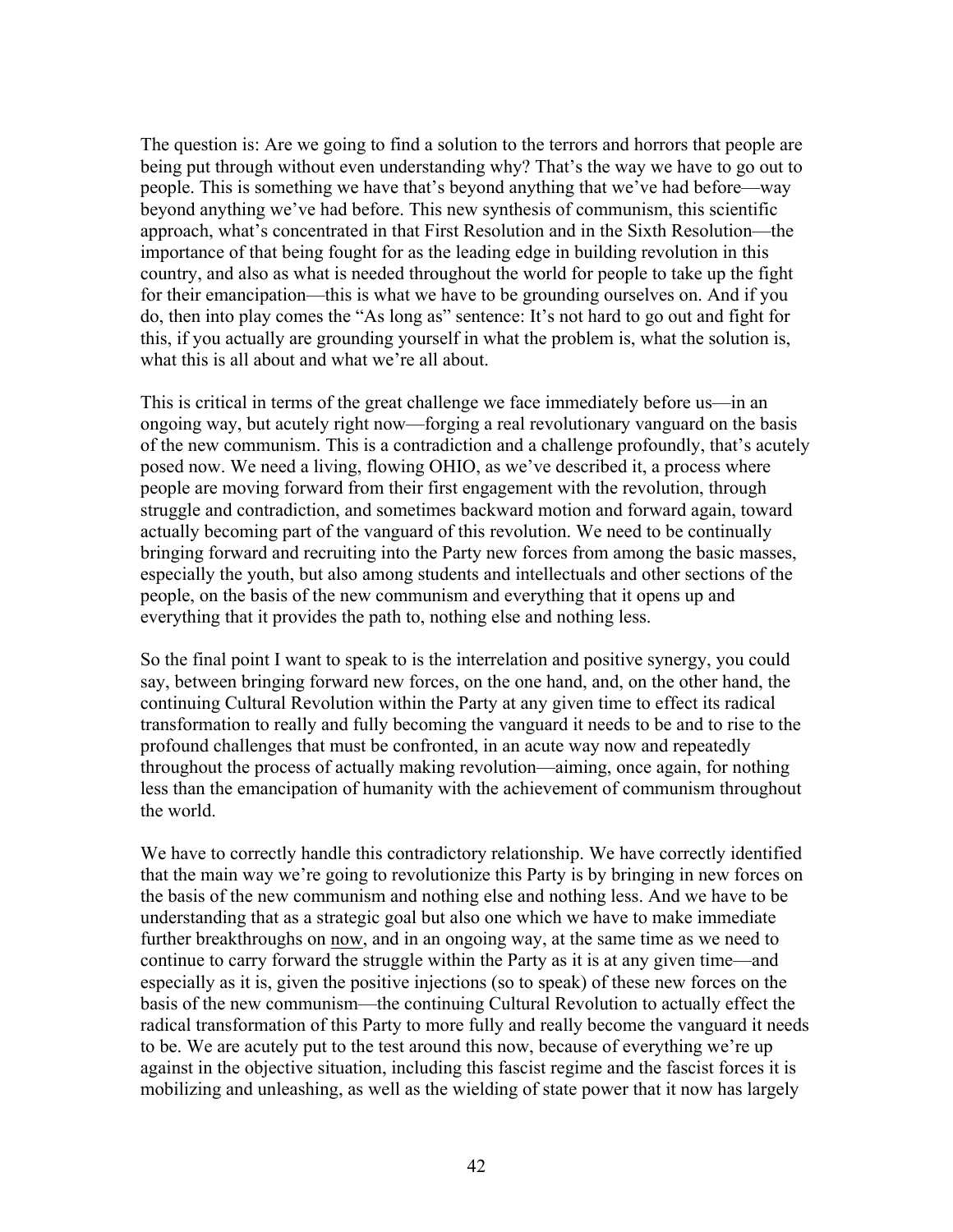The question is: Are we going to find a solution to the terrors and horrors that people are being put through without even understanding why? That's the way we have to go out to people. This is something we have that's beyond anything that we've had before—way beyond anything we've had before. This new synthesis of communism, this scientific approach, what's concentrated in that First Resolution and in the Sixth Resolution—the importance of that being fought for as the leading edge in building revolution in this country, and also as what is needed throughout the world for people to take up the fight for their emancipation—this is what we have to be grounding ourselves on. And if you do, then into play comes the "As long as" sentence: It's not hard to go out and fight for this, if you actually are grounding yourself in what the problem is, what the solution is, what this is all about and what we're all about.

This is critical in terms of the great challenge we face immediately before us—in an ongoing way, but acutely right now—forging a real revolutionary vanguard on the basis of the new communism. This is a contradiction and a challenge profoundly, that's acutely posed now. We need a living, flowing OHIO, as we've described it, a process where people are moving forward from their first engagement with the revolution, through struggle and contradiction, and sometimes backward motion and forward again, toward actually becoming part of the vanguard of this revolution. We need to be continually bringing forward and recruiting into the Party new forces from among the basic masses, especially the youth, but also among students and intellectuals and other sections of the people, on the basis of the new communism and everything that it opens up and everything that it provides the path to, nothing else and nothing less.

So the final point I want to speak to is the interrelation and positive synergy, you could say, between bringing forward new forces, on the one hand, and, on the other hand, the continuing Cultural Revolution within the Party at any given time to effect its radical transformation to really and fully becoming the vanguard it needs to be and to rise to the profound challenges that must be confronted, in an acute way now and repeatedly throughout the process of actually making revolution—aiming, once again, for nothing less than the emancipation of humanity with the achievement of communism throughout the world.

We have to correctly handle this contradictory relationship. We have correctly identified that the main way we're going to revolutionize this Party is by bringing in new forces on the basis of the new communism and nothing else and nothing less. And we have to be understanding that as a strategic goal but also one which we have to make immediate further breakthroughs on <u>now</u>, and in an ongoing way, at the same time as we need to continue to carry forward the struggle within the Party as it is at any given time—and especially as it is, given the positive injections (so to speak) of these new forces on the basis of the new communism—the continuing Cultural Revolution to actually effect the radical transformation of this Party to more fully and really become the vanguard it needs to be. We are acutely put to the test around this now, because of everything we're up against in the objective situation, including this fascist regime and the fascist forces it is mobilizing and unleashing, as well as the wielding of state power that it now has largely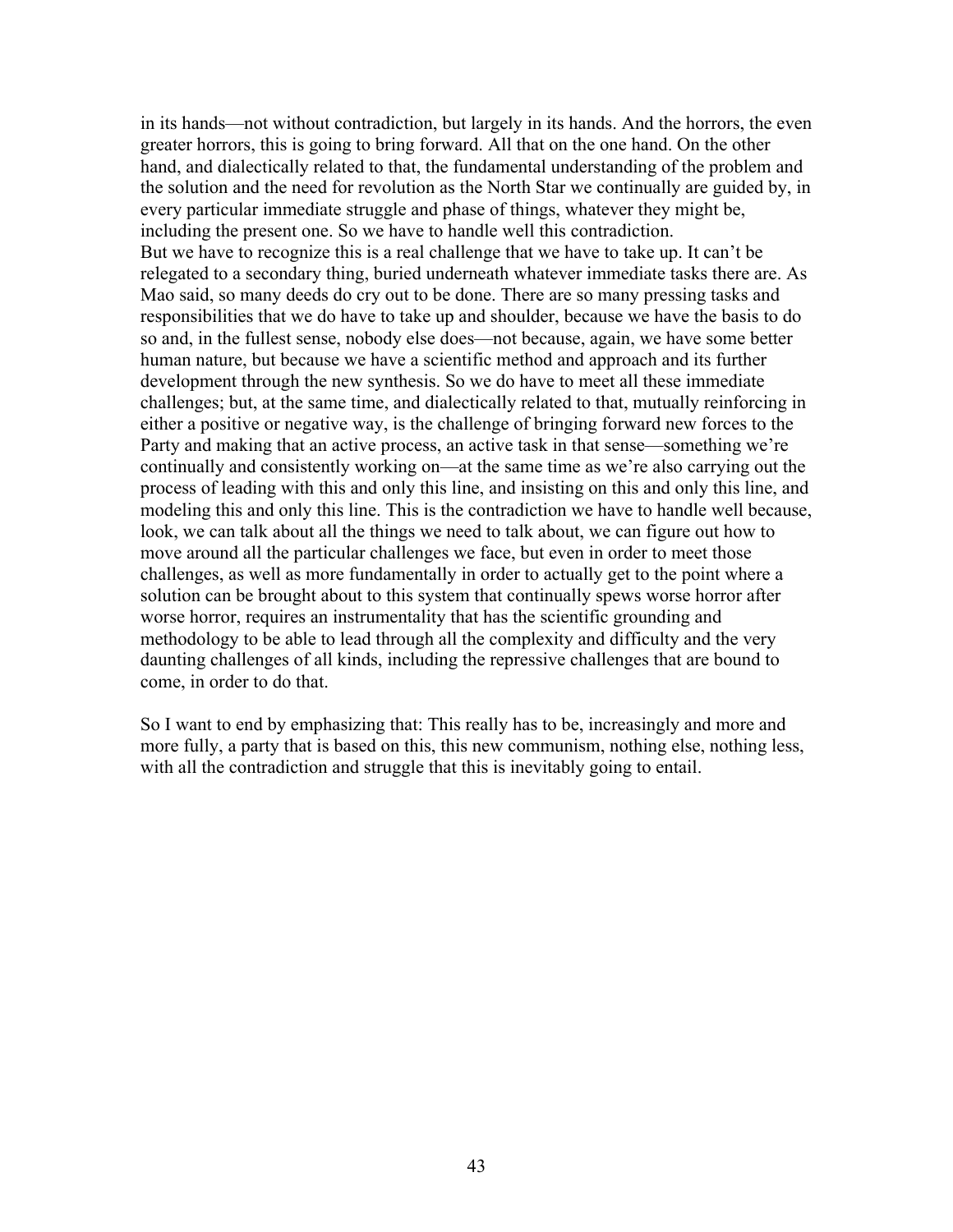in its hands—not without contradiction, but largely in its hands. And the horrors, the even greater horrors, this is going to bring forward. All that on the one hand. On the other hand, and dialectically related to that, the fundamental understanding of the problem and the solution and the need for revolution as the North Star we continually are guided by, in every particular immediate struggle and phase of things, whatever they might be, including the present one. So we have to handle well this contradiction.

But we have to recognize this is a real challenge that we have to take up. It can't be relegated to a secondary thing, buried underneath whatever immediate tasks there are. As Mao said, so many deeds do cry out to be done. There are so many pressing tasks and responsibilities that we do have to take up and shoulder, because we have the basis to do so and, in the fullest sense, nobody else does—not because, again, we have some better human nature, but because we have a scientific method and approach and its further development through the new synthesis. So we do have to meet all these immediate challenges; but, at the same time, and dialectically related to that, mutually reinforcing in either a positive or negative way, is the challenge of bringing forward new forces to the Party and making that an active process, an active task in that sense—something we're continually and consistently working on—at the same time as we're also carrying out the process of leading with this and only this line, and insisting on this and only this line, and modeling this and only this line. This is the contradiction we have to handle well because, look, we can talk about all the things we need to talk about, we can figure out how to move around all the particular challenges we face, but even in order to meet those challenges, as well as more fundamentally in order to actually get to the point where a solution can be brought about to this system that continually spews worse horror after worse horror, requires an instrumentality that has the scientific grounding and methodology to be able to lead through all the complexity and difficulty and the very daunting challenges of all kinds, including the repressive challenges that are bound to come, in order to do that.

So I want to end by emphasizing that: This really has to be, increasingly and more and more fully, a party that is based on this, this new communism, nothing else, nothing less, with all the contradiction and struggle that this is inevitably going to entail.